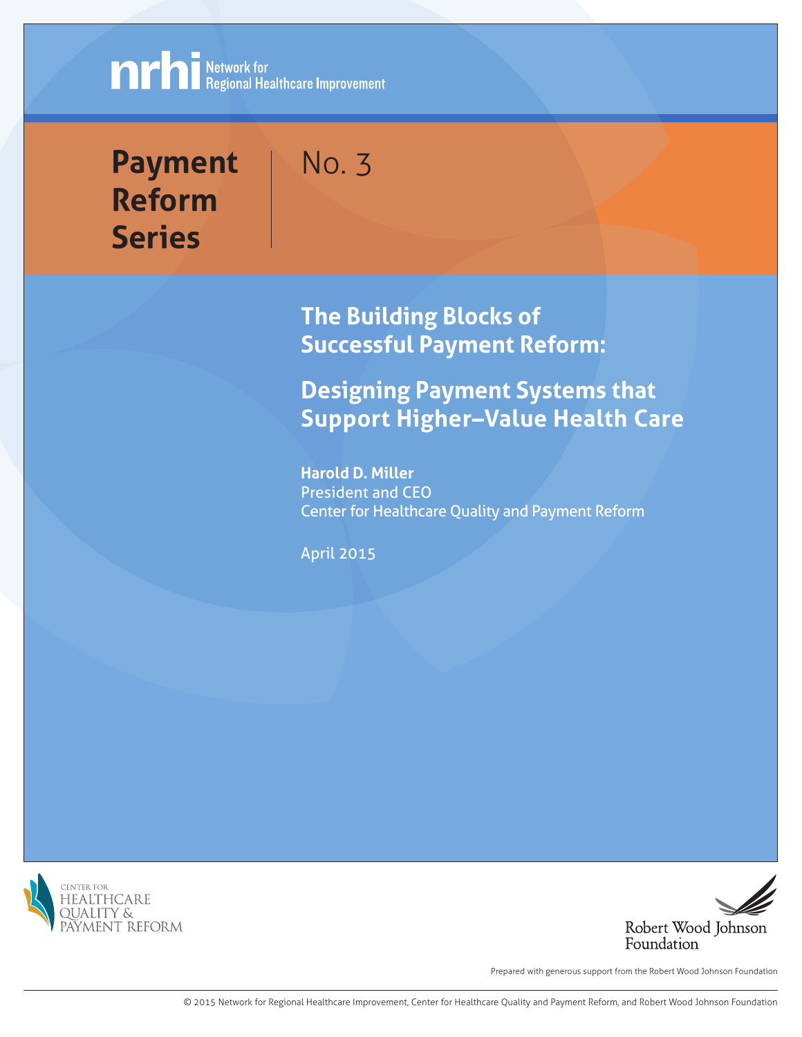nrhi Network for Regional Healthcare Improvement

# Payment Reform Series

No. 3

## The Building Blocks of Successful Payment Reform:

## Designing Payment Systems that Support Higher–Value Health Care

**Harold D. Miller**
President and CEO
Center for Healthcare Quality and Payment Reform

April 2015

Center for Healthcare Quality & Payment Reform

Robert Wood Johnson Foundation

Prepared with generous support from the Robert Wood Johnson Foundation

© 2015 Network for Regional Healthcare Improvement, Center for Healthcare Quality and Payment Reform, and Robert Wood Johnson Foundation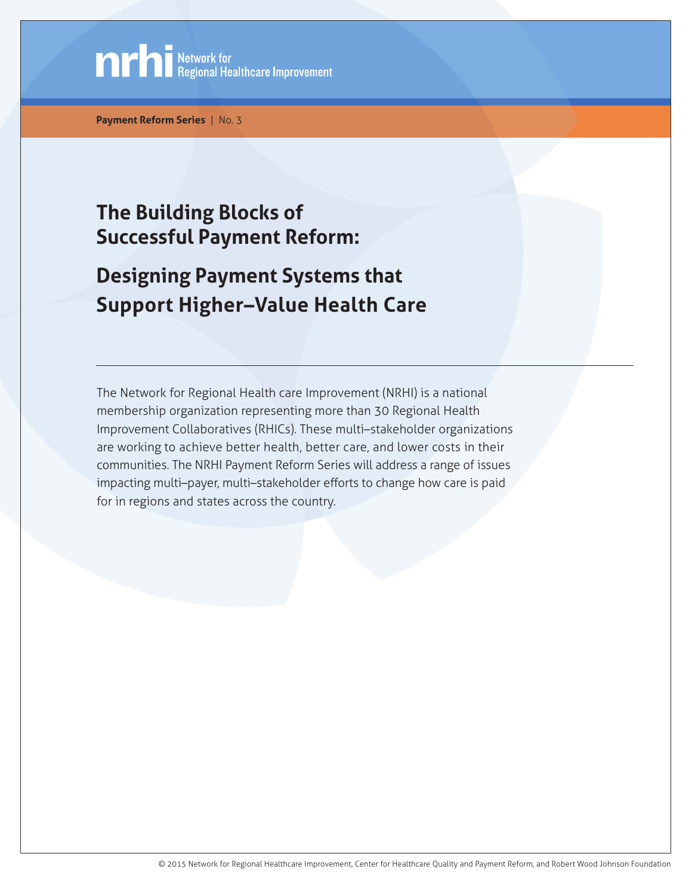**Payment Reform Series** | No. 3

# The Building Blocks of Successful Payment Reform:

## Designing Payment Systems that Support Higher–Value Health Care

---

The Network for Regional Health care Improvement (NRHI) is a national membership organization representing more than 30 Regional Health Improvement Collaboratives (RHICs). These multi–stakeholder organizations are working to achieve better health, better care, and lower costs in their communities. The NRHI Payment Reform Series will address a range of issues impacting multi–payer, multi–stakeholder efforts to change how care is paid for in regions and states across the country.

© 2015 Network for Regional Healthcare Improvement, Center for Healthcare Quality and Payment Reform, and Robert Wood Johnson Foundation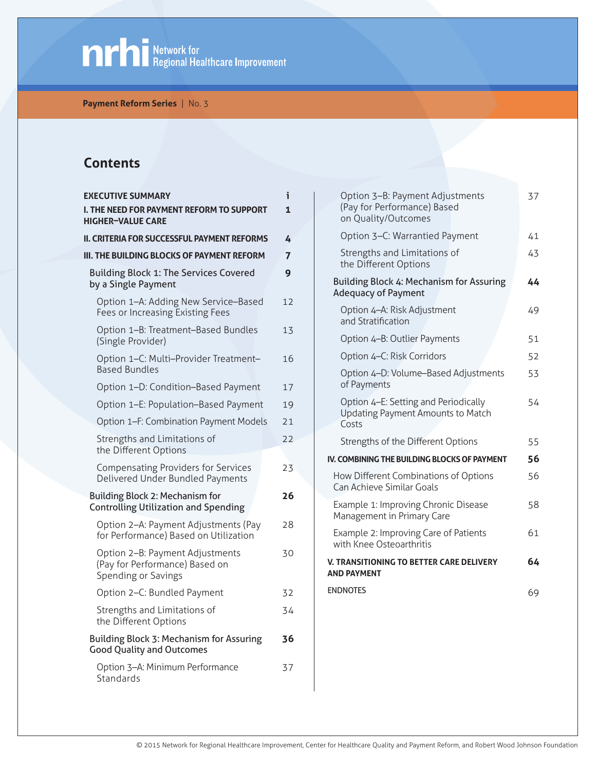nrhi Network for Regional Healthcare Improvement

**Payment Reform Series** | No. 3

## Contents

| | |
|---|---|
| **EXECUTIVE SUMMARY** | **i** |
| **I. THE NEED FOR PAYMENT REFORM TO SUPPORT HIGHER–VALUE CARE** | **1** |
| **II. CRITERIA FOR SUCCESSFUL PAYMENT REFORMS** | **4** |
| **III. THE BUILDING BLOCKS OF PAYMENT REFORM** | **7** |
| Building Block 1: The Services Covered by a Single Payment | **9** |
| Option 1–A: Adding New Service–Based Fees or Increasing Existing Fees | 12 |
| Option 1–B: Treatment–Based Bundles (Single Provider) | 13 |
| Option 1–C: Multi–Provider Treatment–Based Bundles | 16 |
| Option 1–D: Condition–Based Payment | 17 |
| Option 1–E: Population–Based Payment | 19 |
| Option 1–F: Combination Payment Models | 21 |
| Strengths and Limitations of the Different Options | 22 |
| Compensating Providers for Services Delivered Under Bundled Payments | 23 |
| Building Block 2: Mechanism for Controlling Utilization and Spending | **26** |
| Option 2–A: Payment Adjustments (Pay for Performance) Based on Utilization | 28 |
| Option 2–B: Payment Adjustments (Pay for Performance) Based on Spending or Savings | 30 |
| Option 2–C: Bundled Payment | 32 |
| Strengths and Limitations of the Different Options | 34 |
| Building Block 3: Mechanism for Assuring Good Quality and Outcomes | **36** |
| Option 3–A: Minimum Performance Standards | 37 |
| Option 3–B: Payment Adjustments (Pay for Performance) Based on Quality/Outcomes | 37 |
| Option 3–C: Warrantied Payment | 41 |
| Strengths and Limitations of the Different Options | 43 |
| Building Block 4: Mechanism for Assuring Adequacy of Payment | **44** |
| Option 4–A: Risk Adjustment and Stratification | 49 |
| Option 4–B: Outlier Payments | 51 |
| Option 4–C: Risk Corridors | 52 |
| Option 4–D: Volume–Based Adjustments of Payments | 53 |
| Option 4–E: Setting and Periodically Updating Payment Amounts to Match Costs | 54 |
| Strengths of the Different Options | 55 |
| **IV. COMBINING THE BUILDING BLOCKS OF PAYMENT** | **56** |
| How Different Combinations of Options Can Achieve Similar Goals | 56 |
| Example 1: Improving Chronic Disease Management in Primary Care | 58 |
| Example 2: Improving Care of Patients with Knee Osteoarthritis | 61 |
| **V. TRANSITIONING TO BETTER CARE DELIVERY AND PAYMENT** | **64** |
| ENDNOTES | 69 |

© 2015 Network for Regional Healthcare Improvement, Center for Healthcare Quality and Payment Reform, and Robert Wood Johnson Foundation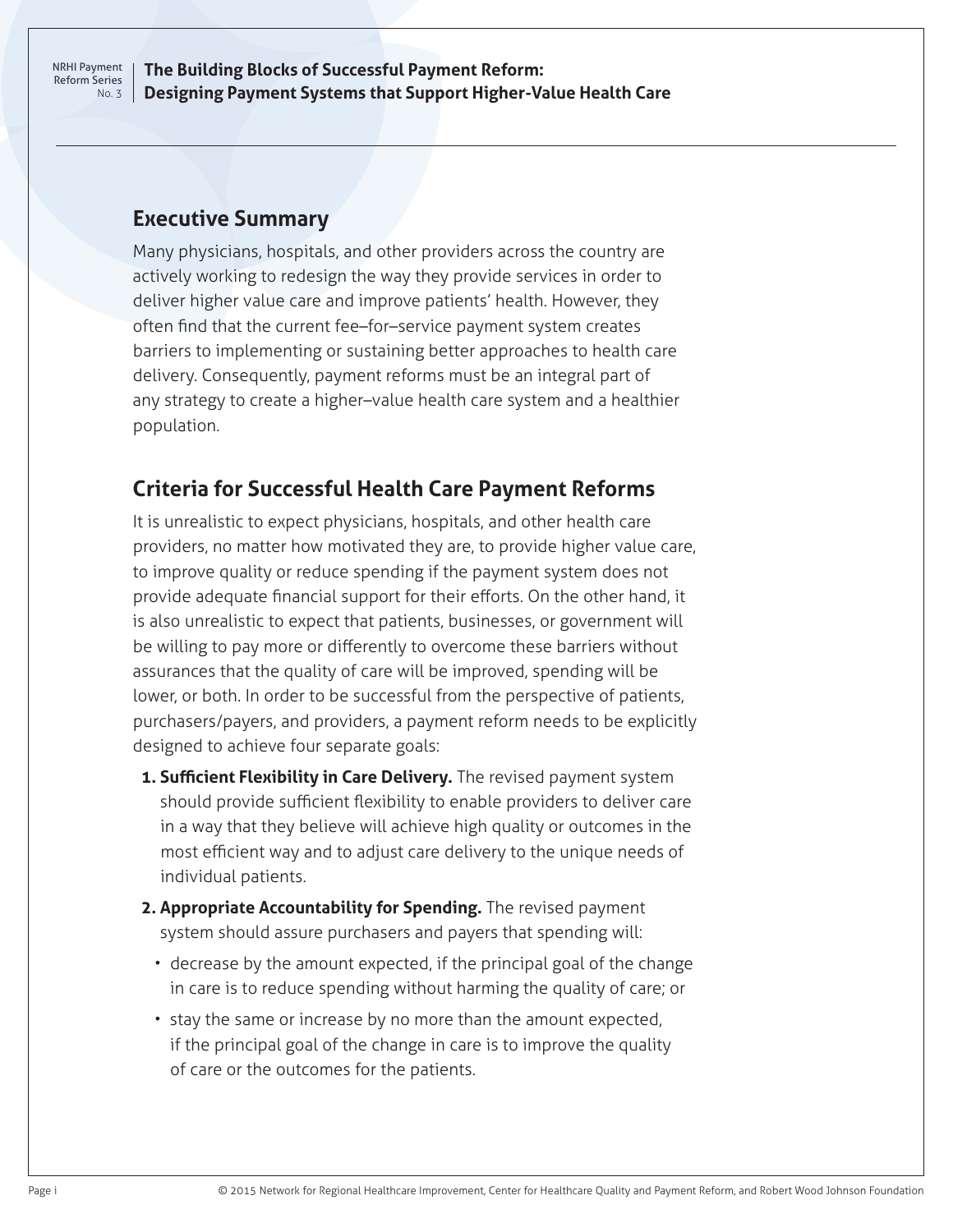## Executive Summary

Many physicians, hospitals, and other providers across the country are actively working to redesign the way they provide services in order to deliver higher value care and improve patients' health. However, they often find that the current fee–for–service payment system creates barriers to implementing or sustaining better approaches to health care delivery. Consequently, payment reforms must be an integral part of any strategy to create a higher–value health care system and a healthier population.

## Criteria for Successful Health Care Payment Reforms

It is unrealistic to expect physicians, hospitals, and other health care providers, no matter how motivated they are, to provide higher value care, to improve quality or reduce spending if the payment system does not provide adequate financial support for their efforts. On the other hand, it is also unrealistic to expect that patients, businesses, or government will be willing to pay more or differently to overcome these barriers without assurances that the quality of care will be improved, spending will be lower, or both. In order to be successful from the perspective of patients, purchasers/payers, and providers, a payment reform needs to be explicitly designed to achieve four separate goals:

1. **Sufficient Flexibility in Care Delivery.** The revised payment system should provide sufficient flexibility to enable providers to deliver care in a way that they believe will achieve high quality or outcomes in the most efficient way and to adjust care delivery to the unique needs of individual patients.
2. **Appropriate Accountability for Spending.** The revised payment system should assure purchasers and payers that spending will:
   - decrease by the amount expected, if the principal goal of the change in care is to reduce spending without harming the quality of care; or
   - stay the same or increase by no more than the amount expected, if the principal goal of the change in care is to improve the quality of care or the outcomes for the patients.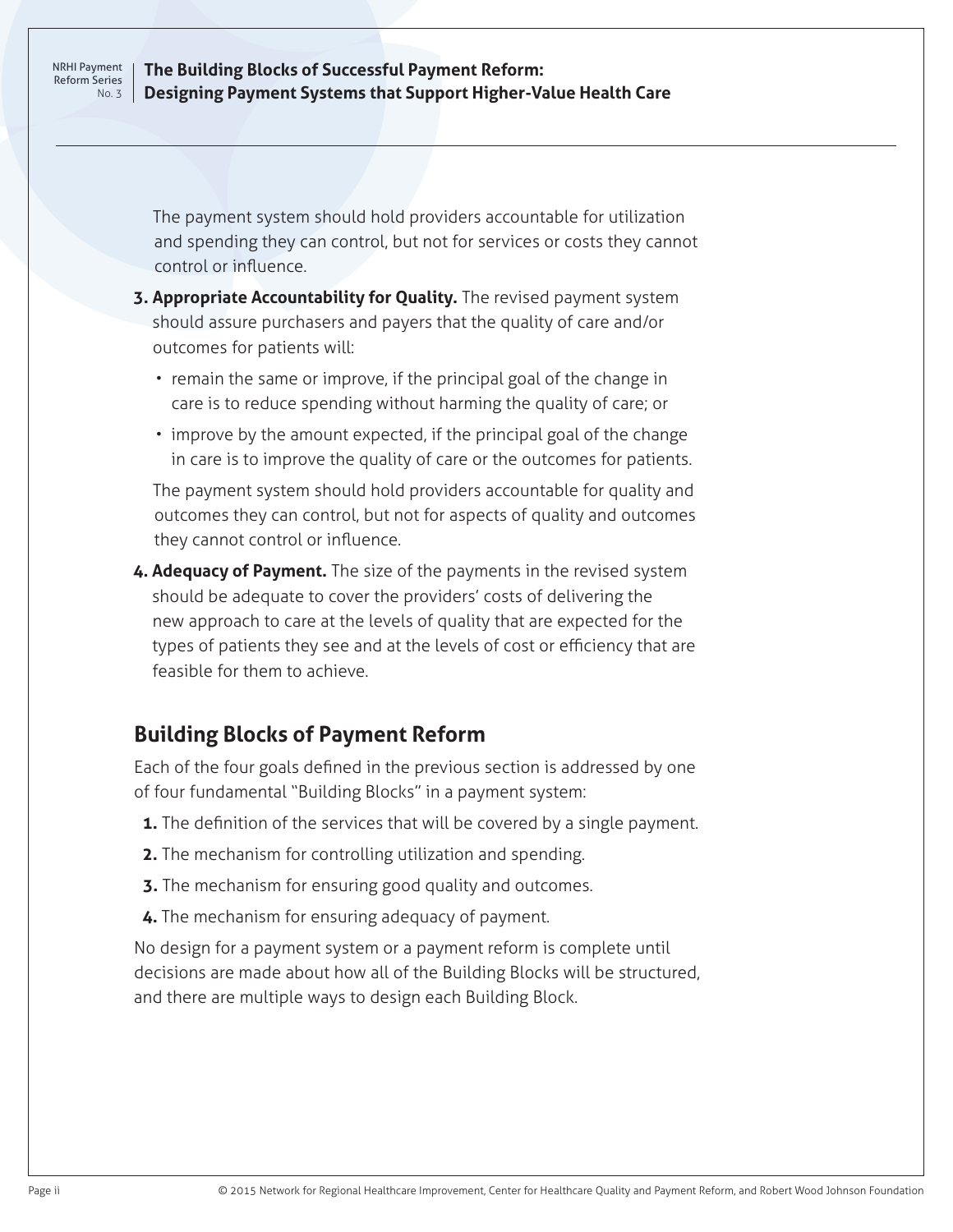The payment system should hold providers accountable for utilization and spending they can control, but not for services or costs they cannot control or influence.

3. **Appropriate Accountability for Quality.** The revised payment system should assure purchasers and payers that the quality of care and/or outcomes for patients will:
   - remain the same or improve, if the principal goal of the change in care is to reduce spending without harming the quality of care; or
   - improve by the amount expected, if the principal goal of the change in care is to improve the quality of care or the outcomes for patients.

   The payment system should hold providers accountable for quality and outcomes they can control, but not for aspects of quality and outcomes they cannot control or influence.

4. **Adequacy of Payment.** The size of the payments in the revised system should be adequate to cover the providers' costs of delivering the new approach to care at the levels of quality that are expected for the types of patients they see and at the levels of cost or efficiency that are feasible for them to achieve.

## Building Blocks of Payment Reform

Each of the four goals defined in the previous section is addressed by one of four fundamental "Building Blocks" in a payment system:

1. The definition of the services that will be covered by a single payment.
2. The mechanism for controlling utilization and spending.
3. The mechanism for ensuring good quality and outcomes.
4. The mechanism for ensuring adequacy of payment.

No design for a payment system or a payment reform is complete until decisions are made about how all of the Building Blocks will be structured, and there are multiple ways to design each Building Block.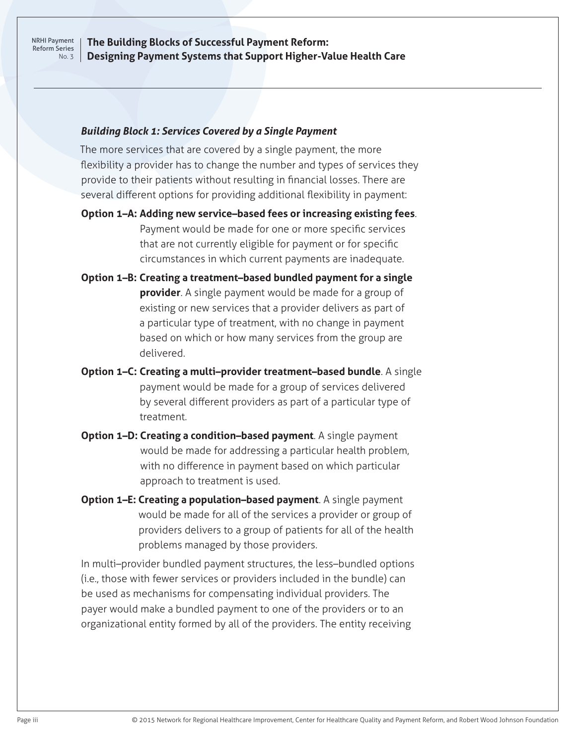### *Building Block 1: Services Covered by a Single Payment*

The more services that are covered by a single payment, the more flexibility a provider has to change the number and types of services they provide to their patients without resulting in financial losses. There are several different options for providing additional flexibility in payment:

**Option 1–A: Adding new service–based fees or increasing existing fees**. Payment would be made for one or more specific services that are not currently eligible for payment or for specific circumstances in which current payments are inadequate.

**Option 1–B: Creating a treatment–based bundled payment for a single provider**. A single payment would be made for a group of existing or new services that a provider delivers as part of a particular type of treatment, with no change in payment based on which or how many services from the group are delivered.

**Option 1–C: Creating a multi–provider treatment–based bundle**. A single payment would be made for a group of services delivered by several different providers as part of a particular type of treatment.

**Option 1–D: Creating a condition–based payment**. A single payment would be made for addressing a particular health problem, with no difference in payment based on which particular approach to treatment is used.

**Option 1–E: Creating a population–based payment**. A single payment would be made for all of the services a provider or group of providers delivers to a group of patients for all of the health problems managed by those providers.

In multi–provider bundled payment structures, the less–bundled options (i.e., those with fewer services or providers included in the bundle) can be used as mechanisms for compensating individual providers. The payer would make a bundled payment to one of the providers or to an organizational entity formed by all of the providers. The entity receiving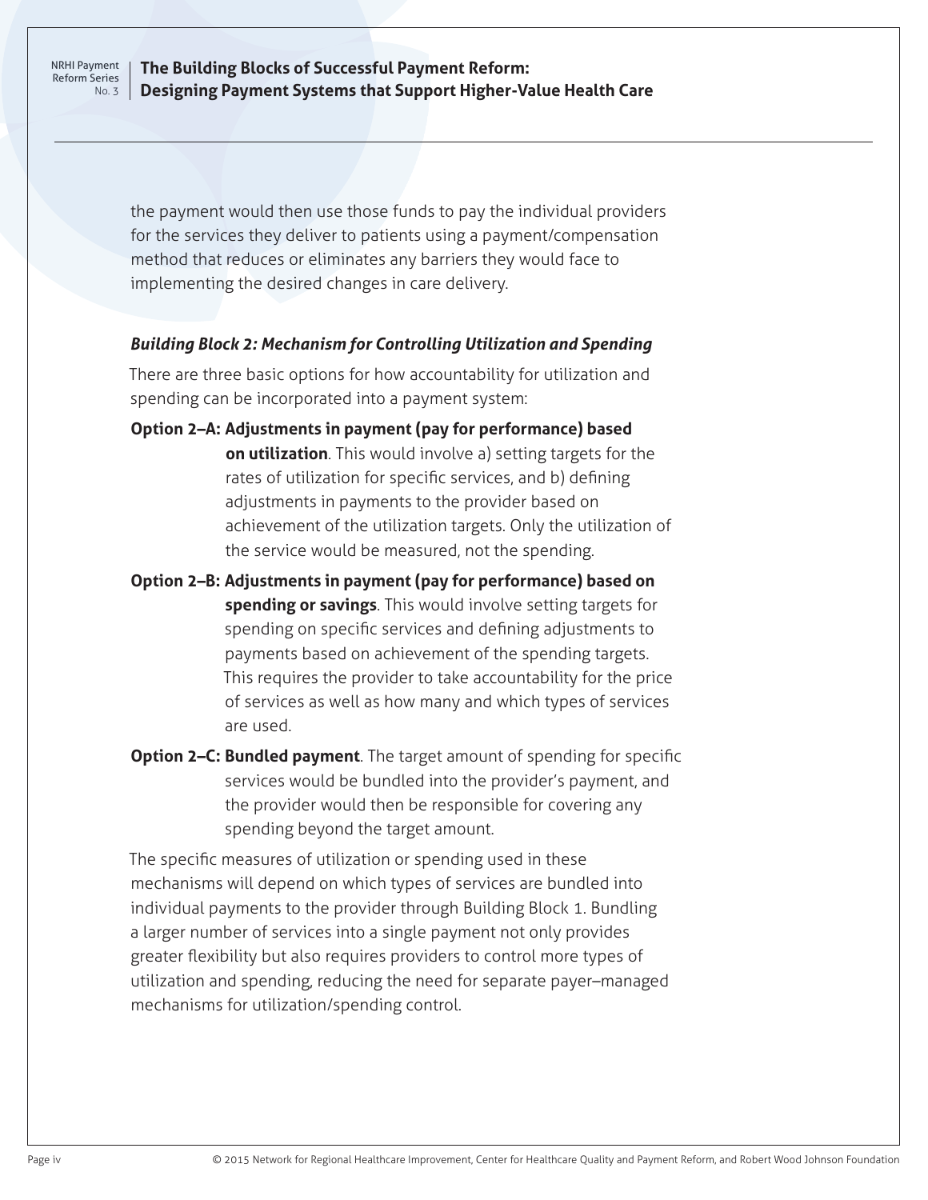the payment would then use those funds to pay the individual providers for the services they deliver to patients using a payment/compensation method that reduces or eliminates any barriers they would face to implementing the desired changes in care delivery.

***Building Block 2: Mechanism for Controlling Utilization and Spending***

There are three basic options for how accountability for utilization and spending can be incorporated into a payment system:

**Option 2–A: Adjustments in payment (pay for performance) based on utilization**. This would involve a) setting targets for the rates of utilization for specific services, and b) defining adjustments in payments to the provider based on achievement of the utilization targets. Only the utilization of the service would be measured, not the spending.

**Option 2–B: Adjustments in payment (pay for performance) based on spending or savings**. This would involve setting targets for spending on specific services and defining adjustments to payments based on achievement of the spending targets. This requires the provider to take accountability for the price of services as well as how many and which types of services are used.

**Option 2–C: Bundled payment**. The target amount of spending for specific services would be bundled into the provider's payment, and the provider would then be responsible for covering any spending beyond the target amount.

The specific measures of utilization or spending used in these mechanisms will depend on which types of services are bundled into individual payments to the provider through Building Block 1. Bundling a larger number of services into a single payment not only provides greater flexibility but also requires providers to control more types of utilization and spending, reducing the need for separate payer–managed mechanisms for utilization/spending control.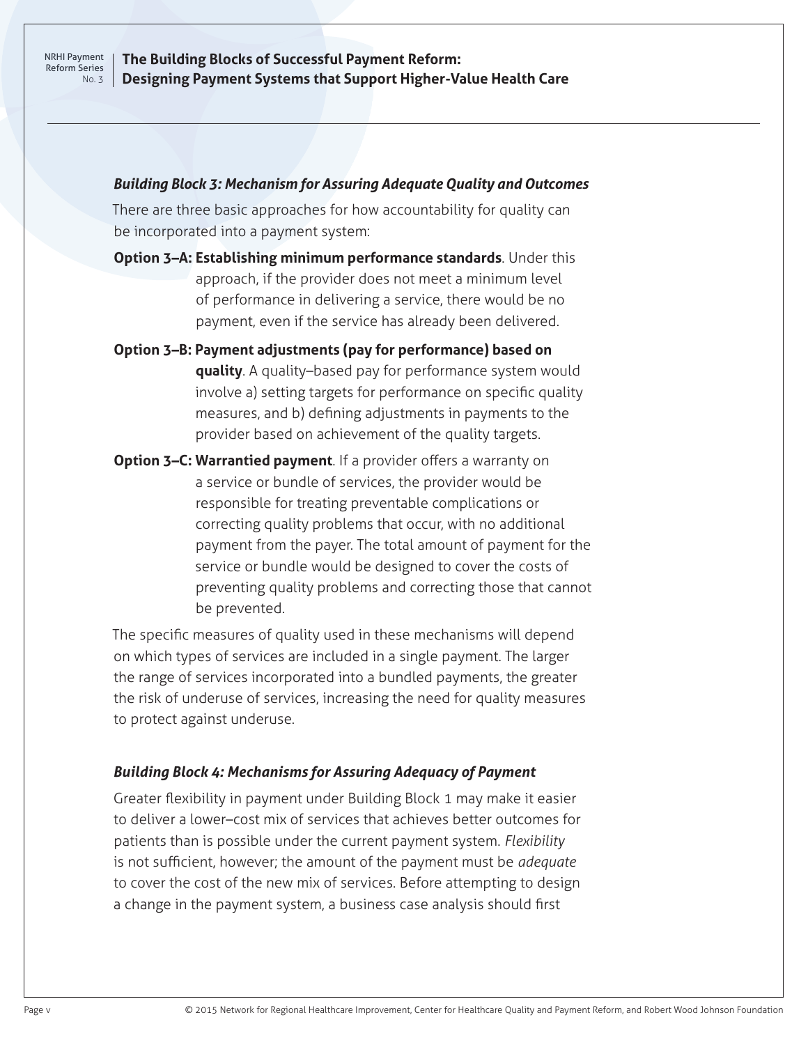### *Building Block 3: Mechanism for Assuring Adequate Quality and Outcomes*

There are three basic approaches for how accountability for quality can be incorporated into a payment system:

**Option 3–A: Establishing minimum performance standards**. Under this approach, if the provider does not meet a minimum level of performance in delivering a service, there would be no payment, even if the service has already been delivered.

**Option 3–B: Payment adjustments (pay for performance) based on quality**. A quality–based pay for performance system would involve a) setting targets for performance on specific quality measures, and b) defining adjustments in payments to the provider based on achievement of the quality targets.

**Option 3–C: Warrantied payment**. If a provider offers a warranty on a service or bundle of services, the provider would be responsible for treating preventable complications or correcting quality problems that occur, with no additional payment from the payer. The total amount of payment for the service or bundle would be designed to cover the costs of preventing quality problems and correcting those that cannot be prevented.

The specific measures of quality used in these mechanisms will depend on which types of services are included in a single payment. The larger the range of services incorporated into a bundled payments, the greater the risk of underuse of services, increasing the need for quality measures to protect against underuse.

### *Building Block 4: Mechanisms for Assuring Adequacy of Payment*

Greater flexibility in payment under Building Block 1 may make it easier to deliver a lower–cost mix of services that achieves better outcomes for patients than is possible under the current payment system. *Flexibility* is not sufficient, however; the amount of the payment must be *adequate* to cover the cost of the new mix of services. Before attempting to design a change in the payment system, a business case analysis should first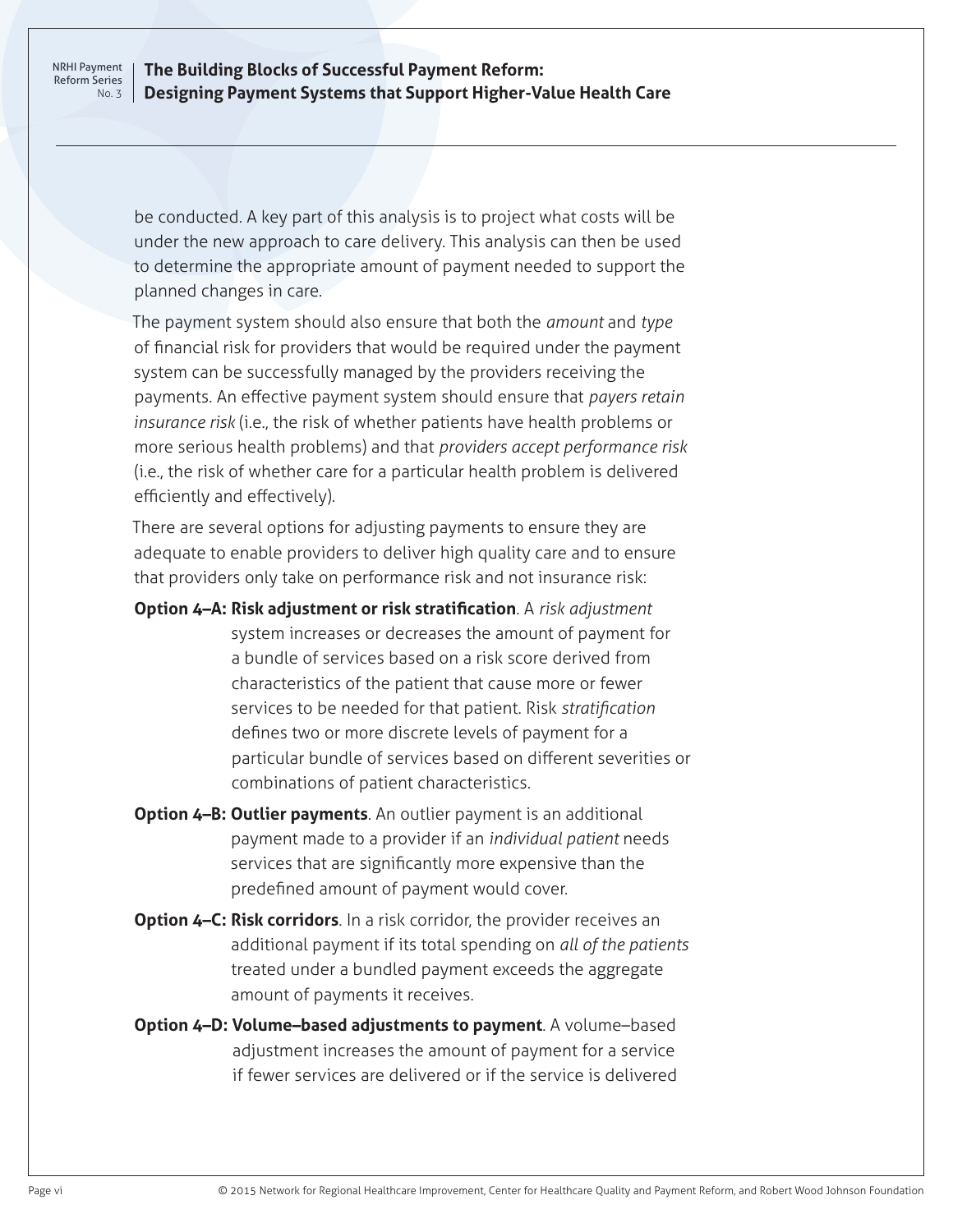be conducted. A key part of this analysis is to project what costs will be under the new approach to care delivery. This analysis can then be used to determine the appropriate amount of payment needed to support the planned changes in care.

The payment system should also ensure that both the *amount* and *type* of financial risk for providers that would be required under the payment system can be successfully managed by the providers receiving the payments. An effective payment system should ensure that *payers retain insurance risk* (i.e., the risk of whether patients have health problems or more serious health problems) and that *providers accept performance risk* (i.e., the risk of whether care for a particular health problem is delivered efficiently and effectively).

There are several options for adjusting payments to ensure they are adequate to enable providers to deliver high quality care and to ensure that providers only take on performance risk and not insurance risk:

**Option 4–A: Risk adjustment or risk stratification**. A *risk adjustment* system increases or decreases the amount of payment for a bundle of services based on a risk score derived from characteristics of the patient that cause more or fewer services to be needed for that patient. Risk *stratification* defines two or more discrete levels of payment for a particular bundle of services based on different severities or combinations of patient characteristics.

**Option 4–B: Outlier payments**. An outlier payment is an additional payment made to a provider if an *individual patient* needs services that are significantly more expensive than the predefined amount of payment would cover.

**Option 4–C: Risk corridors**. In a risk corridor, the provider receives an additional payment if its total spending on *all of the patients* treated under a bundled payment exceeds the aggregate amount of payments it receives.

**Option 4–D: Volume–based adjustments to payment**. A volume–based adjustment increases the amount of payment for a service if fewer services are delivered or if the service is delivered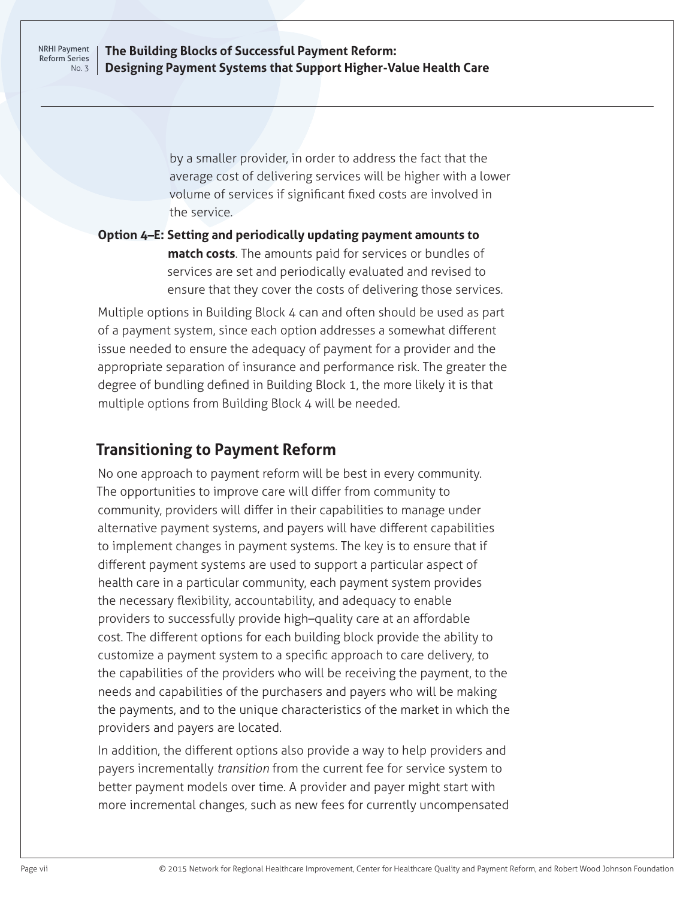by a smaller provider, in order to address the fact that the average cost of delivering services will be higher with a lower volume of services if significant fixed costs are involved in the service.

**Option 4–E: Setting and periodically updating payment amounts to match costs**. The amounts paid for services or bundles of services are set and periodically evaluated and revised to ensure that they cover the costs of delivering those services.

Multiple options in Building Block 4 can and often should be used as part of a payment system, since each option addresses a somewhat different issue needed to ensure the adequacy of payment for a provider and the appropriate separation of insurance and performance risk. The greater the degree of bundling defined in Building Block 1, the more likely it is that multiple options from Building Block 4 will be needed.

## Transitioning to Payment Reform

No one approach to payment reform will be best in every community. The opportunities to improve care will differ from community to community, providers will differ in their capabilities to manage under alternative payment systems, and payers will have different capabilities to implement changes in payment systems. The key is to ensure that if different payment systems are used to support a particular aspect of health care in a particular community, each payment system provides the necessary flexibility, accountability, and adequacy to enable providers to successfully provide high–quality care at an affordable cost. The different options for each building block provide the ability to customize a payment system to a specific approach to care delivery, to the capabilities of the providers who will be receiving the payment, to the needs and capabilities of the purchasers and payers who will be making the payments, and to the unique characteristics of the market in which the providers and payers are located.

In addition, the different options also provide a way to help providers and payers incrementally *transition* from the current fee for service system to better payment models over time. A provider and payer might start with more incremental changes, such as new fees for currently uncompensated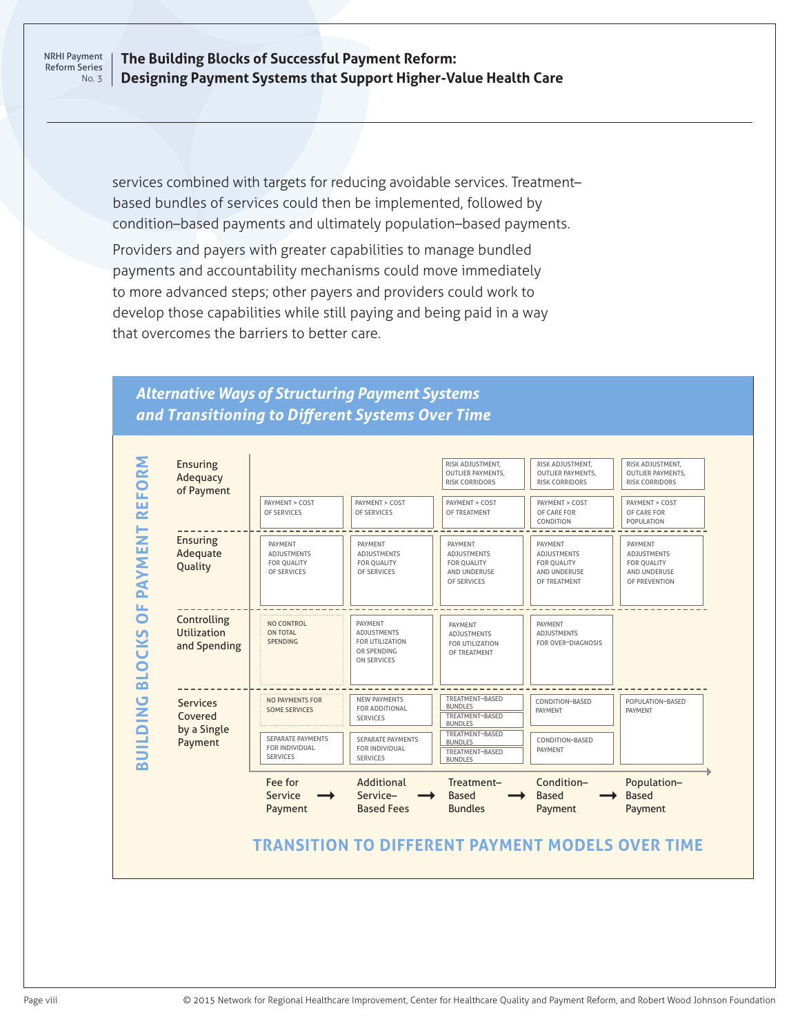services combined with targets for reducing avoidable services. Treatment–based bundles of services could then be implemented, followed by condition–based payments and ultimately population–based payments.

Providers and payers with greater capabilities to manage bundled payments and accountability mechanisms could move immediately to more advanced steps; other payers and providers could work to develop those capabilities while still paying and being paid in a way that overcomes the barriers to better care.

***Alternative Ways of Structuring Payment Systems and Transitioning to Different Systems Over Time***

BUILDING BLOCKS OF PAYMENT REFORM

Ensuring Adequacy of Payment

RISK ADJUSTMENT, OUTLIER PAYMENTS, RISK CORRIDORS

PAYMENT > COST OF SERVICES

PAYMENT > COST OF SERVICES

PAYMENT > COST OF TREATMENT

PAYMENT > COST OF CARE FOR CONDITION

PAYMENT > COST OF CARE FOR POPULATION

Ensuring Adequate Quality

PAYMENT ADJUSTMENTS FOR QUALITY OF SERVICES

PAYMENT ADJUSTMENTS FOR QUALITY OF SERVICES

PAYMENT ADJUSTMENTS FOR QUALITY AND UNDERUSE OF SERVICES

PAYMENT ADJUSTMENTS FOR QUALITY AND UNDERUSE OF TREATMENT

PAYMENT ADJUSTMENTS FOR QUALITY AND UNDERUSE OF PREVENTION

Controlling Utilization and Spending

NO CONTROL ON TOTAL SPENDING

PAYMENT ADJUSTMENTS FOR UTILIZATION OR SPENDING ON SERVICES

PAYMENT ADJUSTMENTS FOR UTILIZATION OF TREATMENT

PAYMENT ADJUSTMENTS FOR OVER–DIAGNOSIS

Services Covered by a Single Payment

NO PAYMENTS FOR SOME SERVICES

SEPARATE PAYMENTS FOR INDIVIDUAL SERVICES

NEW PAYMENTS FOR ADDITIONAL SERVICES

SEPARATE PAYMENTS FOR INDIVIDUAL SERVICES

TREATMENT–BASED BUNDLES

TREATMENT–BASED BUNDLES

TREATMENT–BASED BUNDLES

TREATMENT–BASED BUNDLES

CONDITION–BASED PAYMENT

CONDITION–BASED PAYMENT

POPULATION–BASED PAYMENT

Fee for Service Payment → Additional Service–Based Fees → Treatment–Based Bundles → Condition–Based Payment → Population–Based Payment

TRANSITION TO DIFFERENT PAYMENT MODELS OVER TIME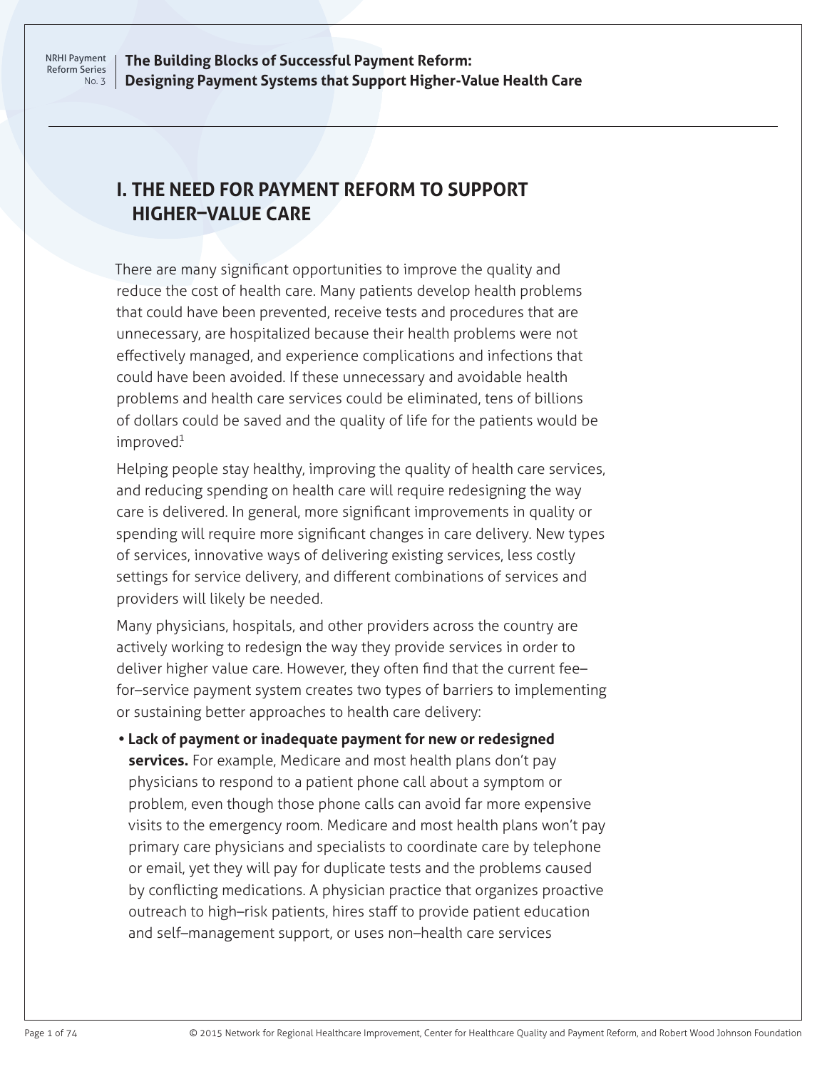# I. THE NEED FOR PAYMENT REFORM TO SUPPORT HIGHER–VALUE CARE

There are many significant opportunities to improve the quality and reduce the cost of health care. Many patients develop health problems that could have been prevented, receive tests and procedures that are unnecessary, are hospitalized because their health problems were not effectively managed, and experience complications and infections that could have been avoided. If these unnecessary and avoidable health problems and health care services could be eliminated, tens of billions of dollars could be saved and the quality of life for the patients would be improved.[1]

Helping people stay healthy, improving the quality of health care services, and reducing spending on health care will require redesigning the way care is delivered. In general, more significant improvements in quality or spending will require more significant changes in care delivery. New types of services, innovative ways of delivering existing services, less costly settings for service delivery, and different combinations of services and providers will likely be needed.

Many physicians, hospitals, and other providers across the country are actively working to redesign the way they provide services in order to deliver higher value care. However, they often find that the current fee–for–service payment system creates two types of barriers to implementing or sustaining better approaches to health care delivery:

- **Lack of payment or inadequate payment for new or redesigned services.** For example, Medicare and most health plans don't pay physicians to respond to a patient phone call about a symptom or problem, even though those phone calls can avoid far more expensive visits to the emergency room. Medicare and most health plans won't pay primary care physicians and specialists to coordinate care by telephone or email, yet they will pay for duplicate tests and the problems caused by conflicting medications. A physician practice that organizes proactive outreach to high–risk patients, hires staff to provide patient education and self–management support, or uses non–health care services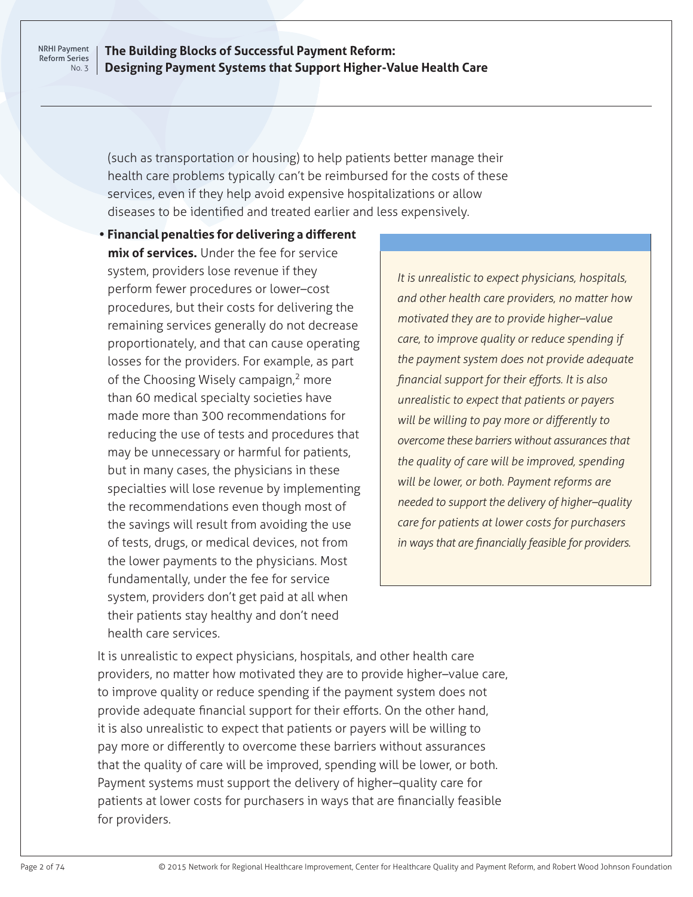(such as transportation or housing) to help patients better manage their health care problems typically can't be reimbursed for the costs of these services, even if they help avoid expensive hospitalizations or allow diseases to be identified and treated earlier and less expensively.

- **Financial penalties for delivering a different mix of services.** Under the fee for service system, providers lose revenue if they perform fewer procedures or lower–cost procedures, but their costs for delivering the remaining services generally do not decrease proportionately, and that can cause operating losses for the providers. For example, as part of the Choosing Wisely campaign,[2] more than 60 medical specialty societies have made more than 300 recommendations for reducing the use of tests and procedures that may be unnecessary or harmful for patients, but in many cases, the physicians in these specialties will lose revenue by implementing the recommendations even though most of the savings will result from avoiding the use of tests, drugs, or medical devices, not from the lower payments to the physicians. Most fundamentally, under the fee for service system, providers don't get paid at all when their patients stay healthy and don't need health care services.

*It is unrealistic to expect physicians, hospitals, and other health care providers, no matter how motivated they are to provide higher–value care, to improve quality or reduce spending if the payment system does not provide adequate financial support for their efforts. It is also unrealistic to expect that patients or payers will be willing to pay more or differently to overcome these barriers without assurances that the quality of care will be improved, spending will be lower, or both. Payment reforms are needed to support the delivery of higher–quality care for patients at lower costs for purchasers in ways that are financially feasible for providers.*

It is unrealistic to expect physicians, hospitals, and other health care providers, no matter how motivated they are to provide higher–value care, to improve quality or reduce spending if the payment system does not provide adequate financial support for their efforts. On the other hand, it is also unrealistic to expect that patients or payers will be willing to pay more or differently to overcome these barriers without assurances that the quality of care will be improved, spending will be lower, or both. Payment systems must support the delivery of higher–quality care for patients at lower costs for purchasers in ways that are financially feasible for providers.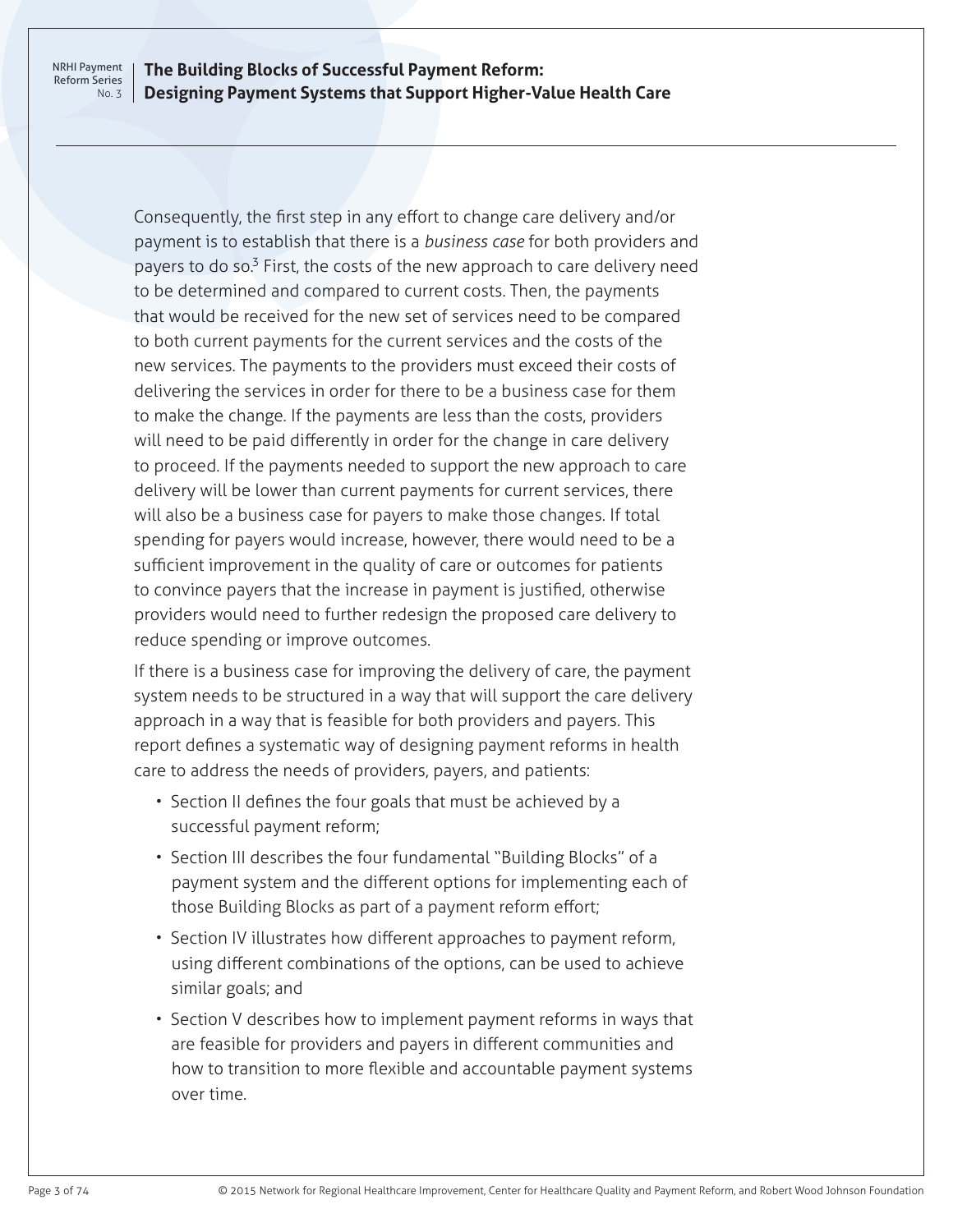Consequently, the first step in any effort to change care delivery and/or payment is to establish that there is a *business case* for both providers and payers to do so.[3] First, the costs of the new approach to care delivery need to be determined and compared to current costs. Then, the payments that would be received for the new set of services need to be compared to both current payments for the current services and the costs of the new services. The payments to the providers must exceed their costs of delivering the services in order for there to be a business case for them to make the change. If the payments are less than the costs, providers will need to be paid differently in order for the change in care delivery to proceed. If the payments needed to support the new approach to care delivery will be lower than current payments for current services, there will also be a business case for payers to make those changes. If total spending for payers would increase, however, there would need to be a sufficient improvement in the quality of care or outcomes for patients to convince payers that the increase in payment is justified, otherwise providers would need to further redesign the proposed care delivery to reduce spending or improve outcomes.

If there is a business case for improving the delivery of care, the payment system needs to be structured in a way that will support the care delivery approach in a way that is feasible for both providers and payers. This report defines a systematic way of designing payment reforms in health care to address the needs of providers, payers, and patients:

- Section II defines the four goals that must be achieved by a successful payment reform;
- Section III describes the four fundamental "Building Blocks" of a payment system and the different options for implementing each of those Building Blocks as part of a payment reform effort;
- Section IV illustrates how different approaches to payment reform, using different combinations of the options, can be used to achieve similar goals; and
- Section V describes how to implement payment reforms in ways that are feasible for providers and payers in different communities and how to transition to more flexible and accountable payment systems over time.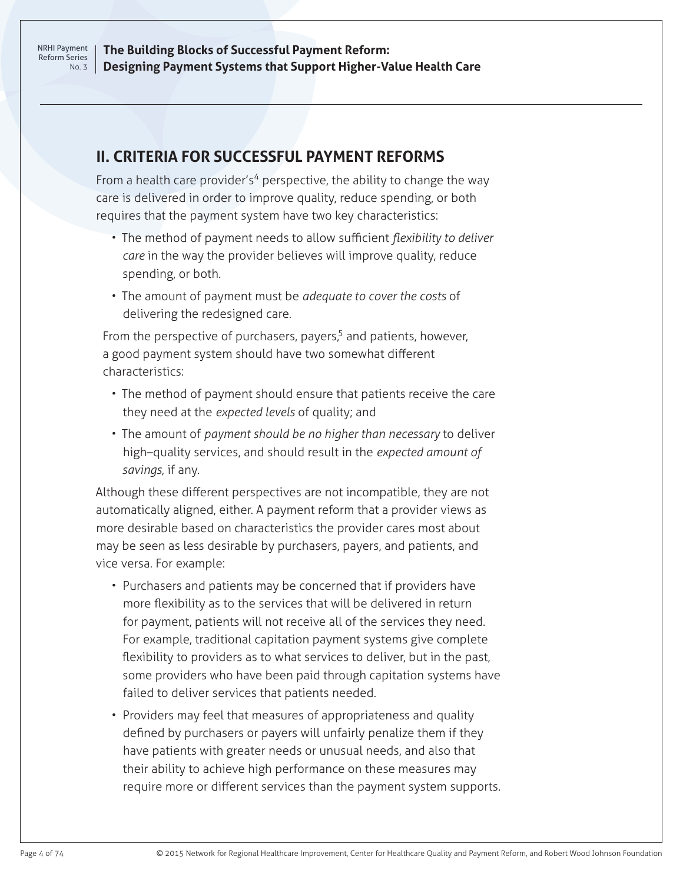## II. CRITERIA FOR SUCCESSFUL PAYMENT REFORMS

From a health care provider's[4] perspective, the ability to change the way care is delivered in order to improve quality, reduce spending, or both requires that the payment system have two key characteristics:

- The method of payment needs to allow sufficient *flexibility to deliver care* in the way the provider believes will improve quality, reduce spending, or both.
- The amount of payment must be *adequate to cover the costs* of delivering the redesigned care.

From the perspective of purchasers, payers,[5] and patients, however, a good payment system should have two somewhat different characteristics:

- The method of payment should ensure that patients receive the care they need at the *expected levels* of quality; and
- The amount of *payment should be no higher than necessary* to deliver high–quality services, and should result in the *expected amount of savings*, if any.

Although these different perspectives are not incompatible, they are not automatically aligned, either. A payment reform that a provider views as more desirable based on characteristics the provider cares most about may be seen as less desirable by purchasers, payers, and patients, and vice versa. For example:

- Purchasers and patients may be concerned that if providers have more flexibility as to the services that will be delivered in return for payment, patients will not receive all of the services they need. For example, traditional capitation payment systems give complete flexibility to providers as to what services to deliver, but in the past, some providers who have been paid through capitation systems have failed to deliver services that patients needed.
- Providers may feel that measures of appropriateness and quality defined by purchasers or payers will unfairly penalize them if they have patients with greater needs or unusual needs, and also that their ability to achieve high performance on these measures may require more or different services than the payment system supports.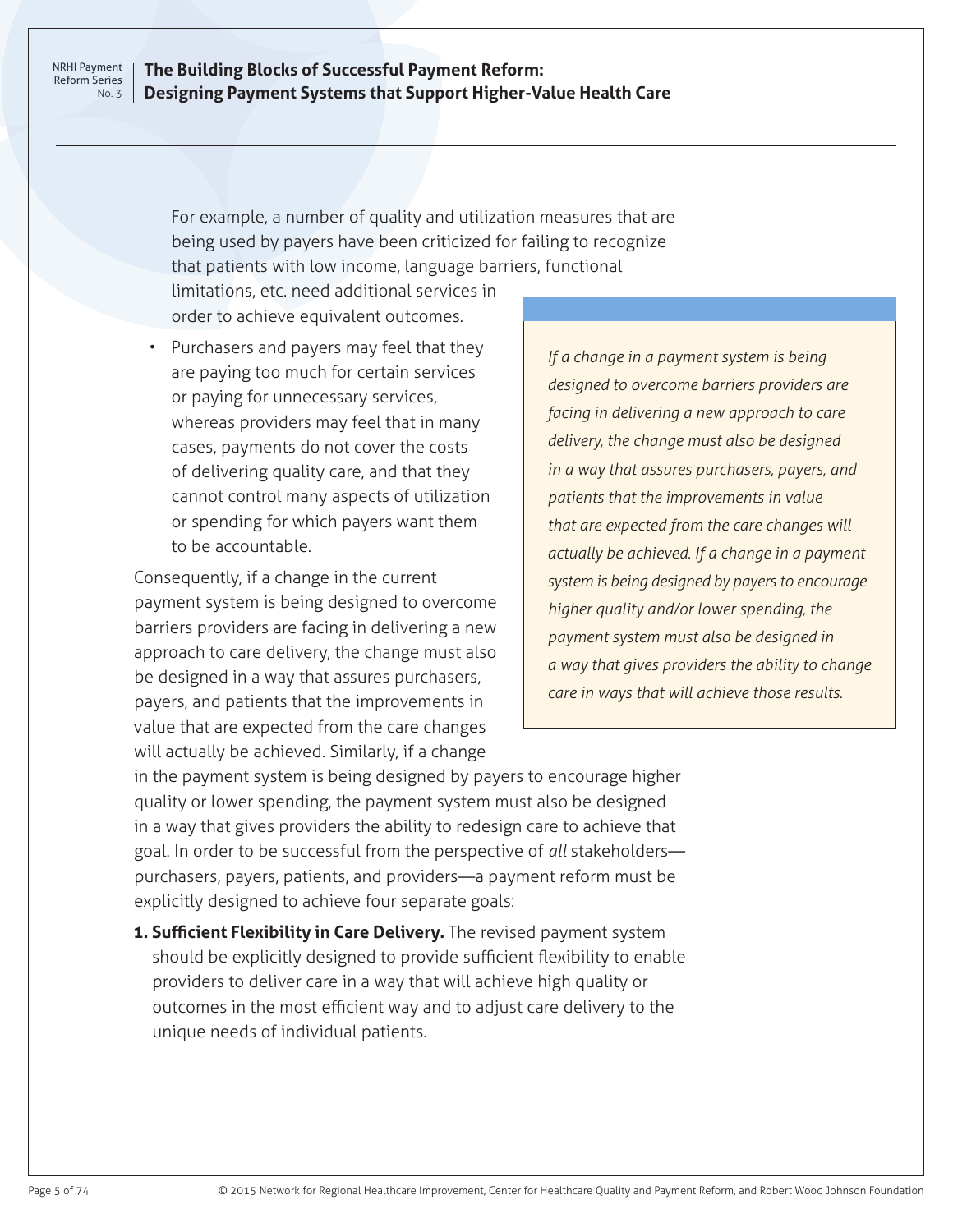For example, a number of quality and utilization measures that are being used by payers have been criticized for failing to recognize that patients with low income, language barriers, functional limitations, etc. need additional services in order to achieve equivalent outcomes.

- Purchasers and payers may feel that they are paying too much for certain services or paying for unnecessary services, whereas providers may feel that in many cases, payments do not cover the costs of delivering quality care, and that they cannot control many aspects of utilization or spending for which payers want them to be accountable.

Consequently, if a change in the current payment system is being designed to overcome barriers providers are facing in delivering a new approach to care delivery, the change must also be designed in a way that assures purchasers, payers, and patients that the improvements in value that are expected from the care changes will actually be achieved. Similarly, if a change in the payment system is being designed by payers to encourage higher quality or lower spending, the payment system must also be designed in a way that gives providers the ability to redesign care to achieve that goal. In order to be successful from the perspective of *all* stakeholders—purchasers, payers, patients, and providers—a payment reform must be explicitly designed to achieve four separate goals:

> *If a change in a payment system is being designed to overcome barriers providers are facing in delivering a new approach to care delivery, the change must also be designed in a way that assures purchasers, payers, and patients that the improvements in value that are expected from the care changes will actually be achieved. If a change in a payment system is being designed by payers to encourage higher quality and/or lower spending, the payment system must also be designed in a way that gives providers the ability to change care in ways that will achieve those results.*

1. **Sufficient Flexibility in Care Delivery.** The revised payment system should be explicitly designed to provide sufficient flexibility to enable providers to deliver care in a way that will achieve high quality or outcomes in the most efficient way and to adjust care delivery to the unique needs of individual patients.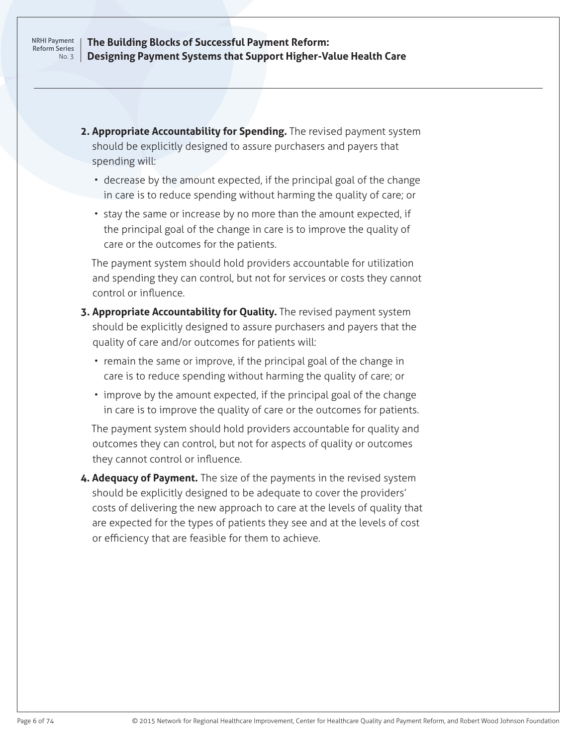2. **Appropriate Accountability for Spending.** The revised payment system should be explicitly designed to assure purchasers and payers that spending will:
   - decrease by the amount expected, if the principal goal of the change in care is to reduce spending without harming the quality of care; or
   - stay the same or increase by no more than the amount expected, if the principal goal of the change in care is to improve the quality of care or the outcomes for the patients.

   The payment system should hold providers accountable for utilization and spending they can control, but not for services or costs they cannot control or influence.

3. **Appropriate Accountability for Quality.** The revised payment system should be explicitly designed to assure purchasers and payers that the quality of care and/or outcomes for patients will:
   - remain the same or improve, if the principal goal of the change in care is to reduce spending without harming the quality of care; or
   - improve by the amount expected, if the principal goal of the change in care is to improve the quality of care or the outcomes for patients.

   The payment system should hold providers accountable for quality and outcomes they can control, but not for aspects of quality or outcomes they cannot control or influence.

4. **Adequacy of Payment.** The size of the payments in the revised system should be explicitly designed to be adequate to cover the providers' costs of delivering the new approach to care at the levels of quality that are expected for the types of patients they see and at the levels of cost or efficiency that are feasible for them to achieve.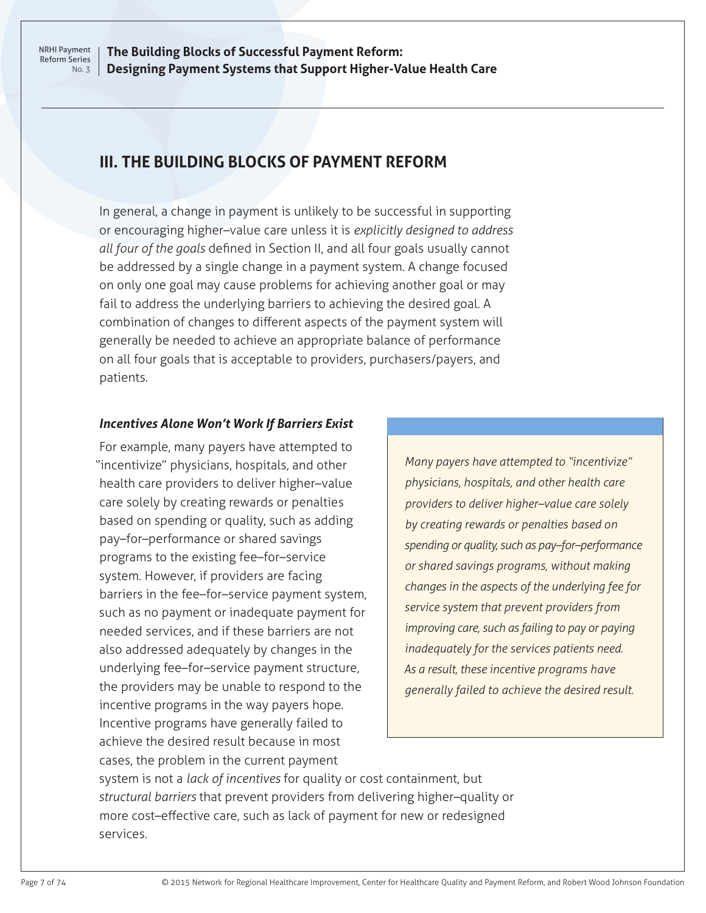## III. THE BUILDING BLOCKS OF PAYMENT REFORM

In general, a change in payment is unlikely to be successful in supporting or encouraging higher–value care unless it is *explicitly designed to address all four of the goals* defined in Section II, and all four goals usually cannot be addressed by a single change in a payment system. A change focused on only one goal may cause problems for achieving another goal or may fail to address the underlying barriers to achieving the desired goal. A combination of changes to different aspects of the payment system will generally be needed to achieve an appropriate balance of performance on all four goals that is acceptable to providers, purchasers/payers, and patients.

### *Incentives Alone Won't Work If Barriers Exist*

For example, many payers have attempted to "incentivize" physicians, hospitals, and other health care providers to deliver higher–value care solely by creating rewards or penalties based on spending or quality, such as adding pay–for–performance or shared savings programs to the existing fee–for–service system. However, if providers are facing barriers in the fee–for–service payment system, such as no payment or inadequate payment for needed services, and if these barriers are not also addressed adequately by changes in the underlying fee–for–service payment structure, the providers may be unable to respond to the incentive programs in the way payers hope. Incentive programs have generally failed to achieve the desired result because in most cases, the problem in the current payment system is not a *lack of incentives* for quality or cost containment, but *structural barriers* that prevent providers from delivering higher–quality or more cost–effective care, such as lack of payment for new or redesigned services.

*Many payers have attempted to "incentivize" physicians, hospitals, and other health care providers to deliver higher–value care solely by creating rewards or penalties based on spending or quality, such as pay–for–performance or shared savings programs, without making changes in the aspects of the underlying fee for service system that prevent providers from improving care, such as failing to pay or paying inadequately for the services patients need. As a result, these incentive programs have generally failed to achieve the desired result.*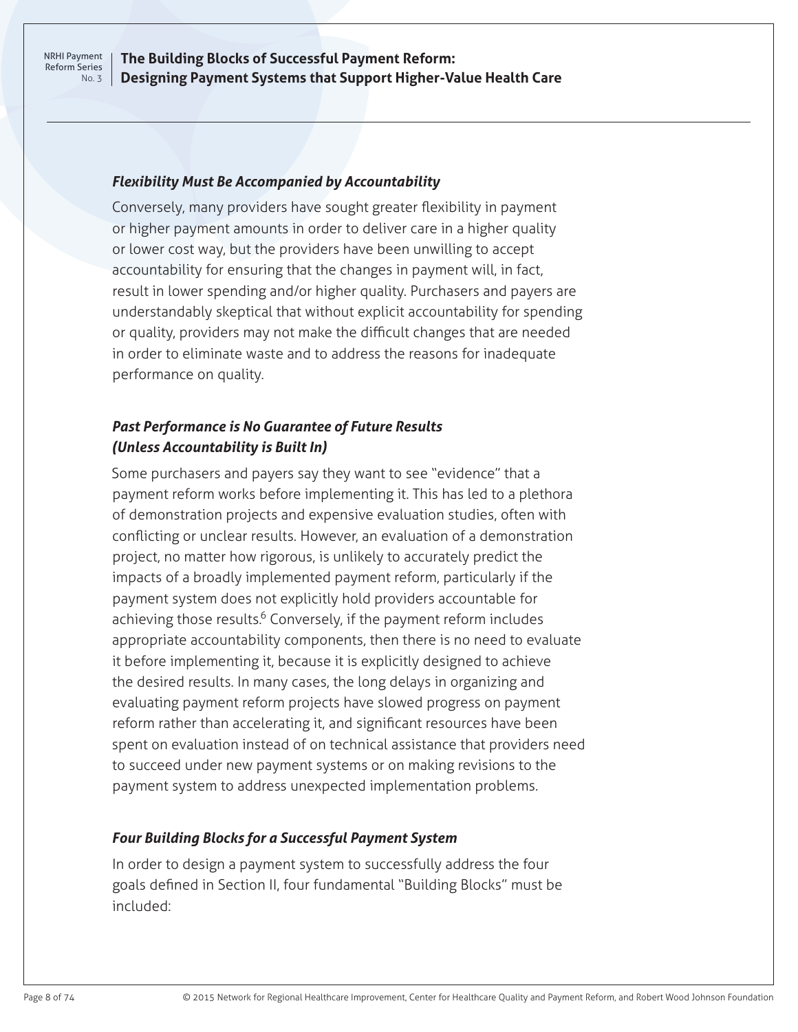### *Flexibility Must Be Accompanied by Accountability*

Conversely, many providers have sought greater flexibility in payment or higher payment amounts in order to deliver care in a higher quality or lower cost way, but the providers have been unwilling to accept accountability for ensuring that the changes in payment will, in fact, result in lower spending and/or higher quality. Purchasers and payers are understandably skeptical that without explicit accountability for spending or quality, providers may not make the difficult changes that are needed in order to eliminate waste and to address the reasons for inadequate performance on quality.

### *Past Performance is No Guarantee of Future Results (Unless Accountability is Built In)*

Some purchasers and payers say they want to see "evidence" that a payment reform works before implementing it. This has led to a plethora of demonstration projects and expensive evaluation studies, often with conflicting or unclear results. However, an evaluation of a demonstration project, no matter how rigorous, is unlikely to accurately predict the impacts of a broadly implemented payment reform, particularly if the payment system does not explicitly hold providers accountable for achieving those results.[6] Conversely, if the payment reform includes appropriate accountability components, then there is no need to evaluate it before implementing it, because it is explicitly designed to achieve the desired results. In many cases, the long delays in organizing and evaluating payment reform projects have slowed progress on payment reform rather than accelerating it, and significant resources have been spent on evaluation instead of on technical assistance that providers need to succeed under new payment systems or on making revisions to the payment system to address unexpected implementation problems.

### *Four Building Blocks for a Successful Payment System*

In order to design a payment system to successfully address the four goals defined in Section II, four fundamental "Building Blocks" must be included: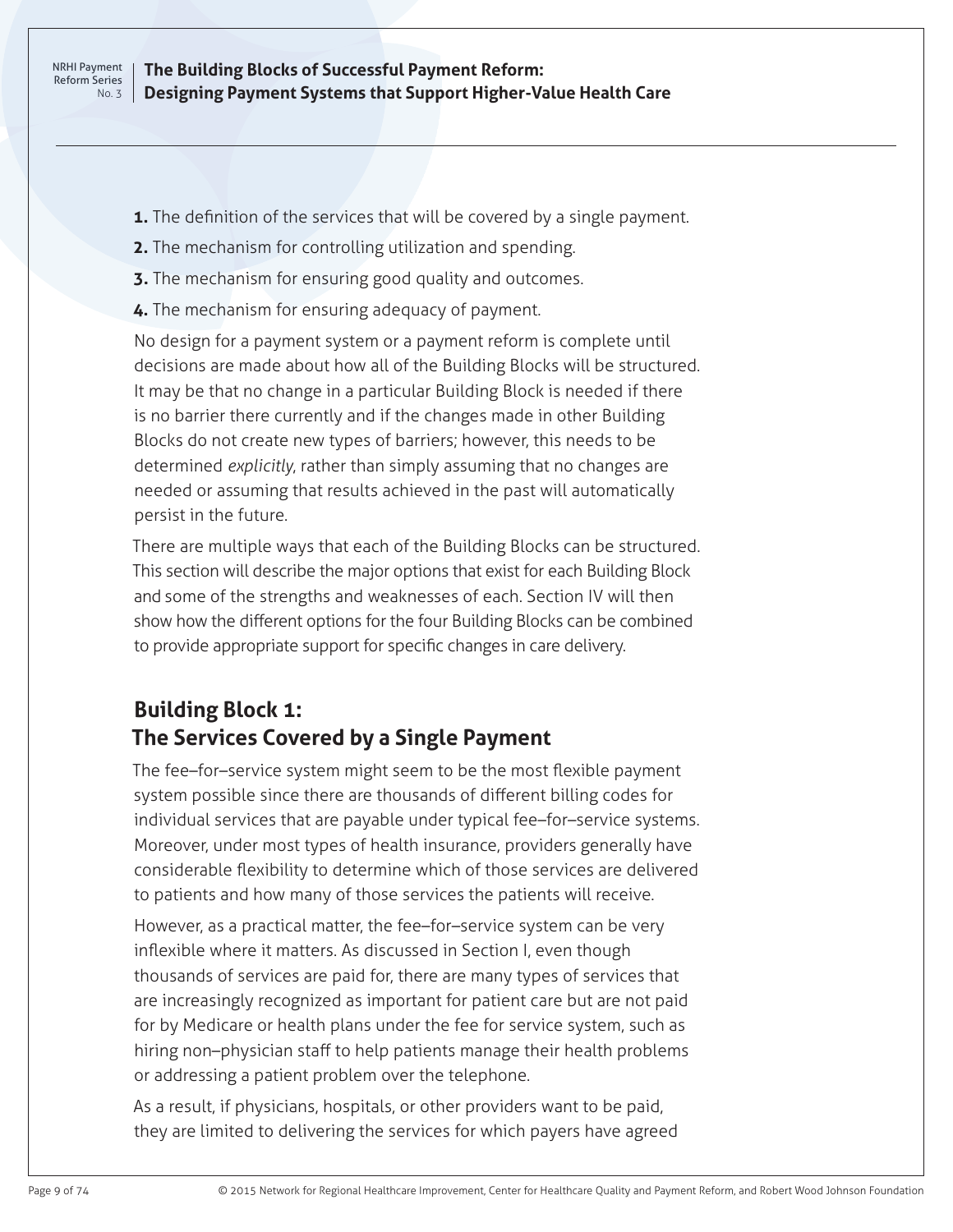**1.** The definition of the services that will be covered by a single payment.

**2.** The mechanism for controlling utilization and spending.

**3.** The mechanism for ensuring good quality and outcomes.

**4.** The mechanism for ensuring adequacy of payment.

No design for a payment system or a payment reform is complete until decisions are made about how all of the Building Blocks will be structured. It may be that no change in a particular Building Block is needed if there is no barrier there currently and if the changes made in other Building Blocks do not create new types of barriers; however, this needs to be determined *explicitly*, rather than simply assuming that no changes are needed or assuming that results achieved in the past will automatically persist in the future.

There are multiple ways that each of the Building Blocks can be structured. This section will describe the major options that exist for each Building Block and some of the strengths and weaknesses of each. Section IV will then show how the different options for the four Building Blocks can be combined to provide appropriate support for specific changes in care delivery.

## Building Block 1: The Services Covered by a Single Payment

The fee–for–service system might seem to be the most flexible payment system possible since there are thousands of different billing codes for individual services that are payable under typical fee–for–service systems. Moreover, under most types of health insurance, providers generally have considerable flexibility to determine which of those services are delivered to patients and how many of those services the patients will receive.

However, as a practical matter, the fee–for–service system can be very inflexible where it matters. As discussed in Section I, even though thousands of services are paid for, there are many types of services that are increasingly recognized as important for patient care but are not paid for by Medicare or health plans under the fee for service system, such as hiring non–physician staff to help patients manage their health problems or addressing a patient problem over the telephone.

As a result, if physicians, hospitals, or other providers want to be paid, they are limited to delivering the services for which payers have agreed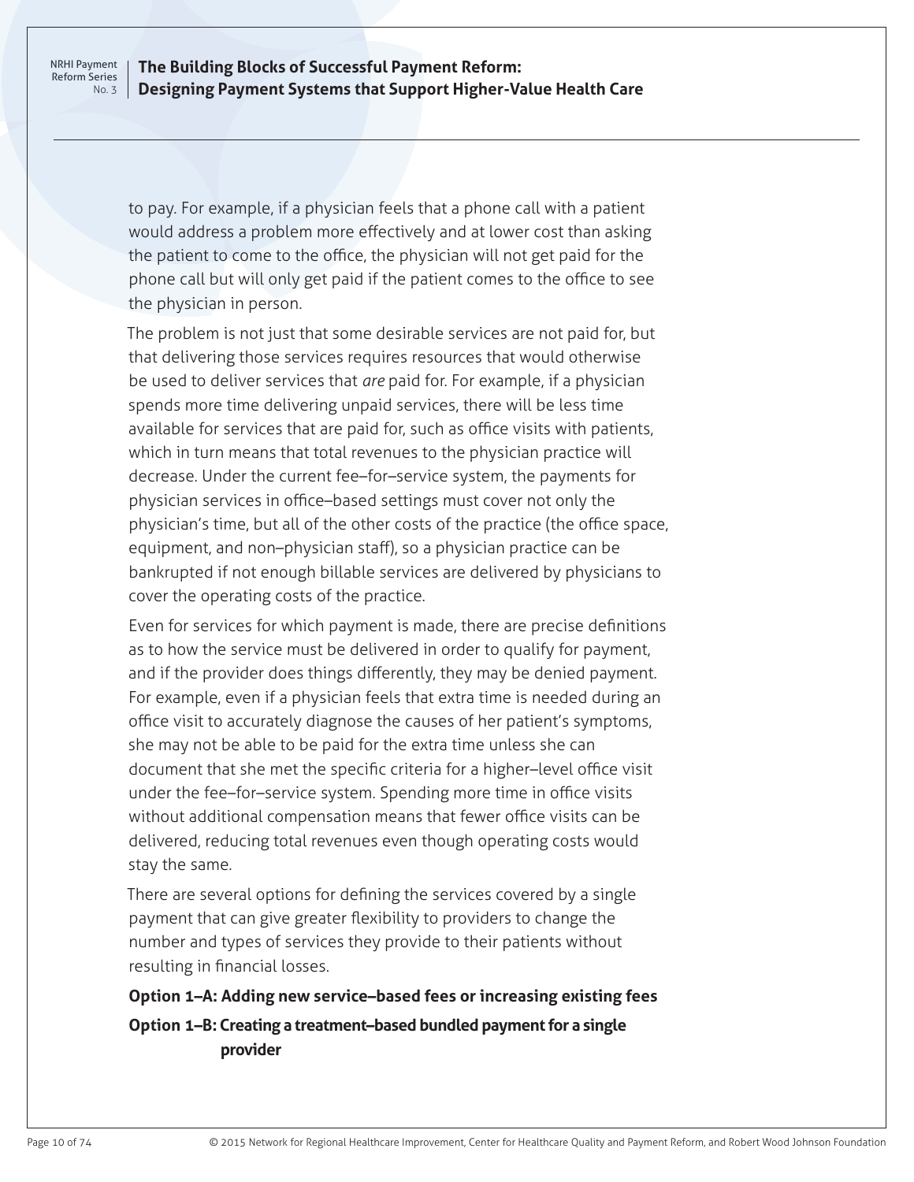to pay. For example, if a physician feels that a phone call with a patient would address a problem more effectively and at lower cost than asking the patient to come to the office, the physician will not get paid for the phone call but will only get paid if the patient comes to the office to see the physician in person.

The problem is not just that some desirable services are not paid for, but that delivering those services requires resources that would otherwise be used to deliver services that *are* paid for. For example, if a physician spends more time delivering unpaid services, there will be less time available for services that are paid for, such as office visits with patients, which in turn means that total revenues to the physician practice will decrease. Under the current fee–for–service system, the payments for physician services in office–based settings must cover not only the physician's time, but all of the other costs of the practice (the office space, equipment, and non–physician staff), so a physician practice can be bankrupted if not enough billable services are delivered by physicians to cover the operating costs of the practice.

Even for services for which payment is made, there are precise definitions as to how the service must be delivered in order to qualify for payment, and if the provider does things differently, they may be denied payment. For example, even if a physician feels that extra time is needed during an office visit to accurately diagnose the causes of her patient's symptoms, she may not be able to be paid for the extra time unless she can document that she met the specific criteria for a higher–level office visit under the fee–for–service system. Spending more time in office visits without additional compensation means that fewer office visits can be delivered, reducing total revenues even though operating costs would stay the same.

There are several options for defining the services covered by a single payment that can give greater flexibility to providers to change the number and types of services they provide to their patients without resulting in financial losses.

**Option 1–A: Adding new service–based fees or increasing existing fees**

**Option 1–B: Creating a treatment–based bundled payment for a single provider**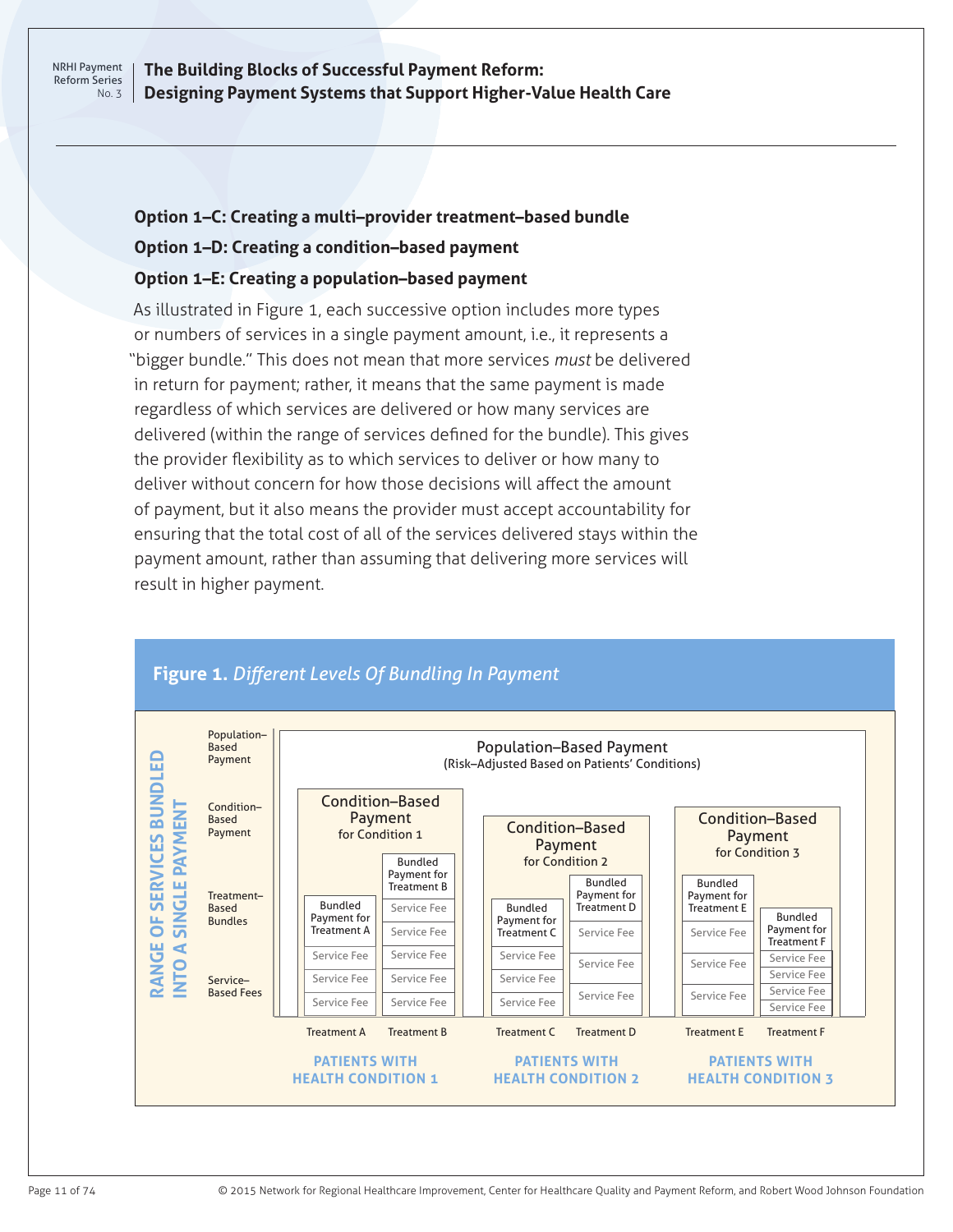### Option 1–C: Creating a multi–provider treatment–based bundle

### Option 1–D: Creating a condition–based payment

### Option 1–E: Creating a population–based payment

As illustrated in Figure 1, each successive option includes more types or numbers of services in a single payment amount, i.e., it represents a "bigger bundle." This does not mean that more services *must* be delivered in return for payment; rather, it means that the same payment is made regardless of which services are delivered or how many services are delivered (within the range of services defined for the bundle). This gives the provider flexibility as to which services to deliver or how many to deliver without concern for how those decisions will affect the amount of payment, but it also means the provider must accept accountability for ensuring that the total cost of all of the services delivered stays within the payment amount, rather than assuming that delivering more services will result in higher payment.

**Figure 1.** *Different Levels Of Bundling In Payment*

RANGE OF SERVICES BUNDLED INTO A SINGLE PAYMENT

Population–Based Payment

Condition–Based Payment

Treatment–Based Bundles

Service–Based Fees

Population–Based Payment
(Risk–Adjusted Based on Patients' Conditions)

Condition–Based Payment for Condition 1

Bundled Payment for Treatment A

Service Fee

Service Fee

Service Fee

Bundled Payment for Treatment B

Service Fee

Service Fee

Service Fee

Service Fee

Service Fee

Condition–Based Payment for Condition 2

Bundled Payment for Treatment C

Service Fee

Service Fee

Service Fee

Bundled Payment for Treatment D

Service Fee

Service Fee

Service Fee

Condition–Based Payment for Condition 3

Bundled Payment for Treatment E

Service Fee

Service Fee

Service Fee

Bundled Payment for Treatment F

Service Fee

Service Fee

Service Fee

Service Fee

Treatment A

Treatment B

Treatment C

Treatment D

Treatment E

Treatment F

PATIENTS WITH HEALTH CONDITION 1

PATIENTS WITH HEALTH CONDITION 2

PATIENTS WITH HEALTH CONDITION 3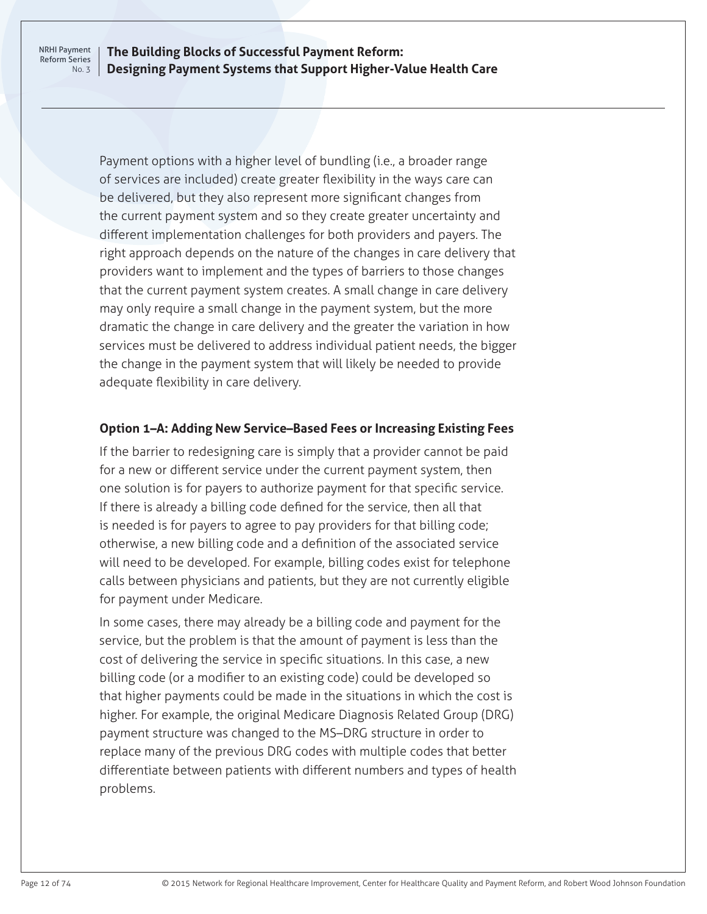Payment options with a higher level of bundling (i.e., a broader range of services are included) create greater flexibility in the ways care can be delivered, but they also represent more significant changes from the current payment system and so they create greater uncertainty and different implementation challenges for both providers and payers. The right approach depends on the nature of the changes in care delivery that providers want to implement and the types of barriers to those changes that the current payment system creates. A small change in care delivery may only require a small change in the payment system, but the more dramatic the change in care delivery and the greater the variation in how services must be delivered to address individual patient needs, the bigger the change in the payment system that will likely be needed to provide adequate flexibility in care delivery.

### Option 1–A: Adding New Service–Based Fees or Increasing Existing Fees

If the barrier to redesigning care is simply that a provider cannot be paid for a new or different service under the current payment system, then one solution is for payers to authorize payment for that specific service. If there is already a billing code defined for the service, then all that is needed is for payers to agree to pay providers for that billing code; otherwise, a new billing code and a definition of the associated service will need to be developed. For example, billing codes exist for telephone calls between physicians and patients, but they are not currently eligible for payment under Medicare.

In some cases, there may already be a billing code and payment for the service, but the problem is that the amount of payment is less than the cost of delivering the service in specific situations. In this case, a new billing code (or a modifier to an existing code) could be developed so that higher payments could be made in the situations in which the cost is higher. For example, the original Medicare Diagnosis Related Group (DRG) payment structure was changed to the MS–DRG structure in order to replace many of the previous DRG codes with multiple codes that better differentiate between patients with different numbers and types of health problems.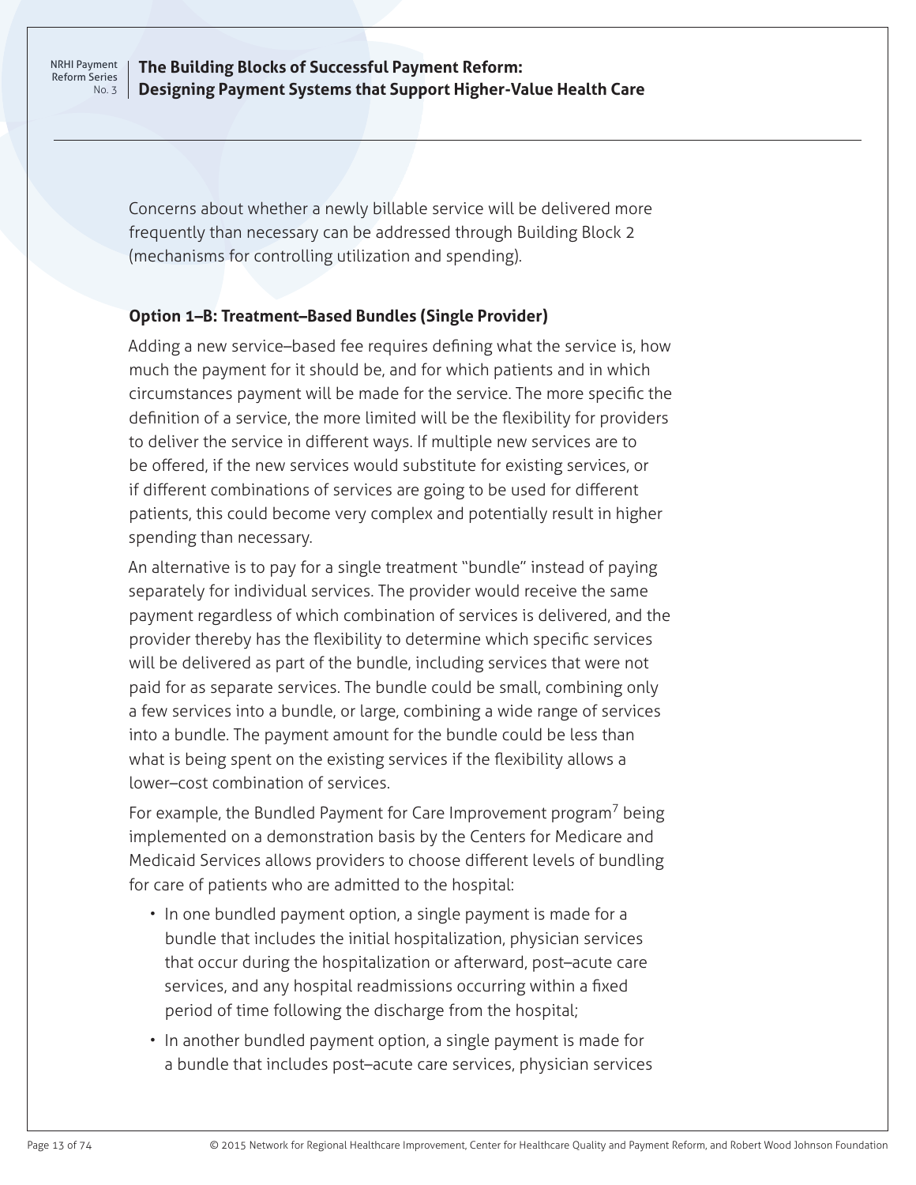Concerns about whether a newly billable service will be delivered more frequently than necessary can be addressed through Building Block 2 (mechanisms for controlling utilization and spending).

### Option 1–B: Treatment–Based Bundles (Single Provider)

Adding a new service–based fee requires defining what the service is, how much the payment for it should be, and for which patients and in which circumstances payment will be made for the service. The more specific the definition of a service, the more limited will be the flexibility for providers to deliver the service in different ways. If multiple new services are to be offered, if the new services would substitute for existing services, or if different combinations of services are going to be used for different patients, this could become very complex and potentially result in higher spending than necessary.

An alternative is to pay for a single treatment "bundle" instead of paying separately for individual services. The provider would receive the same payment regardless of which combination of services is delivered, and the provider thereby has the flexibility to determine which specific services will be delivered as part of the bundle, including services that were not paid for as separate services. The bundle could be small, combining only a few services into a bundle, or large, combining a wide range of services into a bundle. The payment amount for the bundle could be less than what is being spent on the existing services if the flexibility allows a lower–cost combination of services.

For example, the Bundled Payment for Care Improvement program[7] being implemented on a demonstration basis by the Centers for Medicare and Medicaid Services allows providers to choose different levels of bundling for care of patients who are admitted to the hospital:

- In one bundled payment option, a single payment is made for a bundle that includes the initial hospitalization, physician services that occur during the hospitalization or afterward, post–acute care services, and any hospital readmissions occurring within a fixed period of time following the discharge from the hospital;
- In another bundled payment option, a single payment is made for a bundle that includes post–acute care services, physician services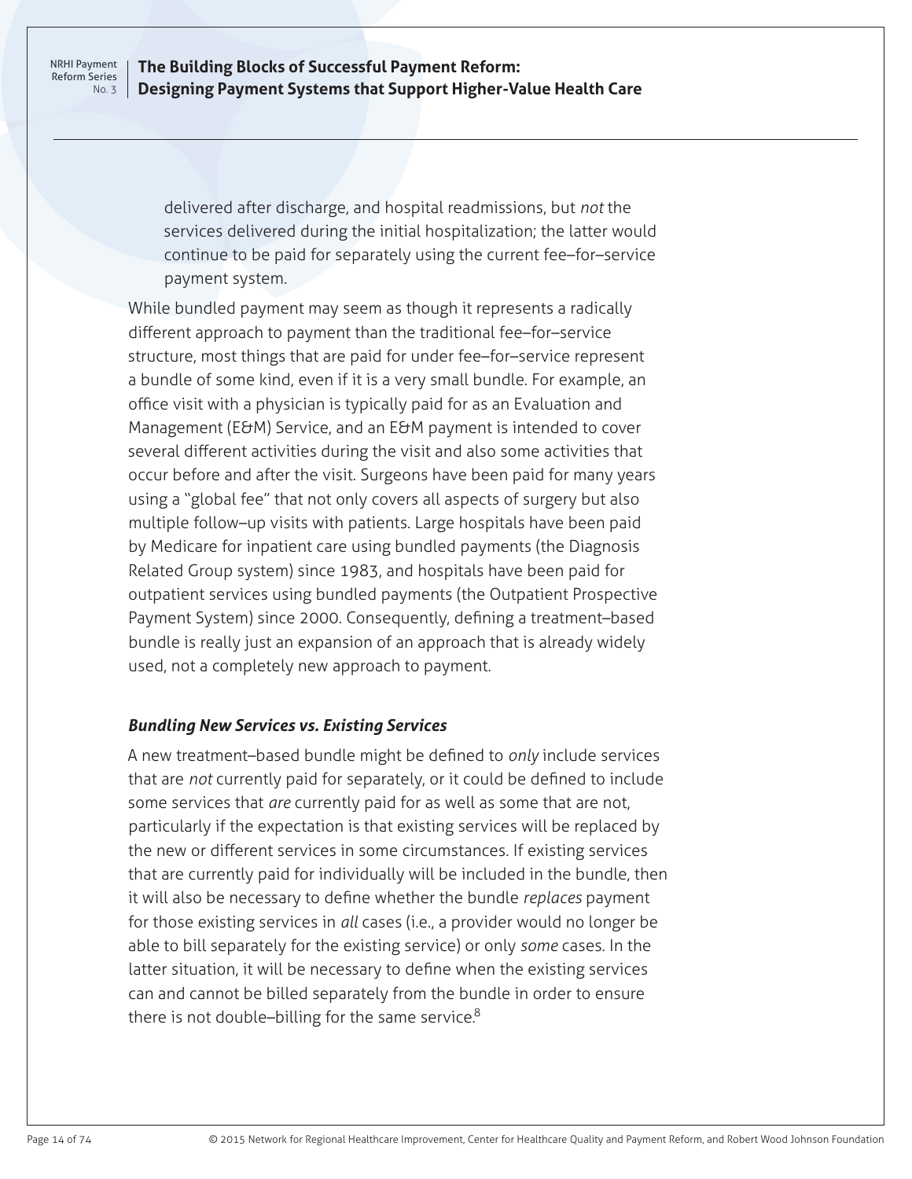delivered after discharge, and hospital readmissions, but *not* the services delivered during the initial hospitalization; the latter would continue to be paid for separately using the current fee–for–service payment system.

While bundled payment may seem as though it represents a radically different approach to payment than the traditional fee–for–service structure, most things that are paid for under fee–for–service represent a bundle of some kind, even if it is a very small bundle. For example, an office visit with a physician is typically paid for as an Evaluation and Management (E&M) Service, and an E&M payment is intended to cover several different activities during the visit and also some activities that occur before and after the visit. Surgeons have been paid for many years using a "global fee" that not only covers all aspects of surgery but also multiple follow–up visits with patients. Large hospitals have been paid by Medicare for inpatient care using bundled payments (the Diagnosis Related Group system) since 1983, and hospitals have been paid for outpatient services using bundled payments (the Outpatient Prospective Payment System) since 2000. Consequently, defining a treatment–based bundle is really just an expansion of an approach that is already widely used, not a completely new approach to payment.

### *Bundling New Services vs. Existing Services*

A new treatment–based bundle might be defined to *only* include services that are *not* currently paid for separately, or it could be defined to include some services that *are* currently paid for as well as some that are not, particularly if the expectation is that existing services will be replaced by the new or different services in some circumstances. If existing services that are currently paid for individually will be included in the bundle, then it will also be necessary to define whether the bundle *replaces* payment for those existing services in *all* cases (i.e., a provider would no longer be able to bill separately for the existing service) or only *some* cases. In the latter situation, it will be necessary to define when the existing services can and cannot be billed separately from the bundle in order to ensure there is not double–billing for the same service.[8]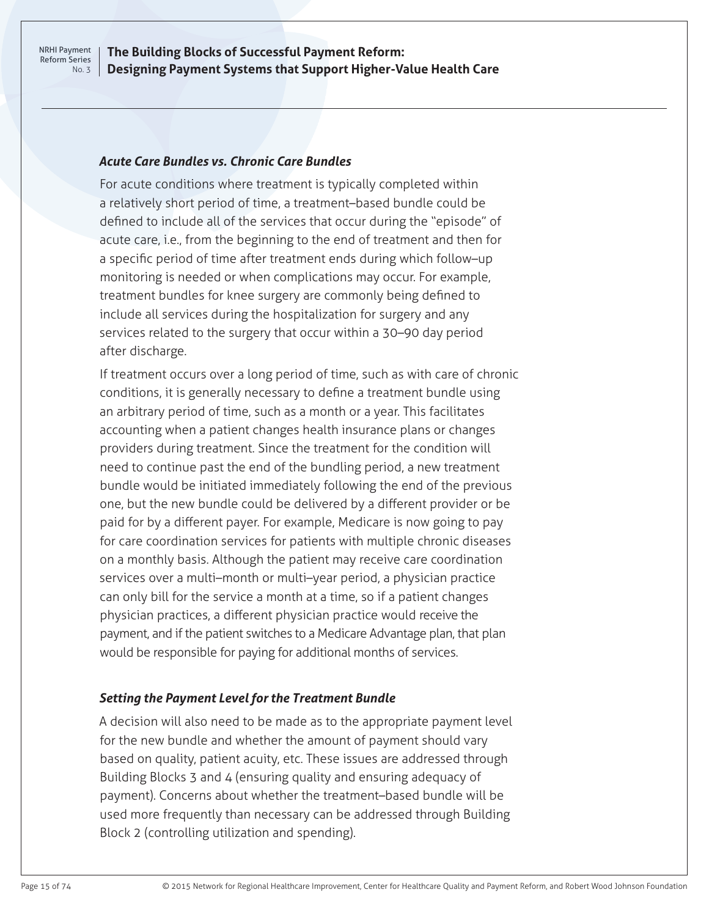### *Acute Care Bundles vs. Chronic Care Bundles*

For acute conditions where treatment is typically completed within a relatively short period of time, a treatment–based bundle could be defined to include all of the services that occur during the "episode" of acute care, i.e., from the beginning to the end of treatment and then for a specific period of time after treatment ends during which follow–up monitoring is needed or when complications may occur. For example, treatment bundles for knee surgery are commonly being defined to include all services during the hospitalization for surgery and any services related to the surgery that occur within a 30–90 day period after discharge.

If treatment occurs over a long period of time, such as with care of chronic conditions, it is generally necessary to define a treatment bundle using an arbitrary period of time, such as a month or a year. This facilitates accounting when a patient changes health insurance plans or changes providers during treatment. Since the treatment for the condition will need to continue past the end of the bundling period, a new treatment bundle would be initiated immediately following the end of the previous one, but the new bundle could be delivered by a different provider or be paid for by a different payer. For example, Medicare is now going to pay for care coordination services for patients with multiple chronic diseases on a monthly basis. Although the patient may receive care coordination services over a multi–month or multi–year period, a physician practice can only bill for the service a month at a time, so if a patient changes physician practices, a different physician practice would receive the payment, and if the patient switches to a Medicare Advantage plan, that plan would be responsible for paying for additional months of services.

### *Setting the Payment Level for the Treatment Bundle*

A decision will also need to be made as to the appropriate payment level for the new bundle and whether the amount of payment should vary based on quality, patient acuity, etc. These issues are addressed through Building Blocks 3 and 4 (ensuring quality and ensuring adequacy of payment). Concerns about whether the treatment–based bundle will be used more frequently than necessary can be addressed through Building Block 2 (controlling utilization and spending).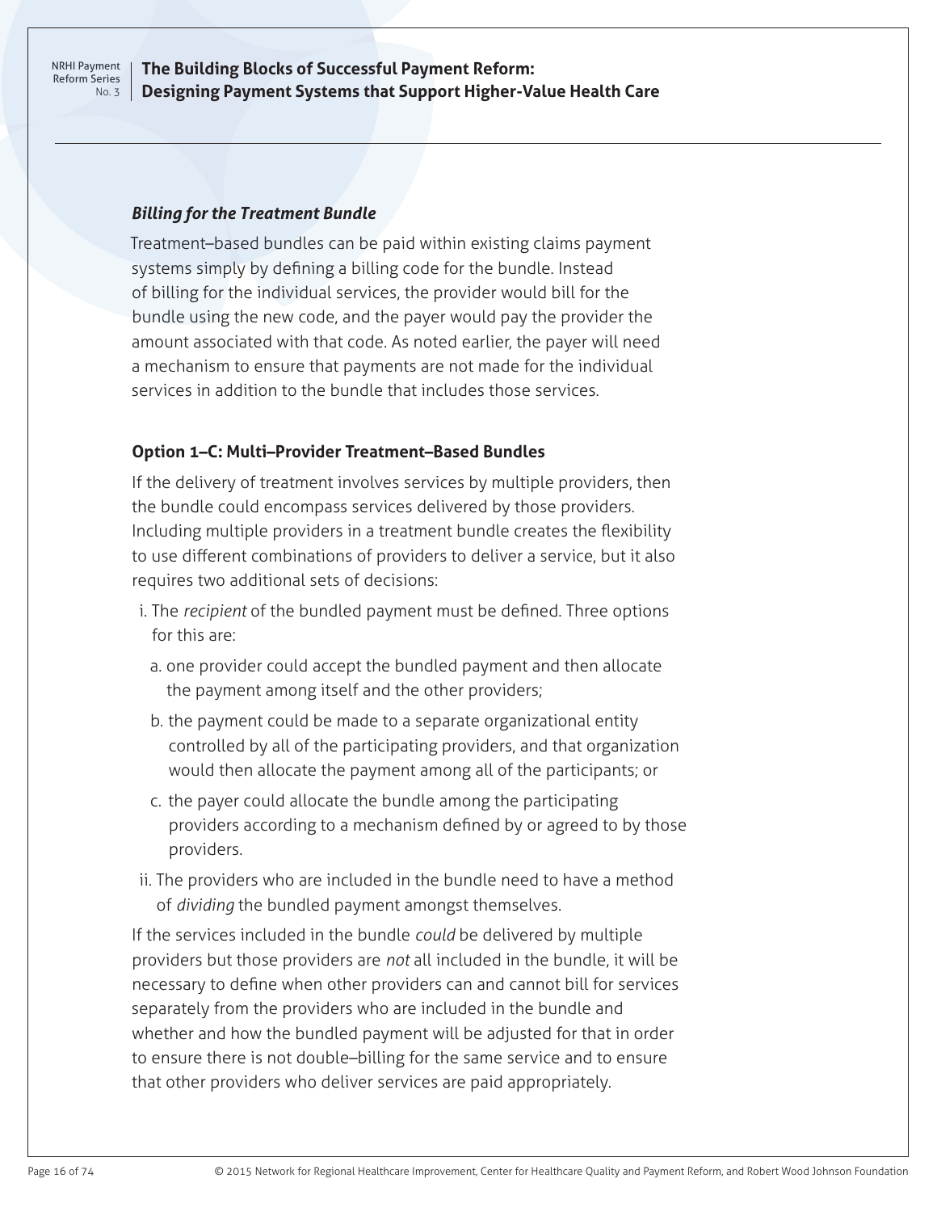***Billing for the Treatment Bundle***

Treatment–based bundles can be paid within existing claims payment systems simply by defining a billing code for the bundle. Instead of billing for the individual services, the provider would bill for the bundle using the new code, and the payer would pay the provider the amount associated with that code. As noted earlier, the payer will need a mechanism to ensure that payments are not made for the individual services in addition to the bundle that includes those services.

**Option 1–C: Multi–Provider Treatment–Based Bundles**

If the delivery of treatment involves services by multiple providers, then the bundle could encompass services delivered by those providers. Including multiple providers in a treatment bundle creates the flexibility to use different combinations of providers to deliver a service, but it also requires two additional sets of decisions:

i. The *recipient* of the bundled payment must be defined. Three options for this are:

   a. one provider could accept the bundled payment and then allocate the payment among itself and the other providers;

   b. the payment could be made to a separate organizational entity controlled by all of the participating providers, and that organization would then allocate the payment among all of the participants; or

   c. the payer could allocate the bundle among the participating providers according to a mechanism defined by or agreed to by those providers.

ii. The providers who are included in the bundle need to have a method of *dividing* the bundled payment amongst themselves.

If the services included in the bundle *could* be delivered by multiple providers but those providers are *not* all included in the bundle, it will be necessary to define when other providers can and cannot bill for services separately from the providers who are included in the bundle and whether and how the bundled payment will be adjusted for that in order to ensure there is not double–billing for the same service and to ensure that other providers who deliver services are paid appropriately.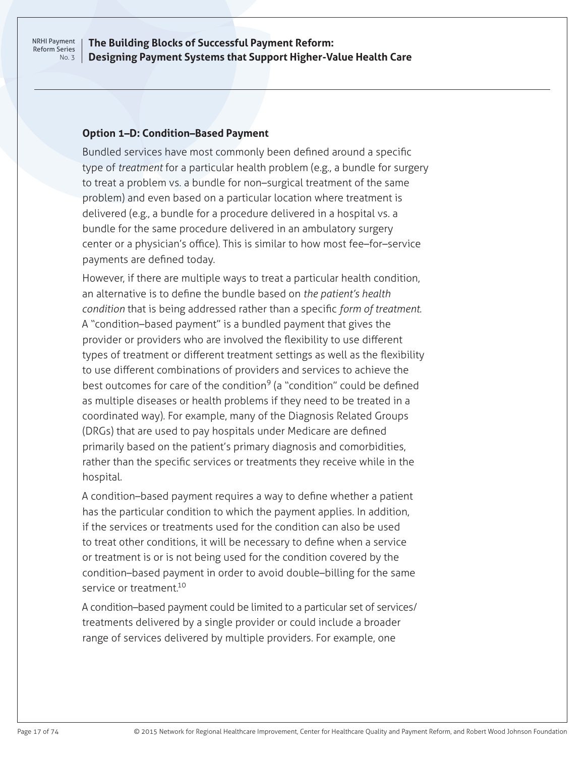### Option 1–D: Condition–Based Payment

Bundled services have most commonly been defined around a specific type of *treatment* for a particular health problem (e.g., a bundle for surgery to treat a problem vs. a bundle for non–surgical treatment of the same problem) and even based on a particular location where treatment is delivered (e.g., a bundle for a procedure delivered in a hospital vs. a bundle for the same procedure delivered in an ambulatory surgery center or a physician's office). This is similar to how most fee–for–service payments are defined today.

However, if there are multiple ways to treat a particular health condition, an alternative is to define the bundle based on *the patient's health condition* that is being addressed rather than a specific *form of treatment.* A "condition–based payment" is a bundled payment that gives the provider or providers who are involved the flexibility to use different types of treatment or different treatment settings as well as the flexibility to use different combinations of providers and services to achieve the best outcomes for care of the condition[9] (a "condition" could be defined as multiple diseases or health problems if they need to be treated in a coordinated way). For example, many of the Diagnosis Related Groups (DRGs) that are used to pay hospitals under Medicare are defined primarily based on the patient's primary diagnosis and comorbidities, rather than the specific services or treatments they receive while in the hospital.

A condition–based payment requires a way to define whether a patient has the particular condition to which the payment applies. In addition, if the services or treatments used for the condition can also be used to treat other conditions, it will be necessary to define when a service or treatment is or is not being used for the condition covered by the condition–based payment in order to avoid double–billing for the same service or treatment.[10]

A condition–based payment could be limited to a particular set of services/ treatments delivered by a single provider or could include a broader range of services delivered by multiple providers. For example, one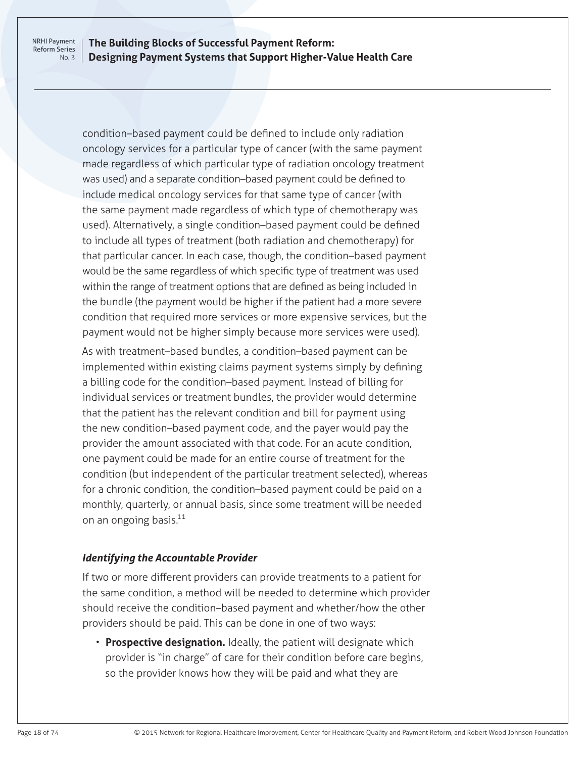condition–based payment could be defined to include only radiation oncology services for a particular type of cancer (with the same payment made regardless of which particular type of radiation oncology treatment was used) and a separate condition–based payment could be defined to include medical oncology services for that same type of cancer (with the same payment made regardless of which type of chemotherapy was used). Alternatively, a single condition–based payment could be defined to include all types of treatment (both radiation and chemotherapy) for that particular cancer. In each case, though, the condition–based payment would be the same regardless of which specific type of treatment was used within the range of treatment options that are defined as being included in the bundle (the payment would be higher if the patient had a more severe condition that required more services or more expensive services, but the payment would not be higher simply because more services were used).

As with treatment–based bundles, a condition–based payment can be implemented within existing claims payment systems simply by defining a billing code for the condition–based payment. Instead of billing for individual services or treatment bundles, the provider would determine that the patient has the relevant condition and bill for payment using the new condition–based payment code, and the payer would pay the provider the amount associated with that code. For an acute condition, one payment could be made for an entire course of treatment for the condition (but independent of the particular treatment selected), whereas for a chronic condition, the condition–based payment could be paid on a monthly, quarterly, or annual basis, since some treatment will be needed on an ongoing basis.[11]

### *Identifying the Accountable Provider*

If two or more different providers can provide treatments to a patient for the same condition, a method will be needed to determine which provider should receive the condition–based payment and whether/how the other providers should be paid. This can be done in one of two ways:

- **Prospective designation.** Ideally, the patient will designate which provider is "in charge" of care for their condition before care begins, so the provider knows how they will be paid and what they are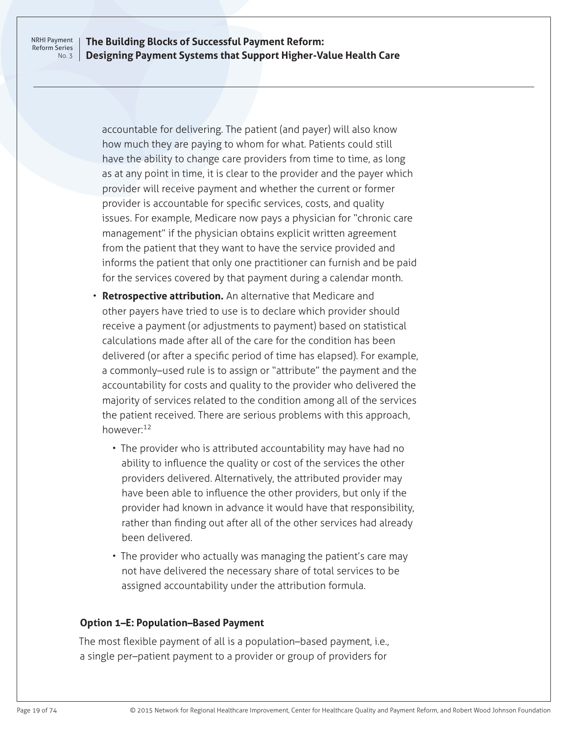accountable for delivering. The patient (and payer) will also know how much they are paying to whom for what. Patients could still have the ability to change care providers from time to time, as long as at any point in time, it is clear to the provider and the payer which provider will receive payment and whether the current or former provider is accountable for specific services, costs, and quality issues. For example, Medicare now pays a physician for "chronic care management" if the physician obtains explicit written agreement from the patient that they want to have the service provided and informs the patient that only one practitioner can furnish and be paid for the services covered by that payment during a calendar month.

- **Retrospective attribution.** An alternative that Medicare and other payers have tried to use is to declare which provider should receive a payment (or adjustments to payment) based on statistical calculations made after all of the care for the condition has been delivered (or after a specific period of time has elapsed). For example, a commonly–used rule is to assign or "attribute" the payment and the accountability for costs and quality to the provider who delivered the majority of services related to the condition among all of the services the patient received. There are serious problems with this approach, however:[12]
  - The provider who is attributed accountability may have had no ability to influence the quality or cost of the services the other providers delivered. Alternatively, the attributed provider may have been able to influence the other providers, but only if the provider had known in advance it would have that responsibility, rather than finding out after all of the other services had already been delivered.
  - The provider who actually was managing the patient's care may not have delivered the necessary share of total services to be assigned accountability under the attribution formula.

### Option 1–E: Population–Based Payment

The most flexible payment of all is a population–based payment, i.e., a single per–patient payment to a provider or group of providers for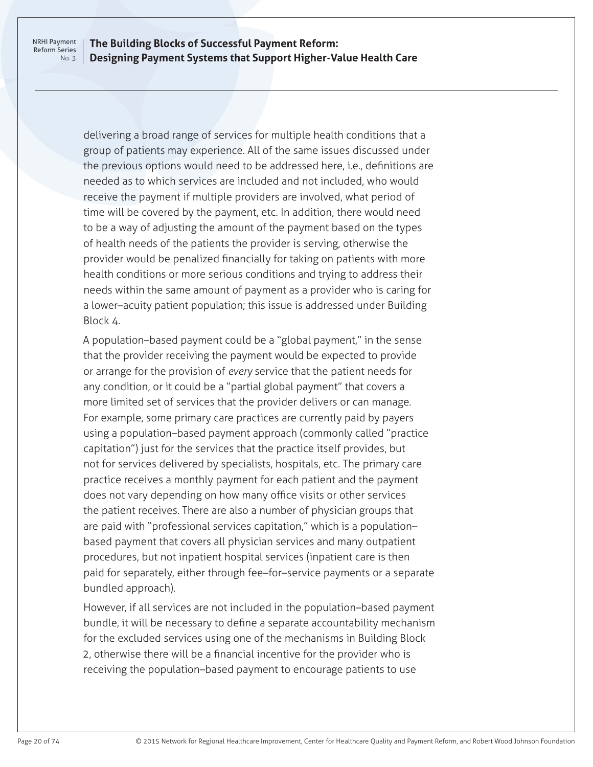delivering a broad range of services for multiple health conditions that a group of patients may experience. All of the same issues discussed under the previous options would need to be addressed here, i.e., definitions are needed as to which services are included and not included, who would receive the payment if multiple providers are involved, what period of time will be covered by the payment, etc. In addition, there would need to be a way of adjusting the amount of the payment based on the types of health needs of the patients the provider is serving, otherwise the provider would be penalized financially for taking on patients with more health conditions or more serious conditions and trying to address their needs within the same amount of payment as a provider who is caring for a lower–acuity patient population; this issue is addressed under Building Block 4.

A population–based payment could be a "global payment," in the sense that the provider receiving the payment would be expected to provide or arrange for the provision of *every* service that the patient needs for any condition, or it could be a "partial global payment" that covers a more limited set of services that the provider delivers or can manage. For example, some primary care practices are currently paid by payers using a population–based payment approach (commonly called "practice capitation") just for the services that the practice itself provides, but not for services delivered by specialists, hospitals, etc. The primary care practice receives a monthly payment for each patient and the payment does not vary depending on how many office visits or other services the patient receives. There are also a number of physician groups that are paid with "professional services capitation," which is a population–based payment that covers all physician services and many outpatient procedures, but not inpatient hospital services (inpatient care is then paid for separately, either through fee–for–service payments or a separate bundled approach).

However, if all services are not included in the population–based payment bundle, it will be necessary to define a separate accountability mechanism for the excluded services using one of the mechanisms in Building Block 2, otherwise there will be a financial incentive for the provider who is receiving the population–based payment to encourage patients to use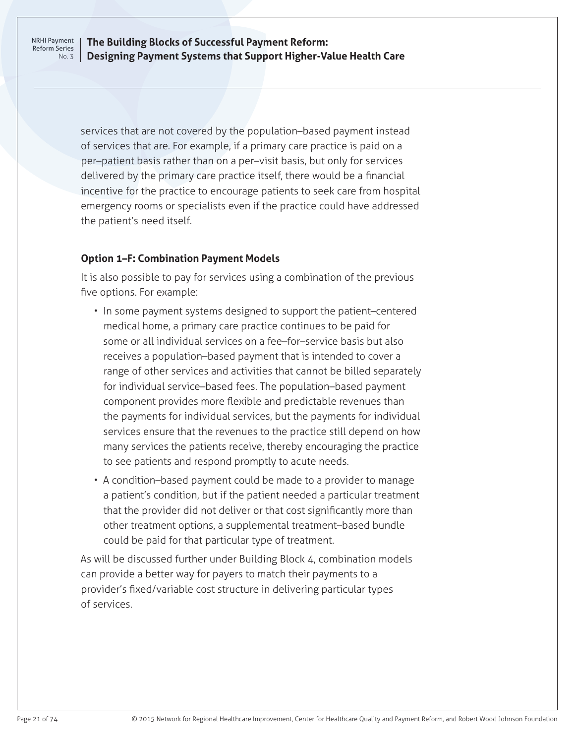services that are not covered by the population–based payment instead of services that are. For example, if a primary care practice is paid on a per–patient basis rather than on a per–visit basis, but only for services delivered by the primary care practice itself, there would be a financial incentive for the practice to encourage patients to seek care from hospital emergency rooms or specialists even if the practice could have addressed the patient's need itself.

### Option 1–F: Combination Payment Models

It is also possible to pay for services using a combination of the previous five options. For example:

- In some payment systems designed to support the patient–centered medical home, a primary care practice continues to be paid for some or all individual services on a fee–for–service basis but also receives a population–based payment that is intended to cover a range of other services and activities that cannot be billed separately for individual service–based fees. The population–based payment component provides more flexible and predictable revenues than the payments for individual services, but the payments for individual services ensure that the revenues to the practice still depend on how many services the patients receive, thereby encouraging the practice to see patients and respond promptly to acute needs.
- A condition–based payment could be made to a provider to manage a patient's condition, but if the patient needed a particular treatment that the provider did not deliver or that cost significantly more than other treatment options, a supplemental treatment–based bundle could be paid for that particular type of treatment.

As will be discussed further under Building Block 4, combination models can provide a better way for payers to match their payments to a provider's fixed/variable cost structure in delivering particular types of services.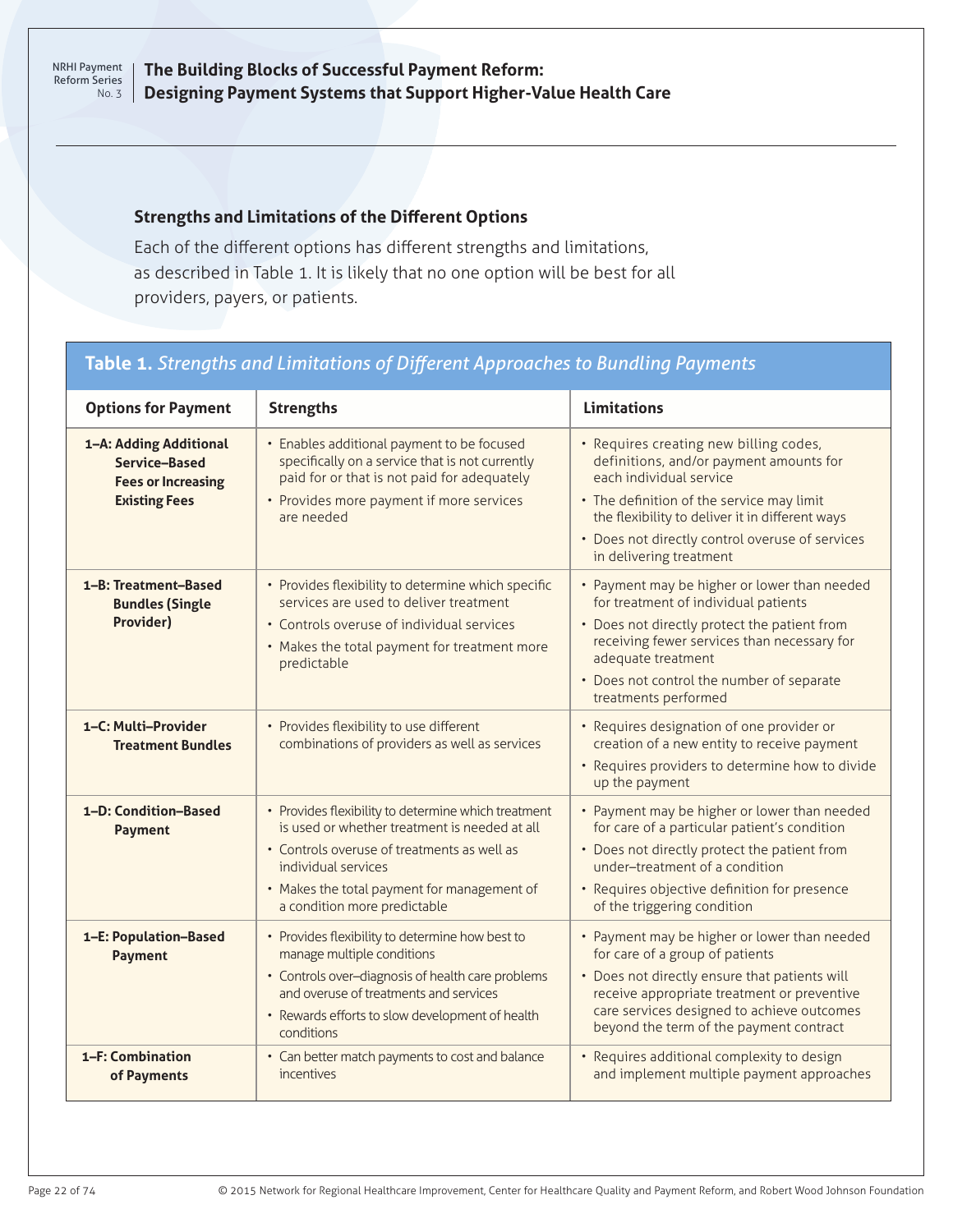### Strengths and Limitations of the Different Options

Each of the different options has different strengths and limitations, as described in Table 1. It is likely that no one option will be best for all providers, payers, or patients.

**Table 1.** *Strengths and Limitations of Different Approaches to Bundling Payments*

| Options for Payment | Strengths | Limitations |
|---|---|---|
| **1–A: Adding Additional Service–Based Fees or Increasing Existing Fees** | • Enables additional payment to be focused specifically on a service that is not currently paid for or that is not paid for adequately<br>• Provides more payment if more services are needed | • Requires creating new billing codes, definitions, and/or payment amounts for each individual service<br>• The definition of the service may limit the flexibility to deliver it in different ways<br>• Does not directly control overuse of services in delivering treatment |
| **1–B: Treatment–Based Bundles (Single Provider)** | • Provides flexibility to determine which specific services are used to deliver treatment<br>• Controls overuse of individual services<br>• Makes the total payment for treatment more predictable | • Payment may be higher or lower than needed for treatment of individual patients<br>• Does not directly protect the patient from receiving fewer services than necessary for adequate treatment<br>• Does not control the number of separate treatments performed |
| **1–C: Multi–Provider Treatment Bundles** | • Provides flexibility to use different combinations of providers as well as services | • Requires designation of one provider or creation of a new entity to receive payment<br>• Requires providers to determine how to divide up the payment |
| **1–D: Condition–Based Payment** | • Provides flexibility to determine which treatment is used or whether treatment is needed at all<br>• Controls overuse of treatments as well as individual services<br>• Makes the total payment for management of a condition more predictable | • Payment may be higher or lower than needed for care of a particular patient's condition<br>• Does not directly protect the patient from under–treatment of a condition<br>• Requires objective definition for presence of the triggering condition |
| **1–E: Population–Based Payment** | • Provides flexibility to determine how best to manage multiple conditions<br>• Controls over–diagnosis of health care problems and overuse of treatments and services<br>• Rewards efforts to slow development of health conditions | • Payment may be higher or lower than needed for care of a group of patients<br>• Does not directly ensure that patients will receive appropriate treatment or preventive care services designed to achieve outcomes beyond the term of the payment contract |
| **1–F: Combination of Payments** | • Can better match payments to cost and balance incentives | • Requires additional complexity to design and implement multiple payment approaches |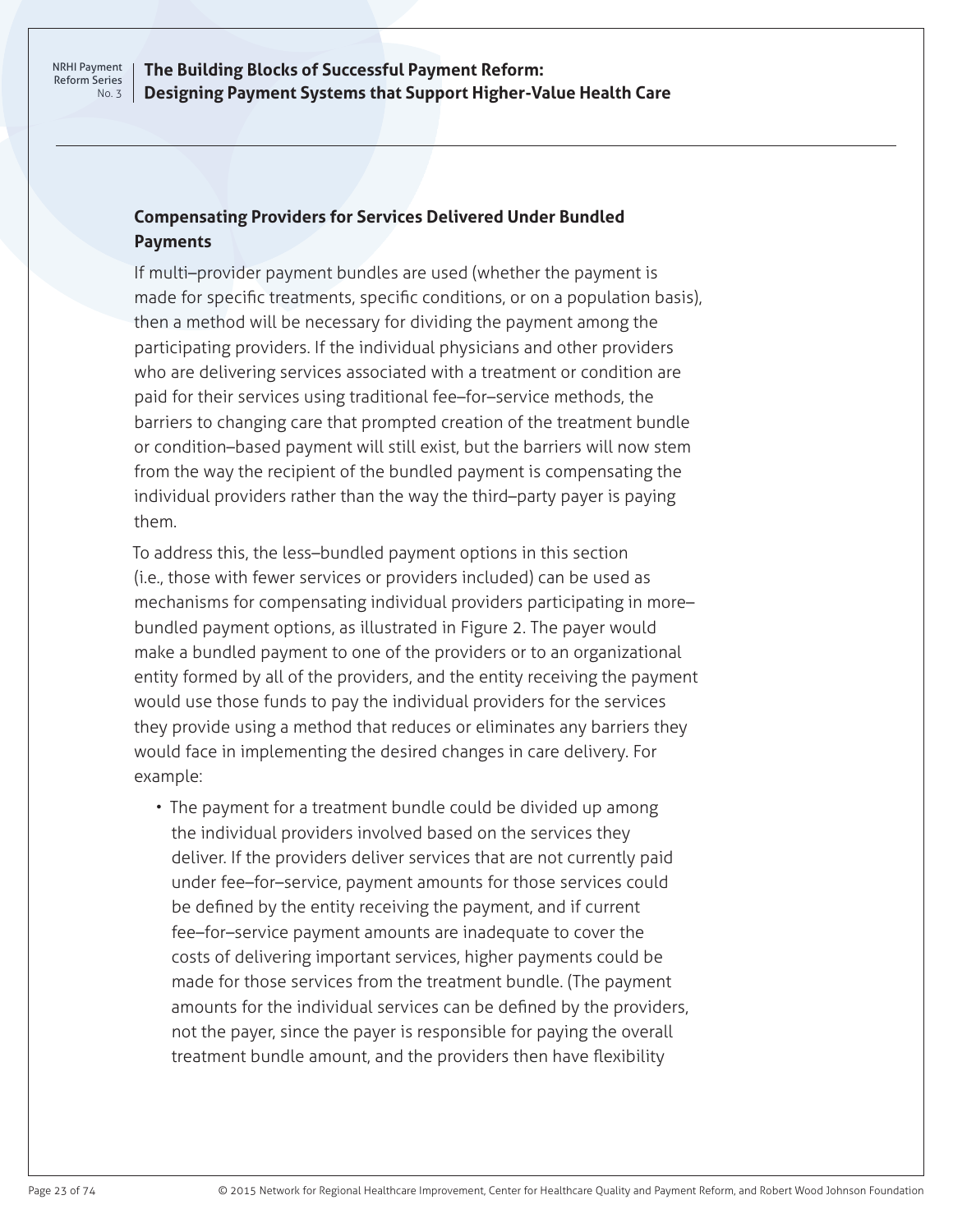### Compensating Providers for Services Delivered Under Bundled Payments

If multi–provider payment bundles are used (whether the payment is made for specific treatments, specific conditions, or on a population basis), then a method will be necessary for dividing the payment among the participating providers. If the individual physicians and other providers who are delivering services associated with a treatment or condition are paid for their services using traditional fee–for–service methods, the barriers to changing care that prompted creation of the treatment bundle or condition–based payment will still exist, but the barriers will now stem from the way the recipient of the bundled payment is compensating the individual providers rather than the way the third–party payer is paying them.

To address this, the less–bundled payment options in this section (i.e., those with fewer services or providers included) can be used as mechanisms for compensating individual providers participating in more–bundled payment options, as illustrated in Figure 2. The payer would make a bundled payment to one of the providers or to an organizational entity formed by all of the providers, and the entity receiving the payment would use those funds to pay the individual providers for the services they provide using a method that reduces or eliminates any barriers they would face in implementing the desired changes in care delivery. For example:

- The payment for a treatment bundle could be divided up among the individual providers involved based on the services they deliver. If the providers deliver services that are not currently paid under fee–for–service, payment amounts for those services could be defined by the entity receiving the payment, and if current fee–for–service payment amounts are inadequate to cover the costs of delivering important services, higher payments could be made for those services from the treatment bundle. (The payment amounts for the individual services can be defined by the providers, not the payer, since the payer is responsible for paying the overall treatment bundle amount, and the providers then have flexibility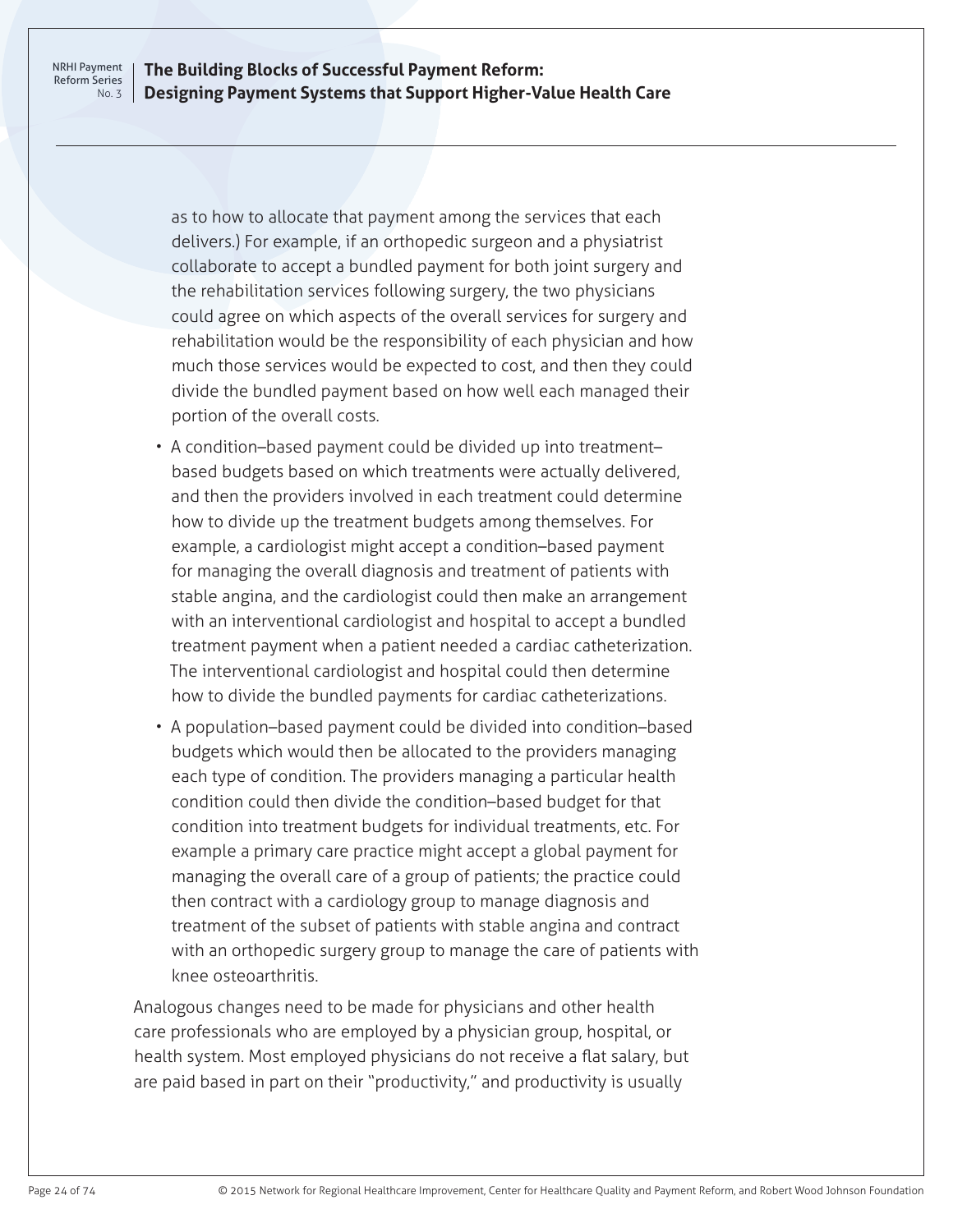as to how to allocate that payment among the services that each delivers.) For example, if an orthopedic surgeon and a physiatrist collaborate to accept a bundled payment for both joint surgery and the rehabilitation services following surgery, the two physicians could agree on which aspects of the overall services for surgery and rehabilitation would be the responsibility of each physician and how much those services would be expected to cost, and then they could divide the bundled payment based on how well each managed their portion of the overall costs.

- A condition–based payment could be divided up into treatment–based budgets based on which treatments were actually delivered, and then the providers involved in each treatment could determine how to divide up the treatment budgets among themselves. For example, a cardiologist might accept a condition–based payment for managing the overall diagnosis and treatment of patients with stable angina, and the cardiologist could then make an arrangement with an interventional cardiologist and hospital to accept a bundled treatment payment when a patient needed a cardiac catheterization. The interventional cardiologist and hospital could then determine how to divide the bundled payments for cardiac catheterizations.
- A population–based payment could be divided into condition–based budgets which would then be allocated to the providers managing each type of condition. The providers managing a particular health condition could then divide the condition–based budget for that condition into treatment budgets for individual treatments, etc. For example a primary care practice might accept a global payment for managing the overall care of a group of patients; the practice could then contract with a cardiology group to manage diagnosis and treatment of the subset of patients with stable angina and contract with an orthopedic surgery group to manage the care of patients with knee osteoarthritis.

Analogous changes need to be made for physicians and other health care professionals who are employed by a physician group, hospital, or health system. Most employed physicians do not receive a flat salary, but are paid based in part on their "productivity," and productivity is usually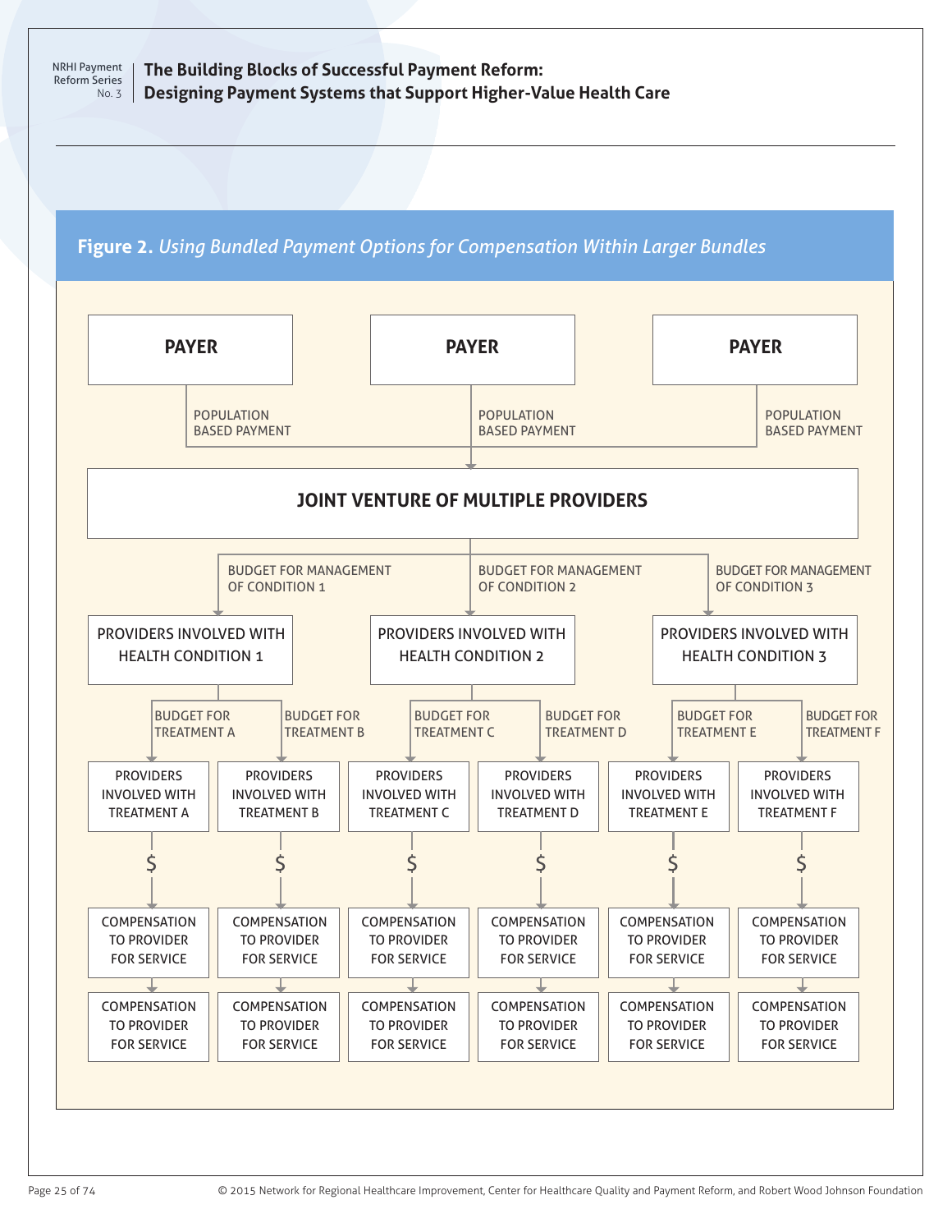**Figure 2.** *Using Bundled Payment Options for Compensation Within Larger Bundles*

PAYER

PAYER

PAYER

POPULATION BASED PAYMENT

POPULATION BASED PAYMENT

POPULATION BASED PAYMENT

JOINT VENTURE OF MULTIPLE PROVIDERS

BUDGET FOR MANAGEMENT OF CONDITION 1

BUDGET FOR MANAGEMENT OF CONDITION 2

BUDGET FOR MANAGEMENT OF CONDITION 3

PROVIDERS INVOLVED WITH HEALTH CONDITION 1

PROVIDERS INVOLVED WITH HEALTH CONDITION 2

PROVIDERS INVOLVED WITH HEALTH CONDITION 3

BUDGET FOR TREATMENT A

BUDGET FOR TREATMENT B

BUDGET FOR TREATMENT C

BUDGET FOR TREATMENT D

BUDGET FOR TREATMENT E

BUDGET FOR TREATMENT F

PROVIDERS INVOLVED WITH TREATMENT A

PROVIDERS INVOLVED WITH TREATMENT B

PROVIDERS INVOLVED WITH TREATMENT C

PROVIDERS INVOLVED WITH TREATMENT D

PROVIDERS INVOLVED WITH TREATMENT E

PROVIDERS INVOLVED WITH TREATMENT F

$

$

$

$

$

$

COMPENSATION TO PROVIDER FOR SERVICE

COMPENSATION TO PROVIDER FOR SERVICE

COMPENSATION TO PROVIDER FOR SERVICE

COMPENSATION TO PROVIDER FOR SERVICE

COMPENSATION TO PROVIDER FOR SERVICE

COMPENSATION TO PROVIDER FOR SERVICE

COMPENSATION TO PROVIDER FOR SERVICE

COMPENSATION TO PROVIDER FOR SERVICE

COMPENSATION TO PROVIDER FOR SERVICE

COMPENSATION TO PROVIDER FOR SERVICE

COMPENSATION TO PROVIDER FOR SERVICE

COMPENSATION TO PROVIDER FOR SERVICE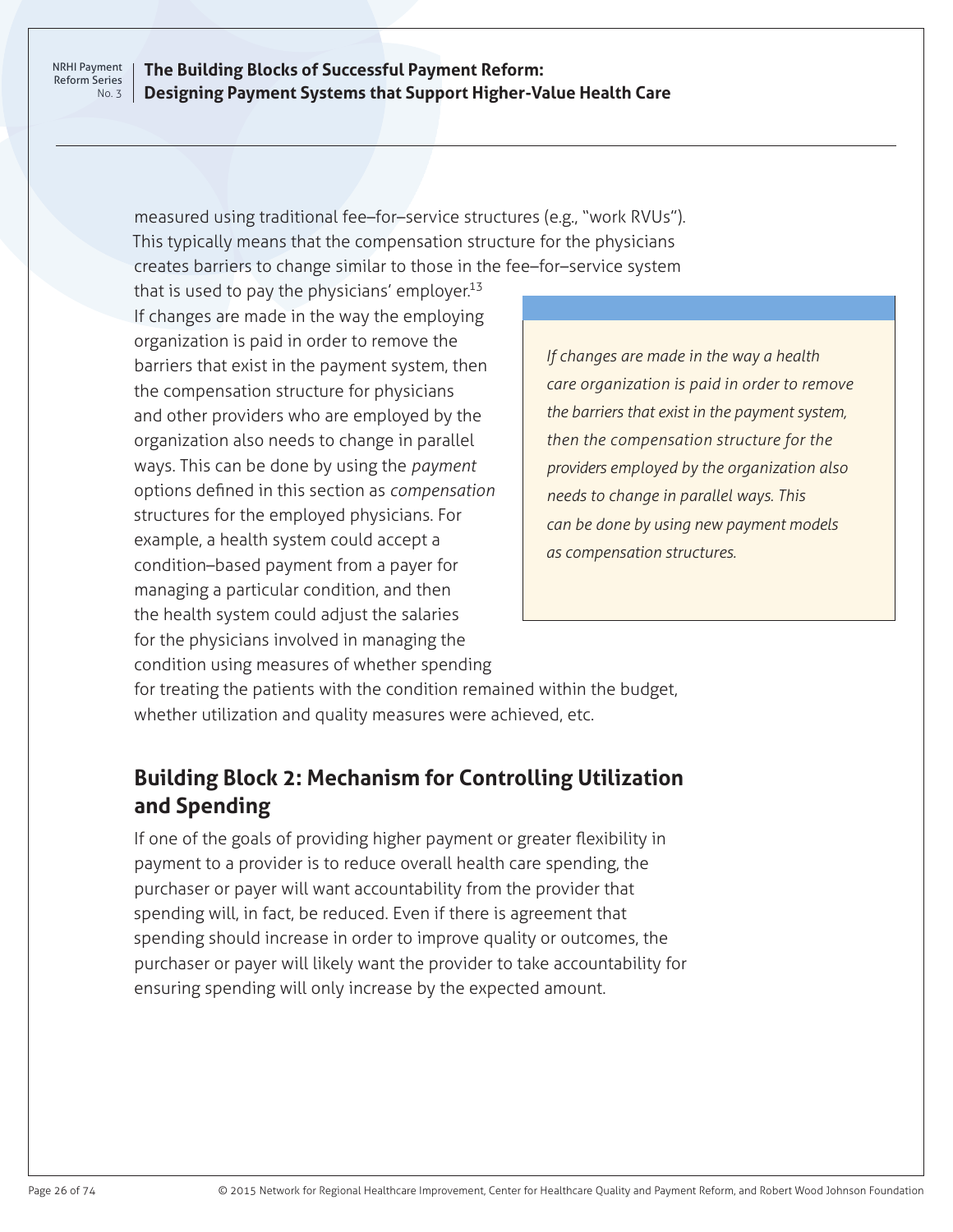measured using traditional fee–for–service structures (e.g., "work RVUs"). This typically means that the compensation structure for the physicians creates barriers to change similar to those in the fee–for–service system that is used to pay the physicians' employer.[13] If changes are made in the way the employing organization is paid in order to remove the barriers that exist in the payment system, then the compensation structure for physicians and other providers who are employed by the organization also needs to change in parallel ways. This can be done by using the *payment* options defined in this section as *compensation* structures for the employed physicians. For example, a health system could accept a condition–based payment from a payer for managing a particular condition, and then the health system could adjust the salaries for the physicians involved in managing the condition using measures of whether spending for treating the patients with the condition remained within the budget, whether utilization and quality measures were achieved, etc.

> *If changes are made in the way a health care organization is paid in order to remove the barriers that exist in the payment system, then the compensation structure for the providers employed by the organization also needs to change in parallel ways. This can be done by using new payment models as compensation structures.*

## Building Block 2: Mechanism for Controlling Utilization and Spending

If one of the goals of providing higher payment or greater flexibility in payment to a provider is to reduce overall health care spending, the purchaser or payer will want accountability from the provider that spending will, in fact, be reduced. Even if there is agreement that spending should increase in order to improve quality or outcomes, the purchaser or payer will likely want the provider to take accountability for ensuring spending will only increase by the expected amount.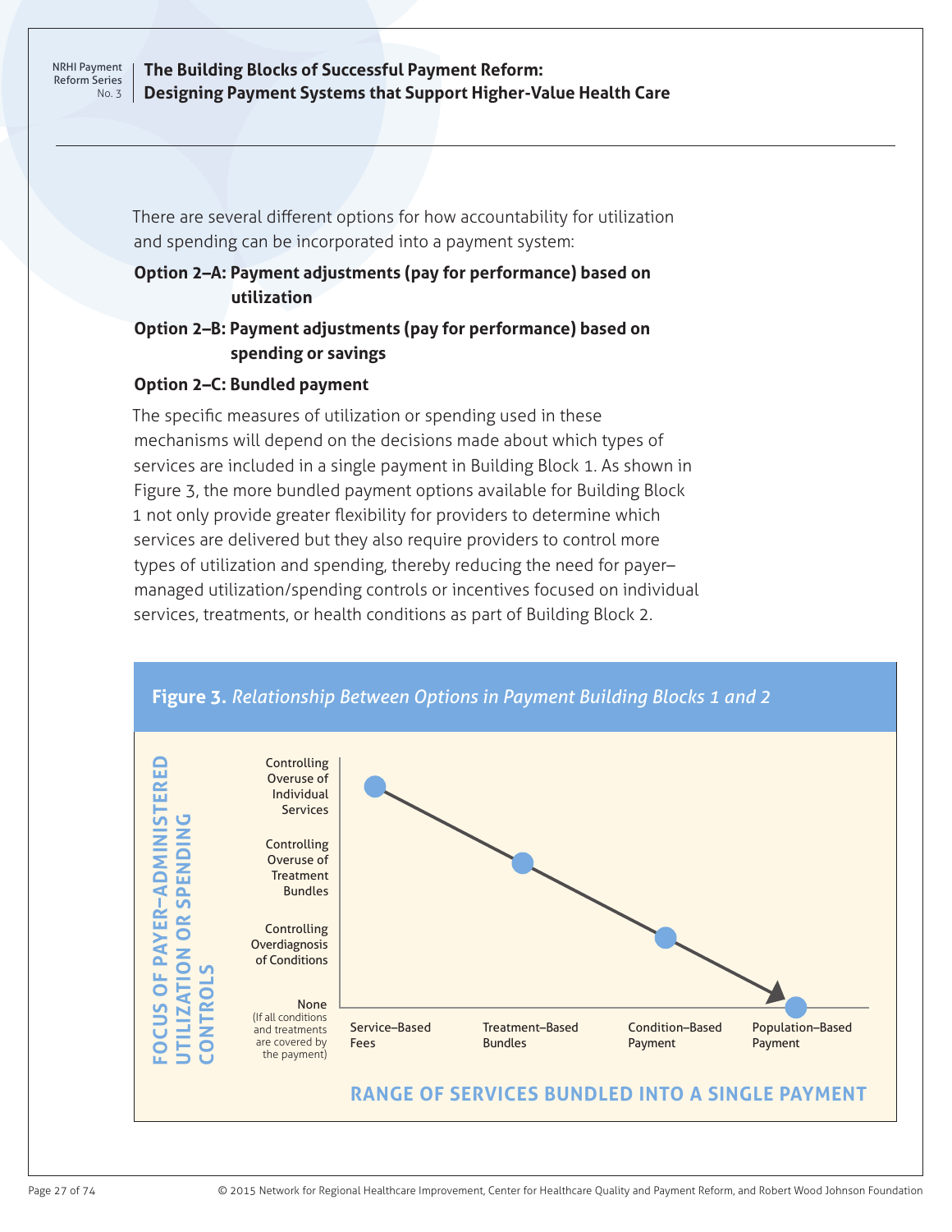There are several different options for how accountability for utilization and spending can be incorporated into a payment system:

**Option 2–A: Payment adjustments (pay for performance) based on utilization**

**Option 2–B: Payment adjustments (pay for performance) based on spending or savings**

**Option 2–C: Bundled payment**

The specific measures of utilization or spending used in these mechanisms will depend on the decisions made about which types of services are included in a single payment in Building Block 1. As shown in Figure 3, the more bundled payment options available for Building Block 1 not only provide greater flexibility for providers to determine which services are delivered but they also require providers to control more types of utilization and spending, thereby reducing the need for payer–managed utilization/spending controls or incentives focused on individual services, treatments, or health conditions as part of Building Block 2.

**Figure 3.** *Relationship Between Options in Payment Building Blocks 1 and 2*

FOCUS OF PAYER–ADMINISTERED UTILIZATION OR SPENDING CONTROLS

Controlling Overuse of Individual Services

Controlling Overuse of Treatment Bundles

Controlling Overdiagnosis of Conditions

None (If all conditions and treatments are covered by the payment)

Service–Based Fees

Treatment–Based Bundles

Condition–Based Payment

Population–Based Payment

RANGE OF SERVICES BUNDLED INTO A SINGLE PAYMENT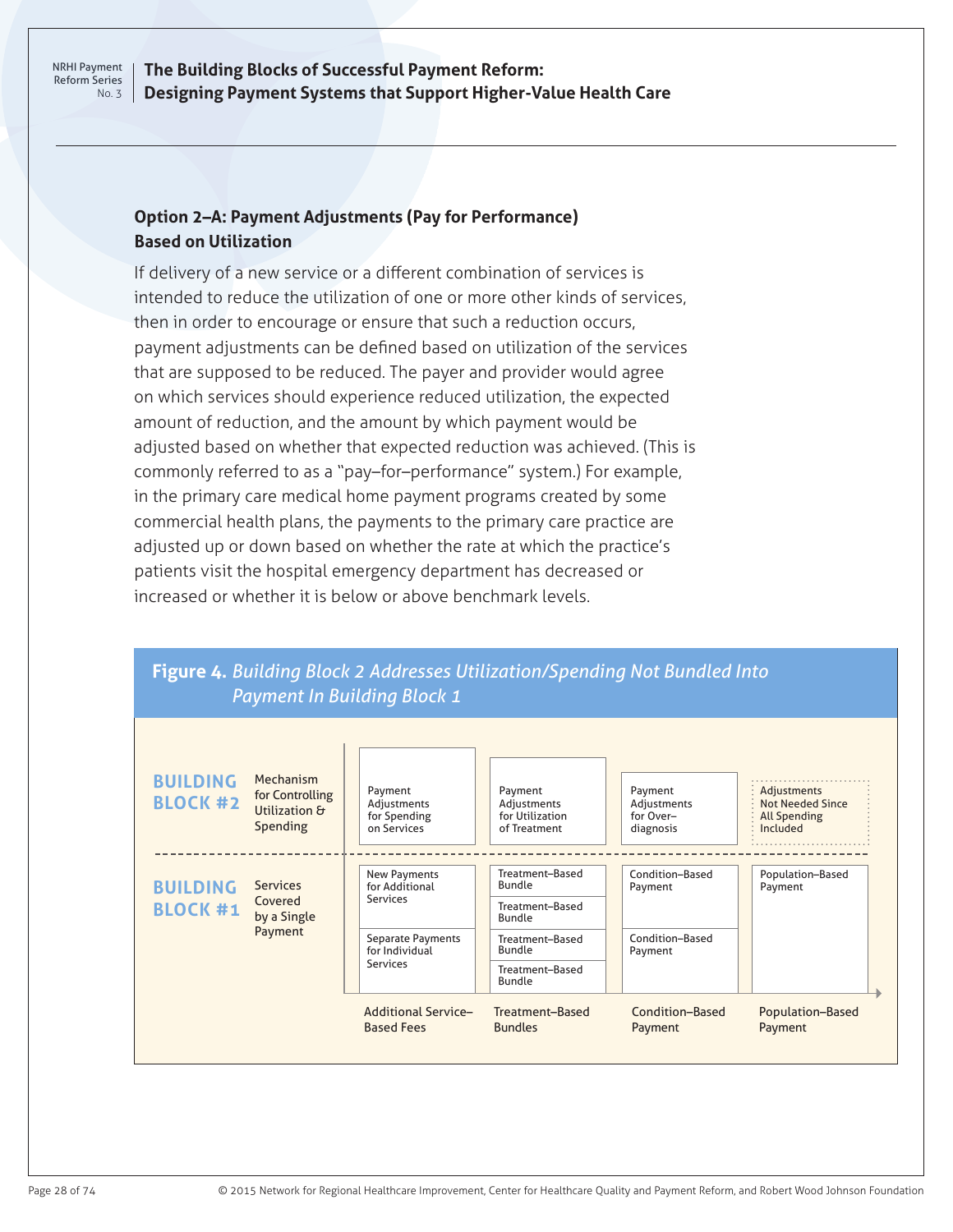### Option 2–A: Payment Adjustments (Pay for Performance) Based on Utilization

If delivery of a new service or a different combination of services is intended to reduce the utilization of one or more other kinds of services, then in order to encourage or ensure that such a reduction occurs, payment adjustments can be defined based on utilization of the services that are supposed to be reduced. The payer and provider would agree on which services should experience reduced utilization, the expected amount of reduction, and the amount by which payment would be adjusted based on whether that expected reduction was achieved. (This is commonly referred to as a "pay–for–performance" system.) For example, in the primary care medical home payment programs created by some commercial health plans, the payments to the primary care practice are adjusted up or down based on whether the rate at which the practice's patients visit the hospital emergency department has decreased or increased or whether it is below or above benchmark levels.

**Figure 4.** *Building Block 2 Addresses Utilization/Spending Not Bundled Into Payment In Building Block 1*

BUILDING BLOCK #2

Mechanism for Controlling Utilization & Spending

Payment Adjustments for Spending on Services

Payment Adjustments for Utilization of Treatment

Payment Adjustments for Over–diagnosis

Adjustments Not Needed Since All Spending Included

BUILDING BLOCK #1

Services Covered by a Single Payment

New Payments for Additional Services

Separate Payments for Individual Services

Treatment–Based Bundle

Treatment–Based Bundle

Treatment–Based Bundle

Treatment–Based Bundle

Condition–Based Payment

Condition–Based Payment

Population–Based Payment

Additional Service–Based Fees

Treatment–Based Bundles

Condition–Based Payment

Population–Based Payment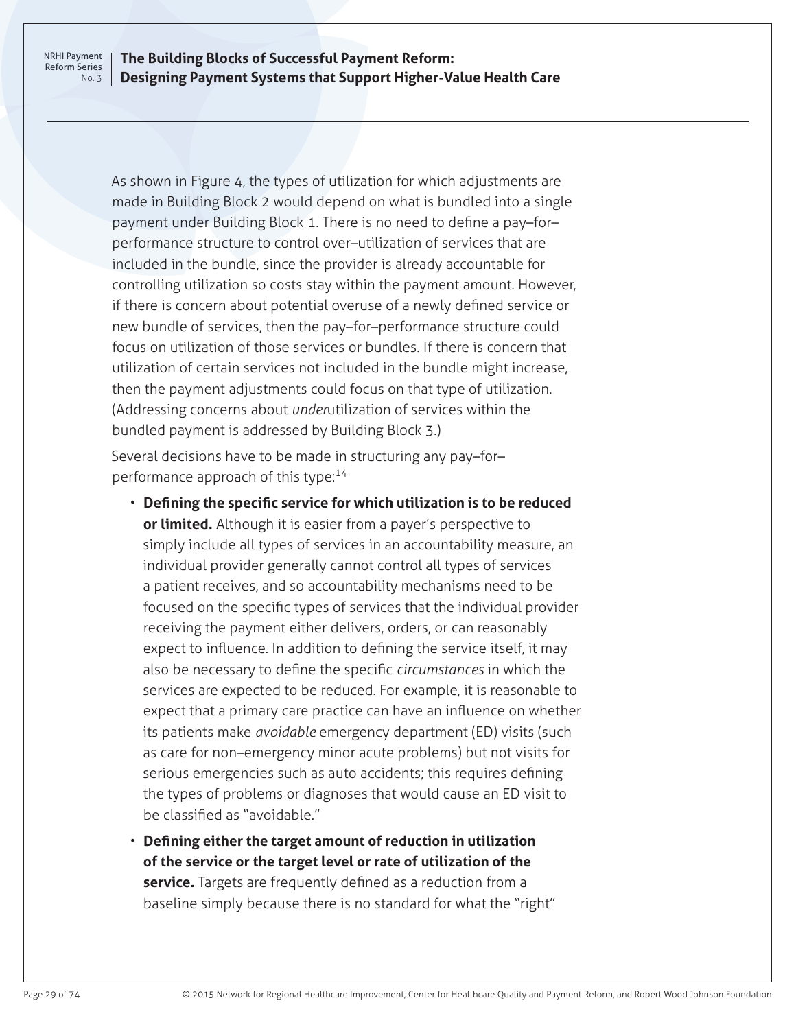As shown in Figure 4, the types of utilization for which adjustments are made in Building Block 2 would depend on what is bundled into a single payment under Building Block 1. There is no need to define a pay–for–performance structure to control over–utilization of services that are included in the bundle, since the provider is already accountable for controlling utilization so costs stay within the payment amount. However, if there is concern about potential overuse of a newly defined service or new bundle of services, then the pay–for–performance structure could focus on utilization of those services or bundles. If there is concern that utilization of certain services not included in the bundle might increase, then the payment adjustments could focus on that type of utilization. (Addressing concerns about *under*utilization of services within the bundled payment is addressed by Building Block 3.)

Several decisions have to be made in structuring any pay–for–performance approach of this type:[14]

- **Defining the specific service for which utilization is to be reduced or limited.** Although it is easier from a payer's perspective to simply include all types of services in an accountability measure, an individual provider generally cannot control all types of services a patient receives, and so accountability mechanisms need to be focused on the specific types of services that the individual provider receiving the payment either delivers, orders, or can reasonably expect to influence. In addition to defining the service itself, it may also be necessary to define the specific *circumstances* in which the services are expected to be reduced. For example, it is reasonable to expect that a primary care practice can have an influence on whether its patients make *avoidable* emergency department (ED) visits (such as care for non–emergency minor acute problems) but not visits for serious emergencies such as auto accidents; this requires defining the types of problems or diagnoses that would cause an ED visit to be classified as "avoidable."
- **Defining either the target amount of reduction in utilization of the service or the target level or rate of utilization of the service.** Targets are frequently defined as a reduction from a baseline simply because there is no standard for what the "right"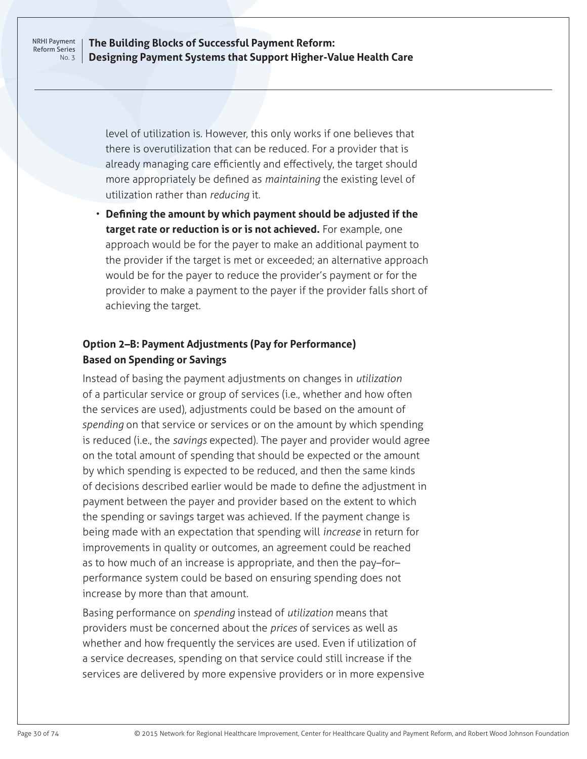level of utilization is. However, this only works if one believes that there is overutilization that can be reduced. For a provider that is already managing care efficiently and effectively, the target should more appropriately be defined as *maintaining* the existing level of utilization rather than *reducing* it.

- **Defining the amount by which payment should be adjusted if the target rate or reduction is or is not achieved.** For example, one approach would be for the payer to make an additional payment to the provider if the target is met or exceeded; an alternative approach would be for the payer to reduce the provider's payment or for the provider to make a payment to the payer if the provider falls short of achieving the target.

### Option 2–B: Payment Adjustments (Pay for Performance) Based on Spending or Savings

Instead of basing the payment adjustments on changes in *utilization* of a particular service or group of services (i.e., whether and how often the services are used), adjustments could be based on the amount of *spending* on that service or services or on the amount by which spending is reduced (i.e., the *savings* expected). The payer and provider would agree on the total amount of spending that should be expected or the amount by which spending is expected to be reduced, and then the same kinds of decisions described earlier would be made to define the adjustment in payment between the payer and provider based on the extent to which the spending or savings target was achieved. If the payment change is being made with an expectation that spending will *increase* in return for improvements in quality or outcomes, an agreement could be reached as to how much of an increase is appropriate, and then the pay–for–performance system could be based on ensuring spending does not increase by more than that amount.

Basing performance on *spending* instead of *utilization* means that providers must be concerned about the *prices* of services as well as whether and how frequently the services are used. Even if utilization of a service decreases, spending on that service could still increase if the services are delivered by more expensive providers or in more expensive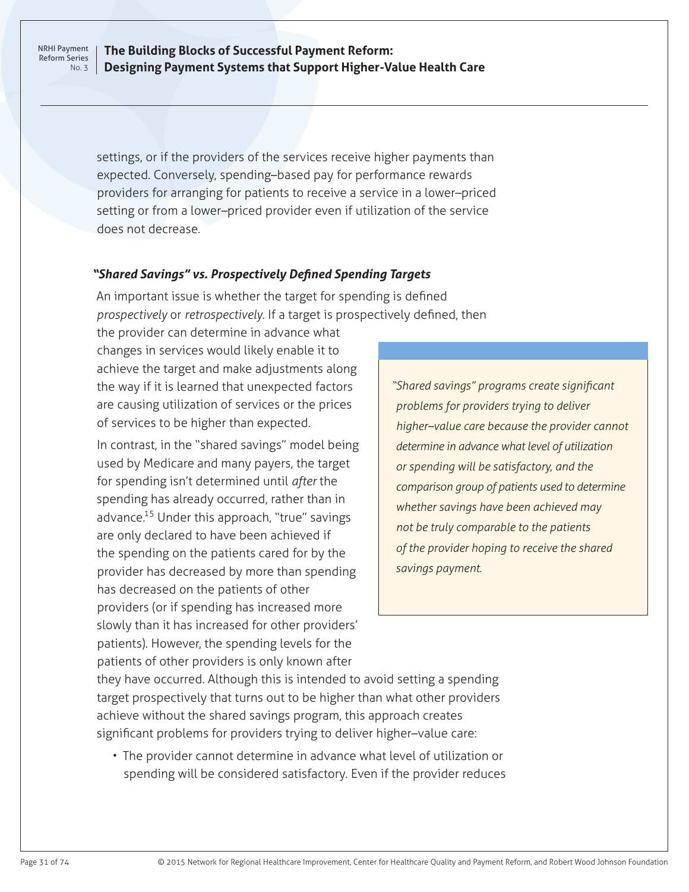settings, or if the providers of the services receive higher payments than expected. Conversely, spending–based pay for performance rewards providers for arranging for patients to receive a service in a lower–priced setting or from a lower–priced provider even if utilization of the service does not decrease.

#### *"Shared Savings" vs. Prospectively Defined Spending Targets*

An important issue is whether the target for spending is defined *prospectively* or *retrospectively*. If a target is prospectively defined, then the provider can determine in advance what changes in services would likely enable it to achieve the target and make adjustments along the way if it is learned that unexpected factors are causing utilization of services or the prices of services to be higher than expected.

In contrast, in the "shared savings" model being used by Medicare and many payers, the target for spending isn't determined until *after* the spending has already occurred, rather than in advance.[15] Under this approach, "true" savings are only declared to have been achieved if the spending on the patients cared for by the provider has decreased by more than spending has decreased on the patients of other providers (or if spending has increased more slowly than it has increased for other providers' patients). However, the spending levels for the patients of other providers is only known after they have occurred. Although this is intended to avoid setting a spending target prospectively that turns out to be higher than what other providers achieve without the shared savings program, this approach creates significant problems for providers trying to deliver higher–value care:

> *"Shared savings" programs create significant problems for providers trying to deliver higher–value care because the provider cannot determine in advance what level of utilization or spending will be satisfactory, and the comparison group of patients used to determine whether savings have been achieved may not be truly comparable to the patients of the provider hoping to receive the shared savings payment.*

- The provider cannot determine in advance what level of utilization or spending will be considered satisfactory. Even if the provider reduces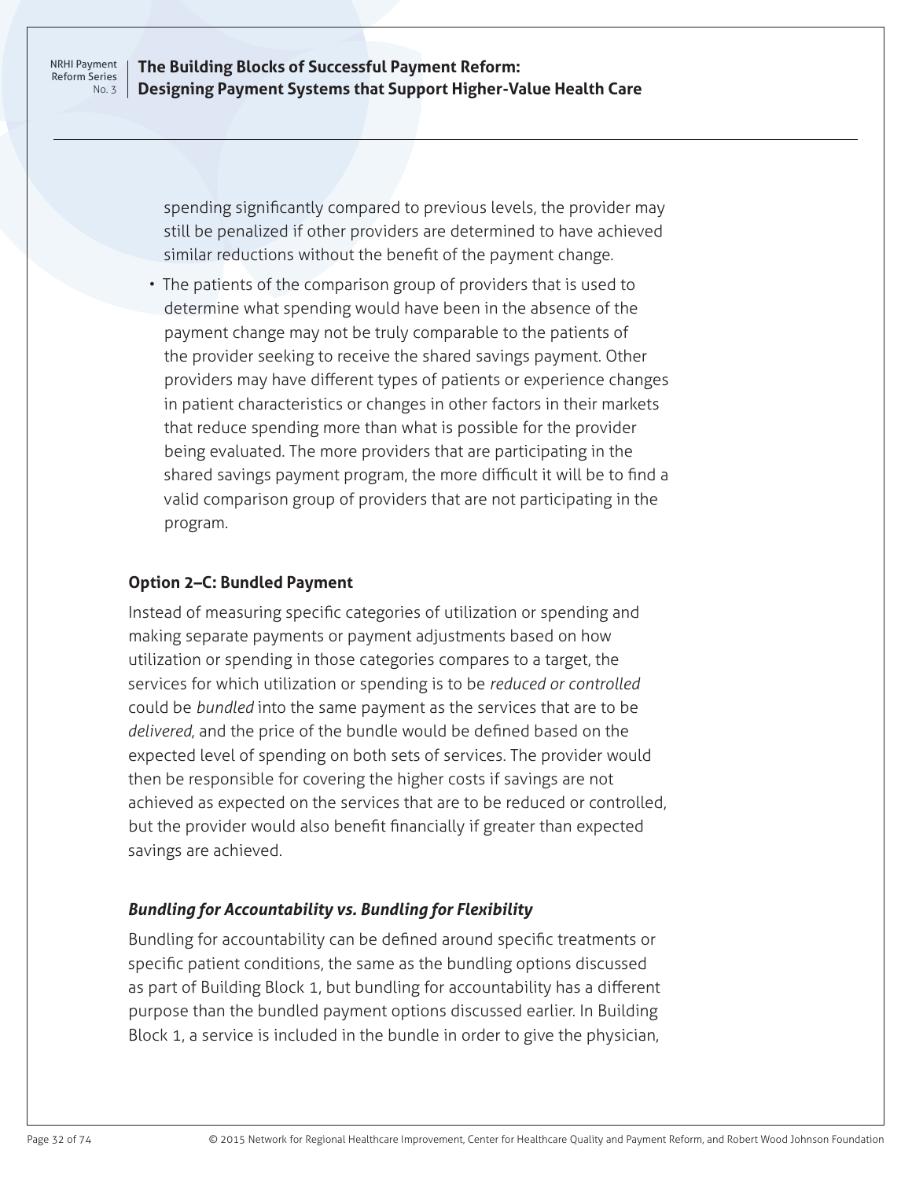spending significantly compared to previous levels, the provider may still be penalized if other providers are determined to have achieved similar reductions without the benefit of the payment change.

- The patients of the comparison group of providers that is used to determine what spending would have been in the absence of the payment change may not be truly comparable to the patients of the provider seeking to receive the shared savings payment. Other providers may have different types of patients or experience changes in patient characteristics or changes in other factors in their markets that reduce spending more than what is possible for the provider being evaluated. The more providers that are participating in the shared savings payment program, the more difficult it will be to find a valid comparison group of providers that are not participating in the program.

### Option 2–C: Bundled Payment

Instead of measuring specific categories of utilization or spending and making separate payments or payment adjustments based on how utilization or spending in those categories compares to a target, the services for which utilization or spending is to be *reduced or controlled* could be *bundled* into the same payment as the services that are to be *delivered*, and the price of the bundle would be defined based on the expected level of spending on both sets of services. The provider would then be responsible for covering the higher costs if savings are not achieved as expected on the services that are to be reduced or controlled, but the provider would also benefit financially if greater than expected savings are achieved.

#### *Bundling for Accountability vs. Bundling for Flexibility*

Bundling for accountability can be defined around specific treatments or specific patient conditions, the same as the bundling options discussed as part of Building Block 1, but bundling for accountability has a different purpose than the bundled payment options discussed earlier. In Building Block 1, a service is included in the bundle in order to give the physician,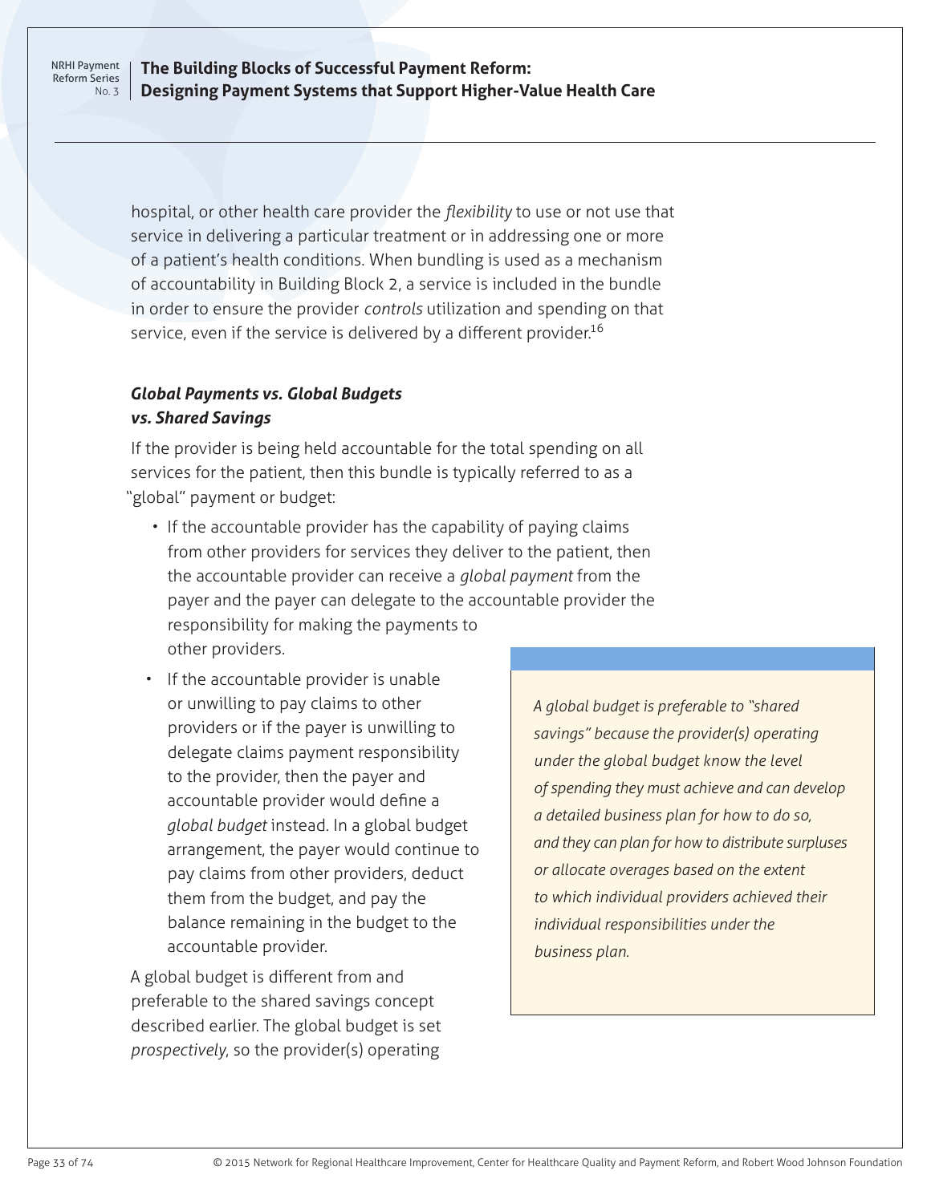hospital, or other health care provider the *flexibility* to use or not use that service in delivering a particular treatment or in addressing one or more of a patient's health conditions. When bundling is used as a mechanism of accountability in Building Block 2, a service is included in the bundle in order to ensure the provider *controls* utilization and spending on that service, even if the service is delivered by a different provider.[16]

### *Global Payments vs. Global Budgets vs. Shared Savings*

If the provider is being held accountable for the total spending on all services for the patient, then this bundle is typically referred to as a "global" payment or budget:

- If the accountable provider has the capability of paying claims from other providers for services they deliver to the patient, then the accountable provider can receive a *global payment* from the payer and the payer can delegate to the accountable provider the responsibility for making the payments to other providers.
- If the accountable provider is unable or unwilling to pay claims to other providers or if the payer is unwilling to delegate claims payment responsibility to the provider, then the payer and accountable provider would define a *global budget* instead. In a global budget arrangement, the payer would continue to pay claims from other providers, deduct them from the budget, and pay the balance remaining in the budget to the accountable provider.

A global budget is different from and preferable to the shared savings concept described earlier. The global budget is set *prospectively*, so the provider(s) operating

> *A global budget is preferable to "shared savings" because the provider(s) operating under the global budget know the level of spending they must achieve and can develop a detailed business plan for how to do so, and they can plan for how to distribute surpluses or allocate overages based on the extent to which individual providers achieved their individual responsibilities under the business plan.*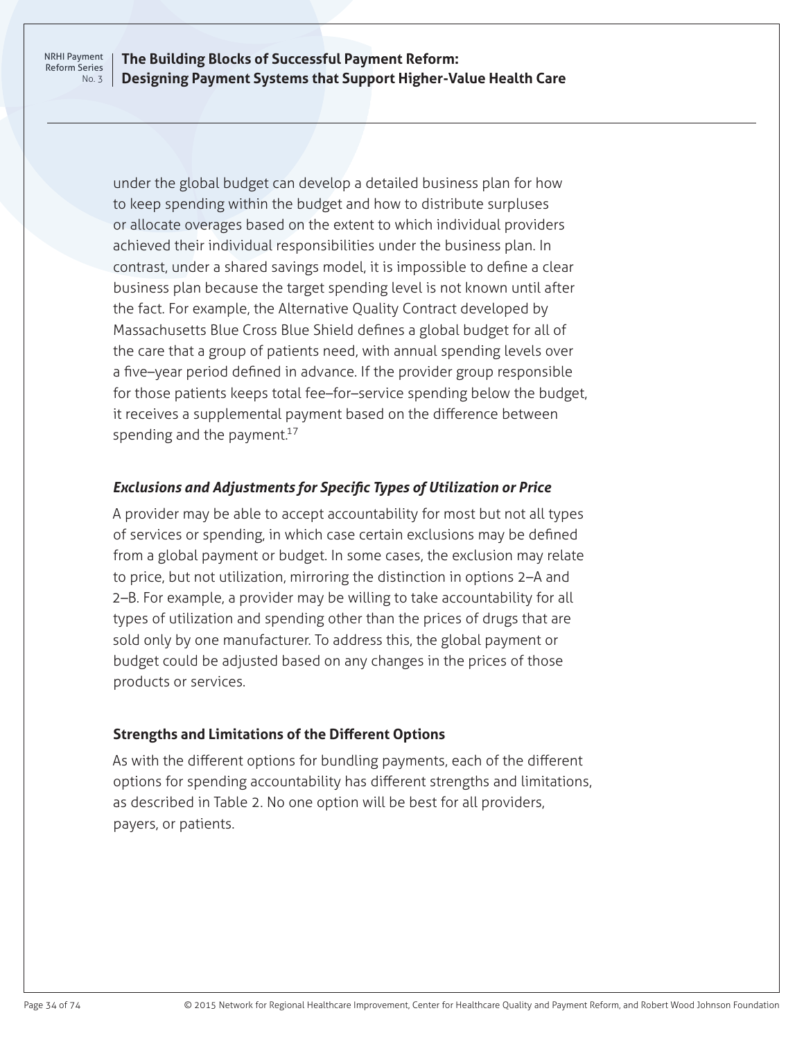under the global budget can develop a detailed business plan for how to keep spending within the budget and how to distribute surpluses or allocate overages based on the extent to which individual providers achieved their individual responsibilities under the business plan. In contrast, under a shared savings model, it is impossible to define a clear business plan because the target spending level is not known until after the fact. For example, the Alternative Quality Contract developed by Massachusetts Blue Cross Blue Shield defines a global budget for all of the care that a group of patients need, with annual spending levels over a five–year period defined in advance. If the provider group responsible for those patients keeps total fee–for–service spending below the budget, it receives a supplemental payment based on the difference between spending and the payment.[17]

#### *Exclusions and Adjustments for Specific Types of Utilization or Price*

A provider may be able to accept accountability for most but not all types of services or spending, in which case certain exclusions may be defined from a global payment or budget. In some cases, the exclusion may relate to price, but not utilization, mirroring the distinction in options 2–A and 2–B. For example, a provider may be willing to take accountability for all types of utilization and spending other than the prices of drugs that are sold only by one manufacturer. To address this, the global payment or budget could be adjusted based on any changes in the prices of those products or services.

### Strengths and Limitations of the Different Options

As with the different options for bundling payments, each of the different options for spending accountability has different strengths and limitations, as described in Table 2. No one option will be best for all providers, payers, or patients.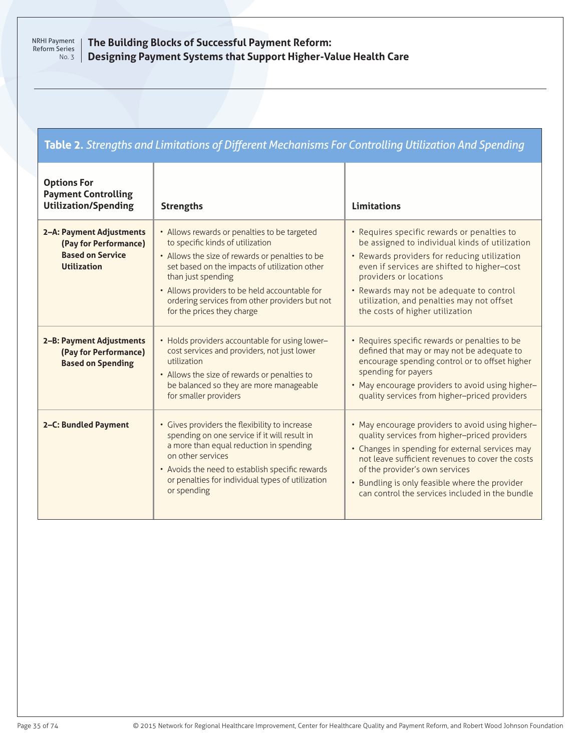**Table 2.** *Strengths and Limitations of Different Mechanisms For Controlling Utilization And Spending*

| Options For Payment Controlling Utilization/Spending | Strengths | Limitations |
|---|---|---|
| **2–A: Payment Adjustments (Pay for Performance) Based on Service Utilization** | • Allows rewards or penalties to be targeted to specific kinds of utilization<br>• Allows the size of rewards or penalties to be set based on the impacts of utilization other than just spending<br>• Allows providers to be held accountable for ordering services from other providers but not for the prices they charge | • Requires specific rewards or penalties to be assigned to individual kinds of utilization<br>• Rewards providers for reducing utilization even if services are shifted to higher–cost providers or locations<br>• Rewards may not be adequate to control utilization, and penalties may not offset the costs of higher utilization |
| **2–B: Payment Adjustments (Pay for Performance) Based on Spending** | • Holds providers accountable for using lower–cost services and providers, not just lower utilization<br>• Allows the size of rewards or penalties to be balanced so they are more manageable for smaller providers | • Requires specific rewards or penalties to be defined that may or may not be adequate to encourage spending control or to offset higher spending for payers<br>• May encourage providers to avoid using higher–quality services from higher–priced providers |
| **2–C: Bundled Payment** | • Gives providers the flexibility to increase spending on one service if it will result in a more than equal reduction in spending on other services<br>• Avoids the need to establish specific rewards or penalties for individual types of utilization or spending | • May encourage providers to avoid using higher–quality services from higher–priced providers<br>• Changes in spending for external services may not leave sufficient revenues to cover the costs of the provider's own services<br>• Bundling is only feasible where the provider can control the services included in the bundle |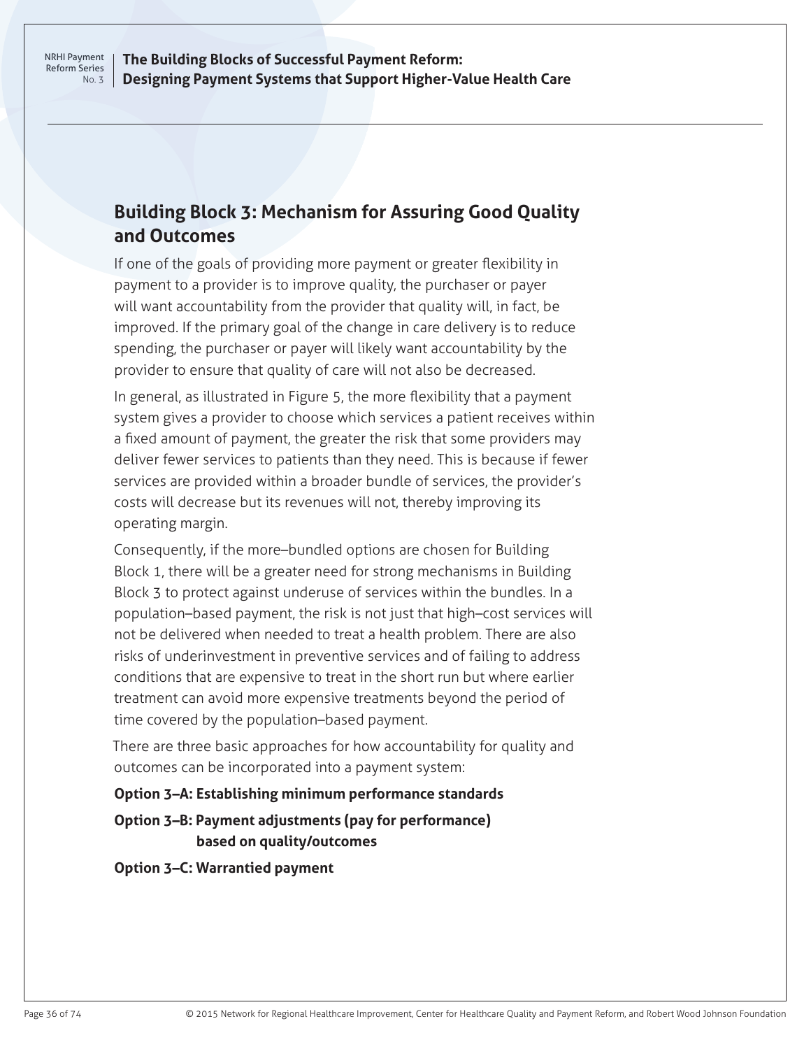## Building Block 3: Mechanism for Assuring Good Quality and Outcomes

If one of the goals of providing more payment or greater flexibility in payment to a provider is to improve quality, the purchaser or payer will want accountability from the provider that quality will, in fact, be improved. If the primary goal of the change in care delivery is to reduce spending, the purchaser or payer will likely want accountability by the provider to ensure that quality of care will not also be decreased.

In general, as illustrated in Figure 5, the more flexibility that a payment system gives a provider to choose which services a patient receives within a fixed amount of payment, the greater the risk that some providers may deliver fewer services to patients than they need. This is because if fewer services are provided within a broader bundle of services, the provider's costs will decrease but its revenues will not, thereby improving its operating margin.

Consequently, if the more–bundled options are chosen for Building Block 1, there will be a greater need for strong mechanisms in Building Block 3 to protect against underuse of services within the bundles. In a population–based payment, the risk is not just that high–cost services will not be delivered when needed to treat a health problem. There are also risks of underinvestment in preventive services and of failing to address conditions that are expensive to treat in the short run but where earlier treatment can avoid more expensive treatments beyond the period of time covered by the population–based payment.

There are three basic approaches for how accountability for quality and outcomes can be incorporated into a payment system:

**Option 3–A: Establishing minimum performance standards**

**Option 3–B: Payment adjustments (pay for performance) based on quality/outcomes**

**Option 3–C: Warrantied payment**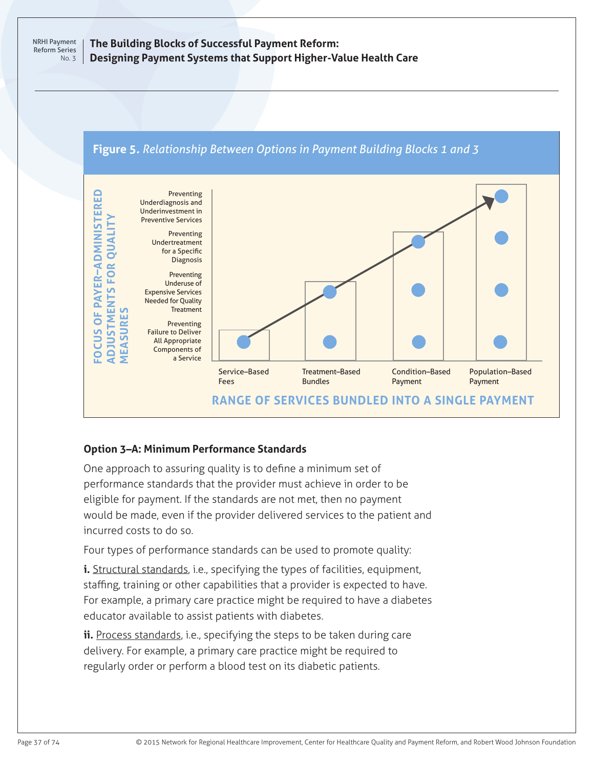**Figure 5.** *Relationship Between Options in Payment Building Blocks 1 and 3*

FOCUS OF PAYER–ADMINISTERED ADJUSTMENTS FOR QUALITY MEASURES

Preventing Underdiagnosis and Underinvestment in Preventive Services

Preventing Undertreatment for a Specific Diagnosis

Preventing Underuse of Expensive Services Needed for Quality Treatment

Preventing Failure to Deliver All Appropriate Components of a Service

Service–Based Fees

Treatment–Based Bundles

Condition–Based Payment

Population–Based Payment

RANGE OF SERVICES BUNDLED INTO A SINGLE PAYMENT

### Option 3–A: Minimum Performance Standards

One approach to assuring quality is to define a minimum set of performance standards that the provider must achieve in order to be eligible for payment. If the standards are not met, then no payment would be made, even if the provider delivered services to the patient and incurred costs to do so.

Four types of performance standards can be used to promote quality:

**i.** Structural standards, i.e., specifying the types of facilities, equipment, staffing, training or other capabilities that a provider is expected to have. For example, a primary care practice might be required to have a diabetes educator available to assist patients with diabetes.

**ii.** Process standards, i.e., specifying the steps to be taken during care delivery. For example, a primary care practice might be required to regularly order or perform a blood test on its diabetic patients.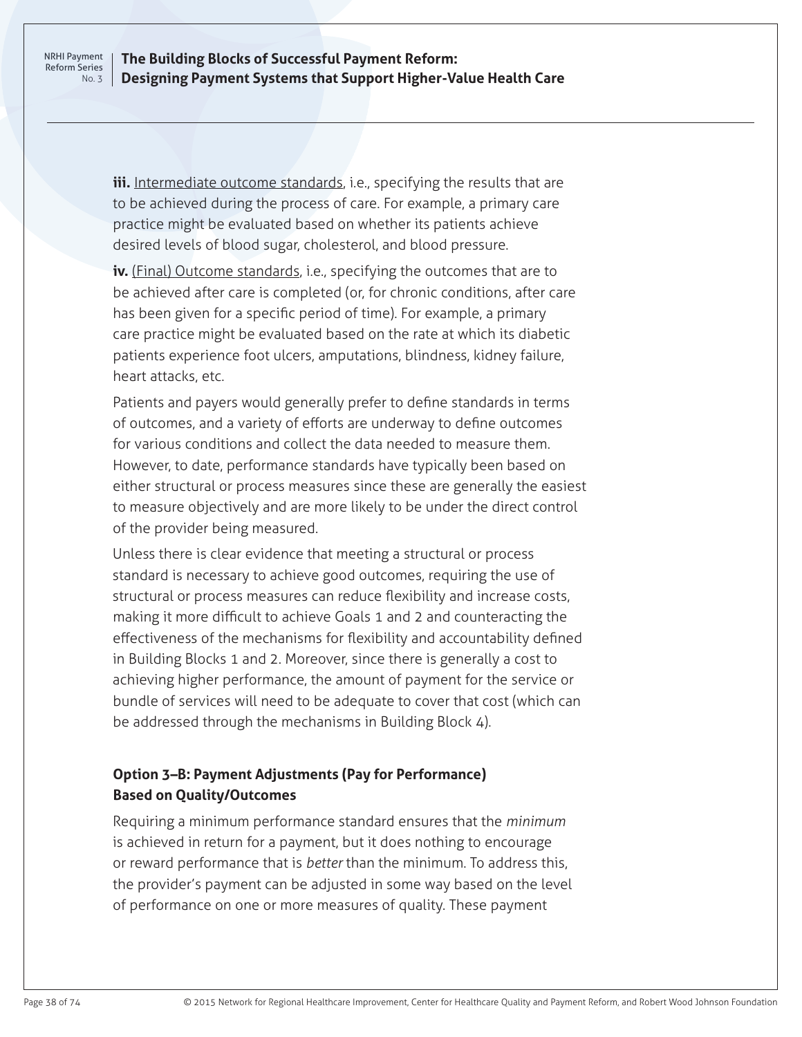**iii.** Intermediate outcome standards, i.e., specifying the results that are to be achieved during the process of care. For example, a primary care practice might be evaluated based on whether its patients achieve desired levels of blood sugar, cholesterol, and blood pressure.

**iv.** (Final) Outcome standards, i.e., specifying the outcomes that are to be achieved after care is completed (or, for chronic conditions, after care has been given for a specific period of time). For example, a primary care practice might be evaluated based on the rate at which its diabetic patients experience foot ulcers, amputations, blindness, kidney failure, heart attacks, etc.

Patients and payers would generally prefer to define standards in terms of outcomes, and a variety of efforts are underway to define outcomes for various conditions and collect the data needed to measure them. However, to date, performance standards have typically been based on either structural or process measures since these are generally the easiest to measure objectively and are more likely to be under the direct control of the provider being measured.

Unless there is clear evidence that meeting a structural or process standard is necessary to achieve good outcomes, requiring the use of structural or process measures can reduce flexibility and increase costs, making it more difficult to achieve Goals 1 and 2 and counteracting the effectiveness of the mechanisms for flexibility and accountability defined in Building Blocks 1 and 2. Moreover, since there is generally a cost to achieving higher performance, the amount of payment for the service or bundle of services will need to be adequate to cover that cost (which can be addressed through the mechanisms in Building Block 4).

### Option 3–B: Payment Adjustments (Pay for Performance) Based on Quality/Outcomes

Requiring a minimum performance standard ensures that the *minimum* is achieved in return for a payment, but it does nothing to encourage or reward performance that is *better* than the minimum. To address this, the provider's payment can be adjusted in some way based on the level of performance on one or more measures of quality. These payment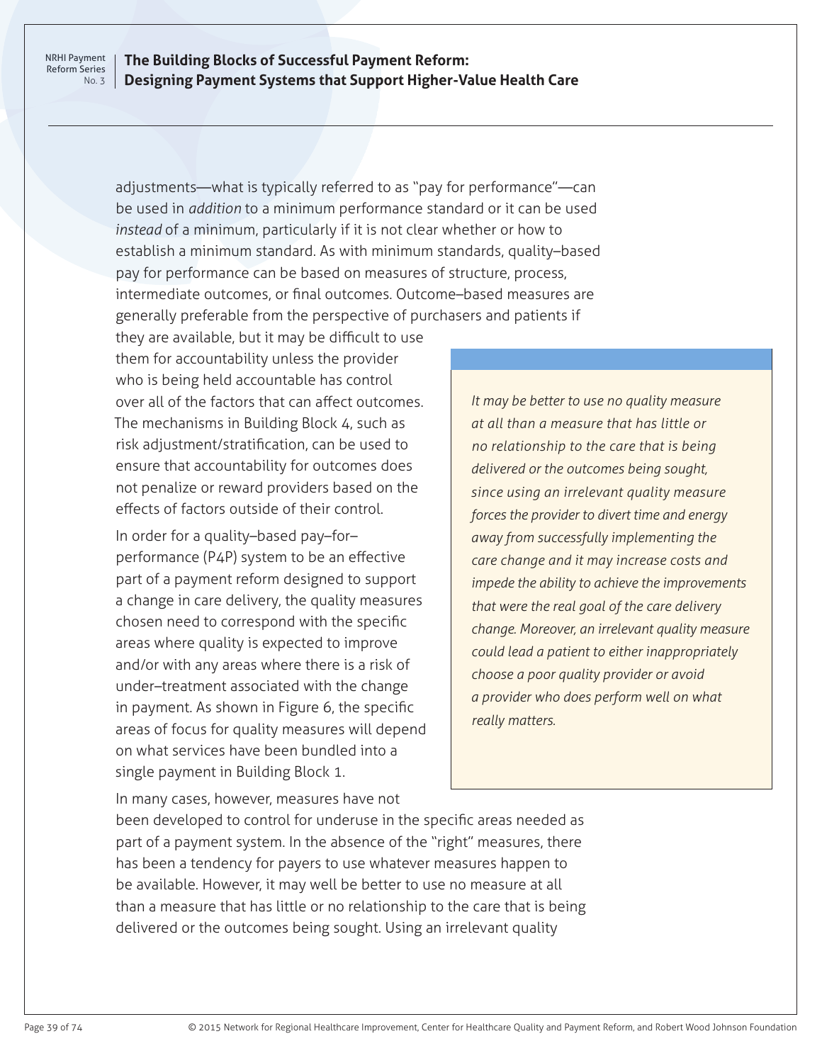adjustments—what is typically referred to as "pay for performance"—can be used in *addition* to a minimum performance standard or it can be used *instead* of a minimum, particularly if it is not clear whether or how to establish a minimum standard. As with minimum standards, quality–based pay for performance can be based on measures of structure, process, intermediate outcomes, or final outcomes. Outcome–based measures are generally preferable from the perspective of purchasers and patients if they are available, but it may be difficult to use them for accountability unless the provider who is being held accountable has control over all of the factors that can affect outcomes. The mechanisms in Building Block 4, such as risk adjustment/stratification, can be used to ensure that accountability for outcomes does not penalize or reward providers based on the effects of factors outside of their control.

In order for a quality–based pay–for–performance (P4P) system to be an effective part of a payment reform designed to support a change in care delivery, the quality measures chosen need to correspond with the specific areas where quality is expected to improve and/or with any areas where there is a risk of under–treatment associated with the change in payment. As shown in Figure 6, the specific areas of focus for quality measures will depend on what services have been bundled into a single payment in Building Block 1.

> *It may be better to use no quality measure at all than a measure that has little or no relationship to the care that is being delivered or the outcomes being sought, since using an irrelevant quality measure forces the provider to divert time and energy away from successfully implementing the care change and it may increase costs and impede the ability to achieve the improvements that were the real goal of the care delivery change. Moreover, an irrelevant quality measure could lead a patient to either inappropriately choose a poor quality provider or avoid a provider who does perform well on what really matters.*

In many cases, however, measures have not been developed to control for underuse in the specific areas needed as part of a payment system. In the absence of the "right" measures, there has been a tendency for payers to use whatever measures happen to be available. However, it may well be better to use no measure at all than a measure that has little or no relationship to the care that is being delivered or the outcomes being sought. Using an irrelevant quality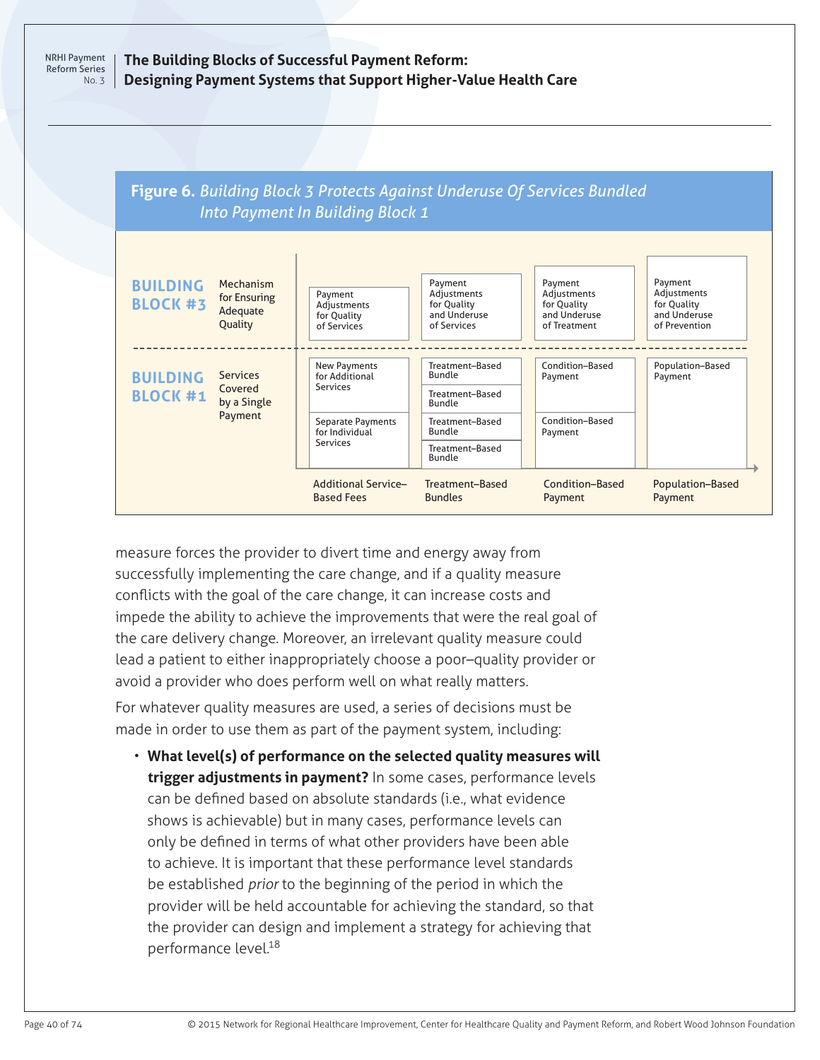**Figure 6.** *Building Block 3 Protects Against Underuse Of Services Bundled Into Payment In Building Block 1*

BUILDING BLOCK #3
Mechanism for Ensuring Adequate Quality

Payment Adjustments for Quality of Services
Payment Adjustments for Quality and Underuse of Services
Payment Adjustments for Quality and Underuse of Treatment
Payment Adjustments for Quality and Underuse of Prevention

BUILDING BLOCK #1
Services Covered by a Single Payment

New Payments for Additional Services
Separate Payments for Individual Services
Treatment–Based Bundle
Treatment–Based Bundle
Treatment–Based Bundle
Treatment–Based Bundle
Condition–Based Payment
Condition–Based Payment
Population–Based Payment

Additional Service–Based Fees
Treatment–Based Bundles
Condition–Based Payment
Population–Based Payment

measure forces the provider to divert time and energy away from successfully implementing the care change, and if a quality measure conflicts with the goal of the care change, it can increase costs and impede the ability to achieve the improvements that were the real goal of the care delivery change. Moreover, an irrelevant quality measure could lead a patient to either inappropriately choose a poor–quality provider or avoid a provider who does perform well on what really matters.

For whatever quality measures are used, a series of decisions must be made in order to use them as part of the payment system, including:

- **What level(s) of performance on the selected quality measures will trigger adjustments in payment?** In some cases, performance levels can be defined based on absolute standards (i.e., what evidence shows is achievable) but in many cases, performance levels can only be defined in terms of what other providers have been able to achieve. It is important that these performance level standards be established *prior* to the beginning of the period in which the provider will be held accountable for achieving the standard, so that the provider can design and implement a strategy for achieving that performance level.[18]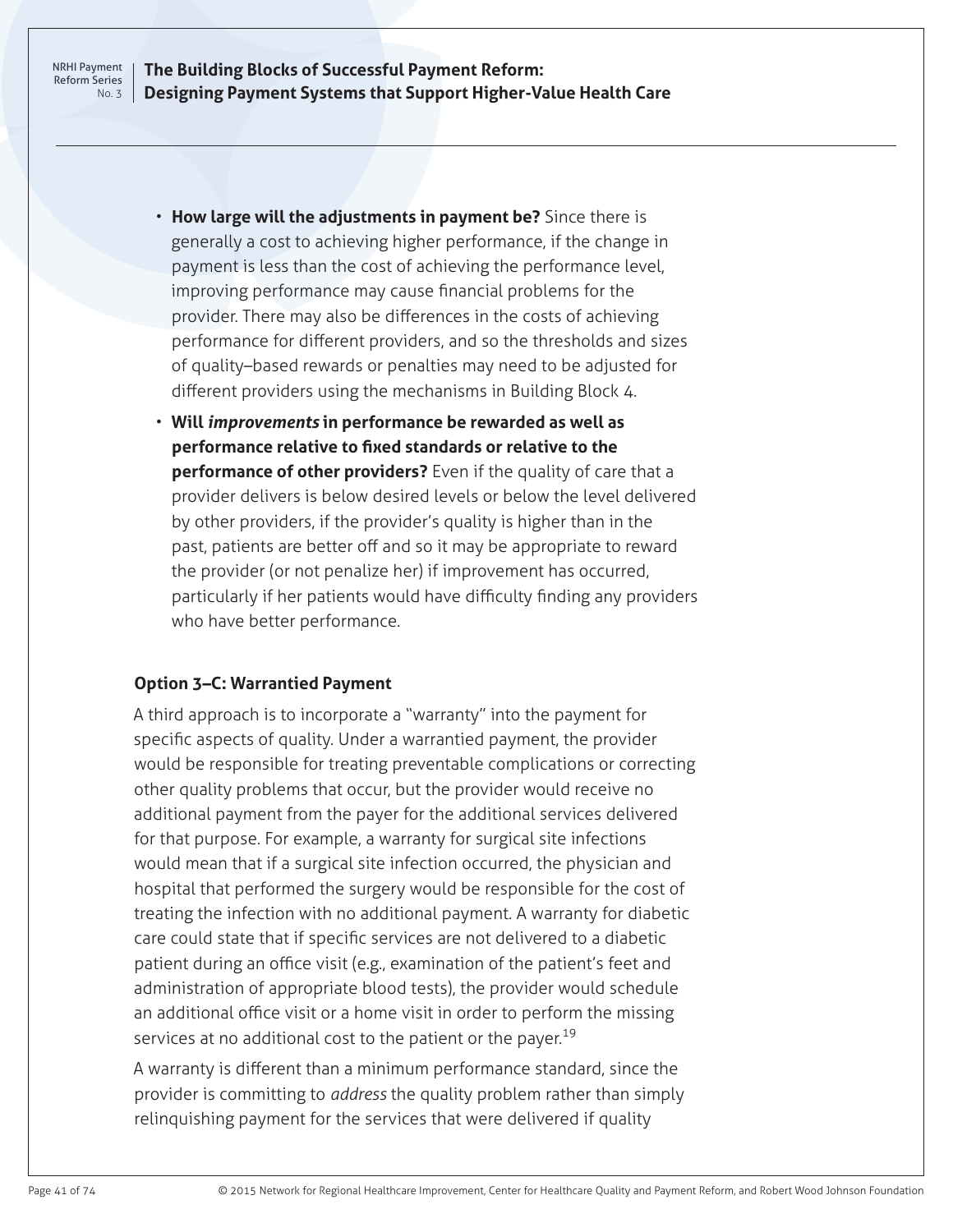- **How large will the adjustments in payment be?** Since there is generally a cost to achieving higher performance, if the change in payment is less than the cost of achieving the performance level, improving performance may cause financial problems for the provider. There may also be differences in the costs of achieving performance for different providers, and so the thresholds and sizes of quality–based rewards or penalties may need to be adjusted for different providers using the mechanisms in Building Block 4.
- **Will *improvements* in performance be rewarded as well as performance relative to fixed standards or relative to the performance of other providers?** Even if the quality of care that a provider delivers is below desired levels or below the level delivered by other providers, if the provider's quality is higher than in the past, patients are better off and so it may be appropriate to reward the provider (or not penalize her) if improvement has occurred, particularly if her patients would have difficulty finding any providers who have better performance.

### Option 3–C: Warrantied Payment

A third approach is to incorporate a "warranty" into the payment for specific aspects of quality. Under a warrantied payment, the provider would be responsible for treating preventable complications or correcting other quality problems that occur, but the provider would receive no additional payment from the payer for the additional services delivered for that purpose. For example, a warranty for surgical site infections would mean that if a surgical site infection occurred, the physician and hospital that performed the surgery would be responsible for the cost of treating the infection with no additional payment. A warranty for diabetic care could state that if specific services are not delivered to a diabetic patient during an office visit (e.g., examination of the patient's feet and administration of appropriate blood tests), the provider would schedule an additional office visit or a home visit in order to perform the missing services at no additional cost to the patient or the payer.[19]

A warranty is different than a minimum performance standard, since the provider is committing to *address* the quality problem rather than simply relinquishing payment for the services that were delivered if quality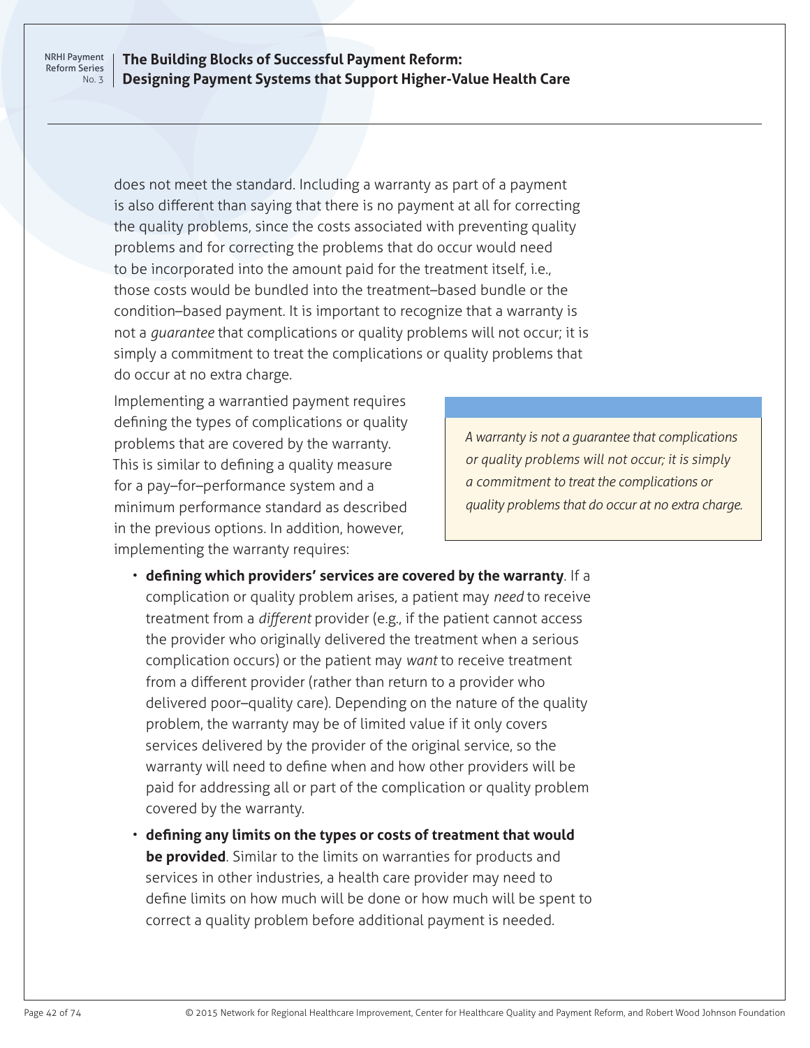does not meet the standard. Including a warranty as part of a payment is also different than saying that there is no payment at all for correcting the quality problems, since the costs associated with preventing quality problems and for correcting the problems that do occur would need to be incorporated into the amount paid for the treatment itself, i.e., those costs would be bundled into the treatment–based bundle or the condition–based payment. It is important to recognize that a warranty is not a *guarantee* that complications or quality problems will not occur; it is simply a commitment to treat the complications or quality problems that do occur at no extra charge.

Implementing a warrantied payment requires defining the types of complications or quality problems that are covered by the warranty. This is similar to defining a quality measure for a pay–for–performance system and a minimum performance standard as described in the previous options. In addition, however, implementing the warranty requires:

> *A warranty is not a guarantee that complications or quality problems will not occur; it is simply a commitment to treat the complications or quality problems that do occur at no extra charge.*

- **defining which providers' services are covered by the warranty**. If a complication or quality problem arises, a patient may *need* to receive treatment from a *different* provider (e.g., if the patient cannot access the provider who originally delivered the treatment when a serious complication occurs) or the patient may *want* to receive treatment from a different provider (rather than return to a provider who delivered poor–quality care). Depending on the nature of the quality problem, the warranty may be of limited value if it only covers services delivered by the provider of the original service, so the warranty will need to define when and how other providers will be paid for addressing all or part of the complication or quality problem covered by the warranty.
- **defining any limits on the types or costs of treatment that would be provided**. Similar to the limits on warranties for products and services in other industries, a health care provider may need to define limits on how much will be done or how much will be spent to correct a quality problem before additional payment is needed.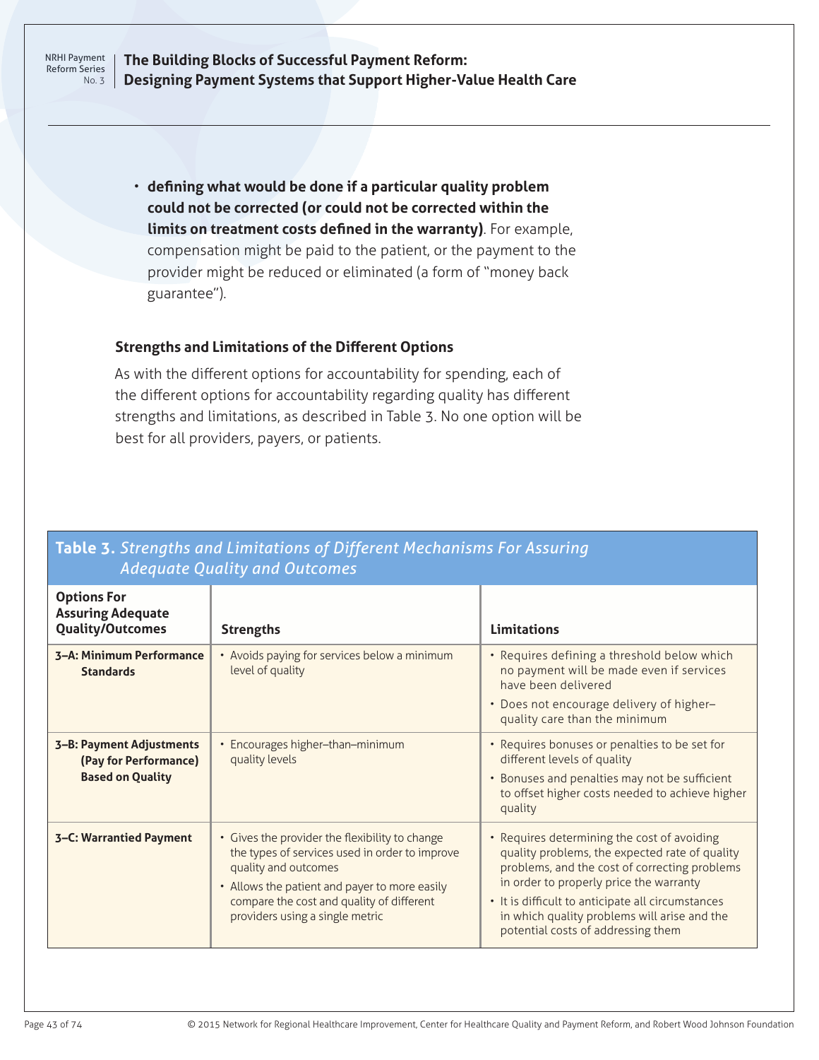- **defining what would be done if a particular quality problem could not be corrected (or could not be corrected within the limits on treatment costs defined in the warranty)**. For example, compensation might be paid to the patient, or the payment to the provider might be reduced or eliminated (a form of "money back guarantee").

### Strengths and Limitations of the Different Options

As with the different options for accountability for spending, each of the different options for accountability regarding quality has different strengths and limitations, as described in Table 3. No one option will be best for all providers, payers, or patients.

**Table 3.** *Strengths and Limitations of Different Mechanisms For Assuring Adequate Quality and Outcomes*

| Options For Assuring Adequate Quality/Outcomes | Strengths | Limitations |
|---|---|---|
| **3–A: Minimum Performance Standards** | • Avoids paying for services below a minimum level of quality | • Requires defining a threshold below which no payment will be made even if services have been delivered<br>• Does not encourage delivery of higher–quality care than the minimum |
| **3–B: Payment Adjustments (Pay for Performance) Based on Quality** | • Encourages higher–than–minimum quality levels | • Requires bonuses or penalties to be set for different levels of quality<br>• Bonuses and penalties may not be sufficient to offset higher costs needed to achieve higher quality |
| **3–C: Warrantied Payment** | • Gives the provider the flexibility to change the types of services used in order to improve quality and outcomes<br>• Allows the patient and payer to more easily compare the cost and quality of different providers using a single metric | • Requires determining the cost of avoiding quality problems, the expected rate of quality problems, and the cost of correcting problems in order to properly price the warranty<br>• It is difficult to anticipate all circumstances in which quality problems will arise and the potential costs of addressing them |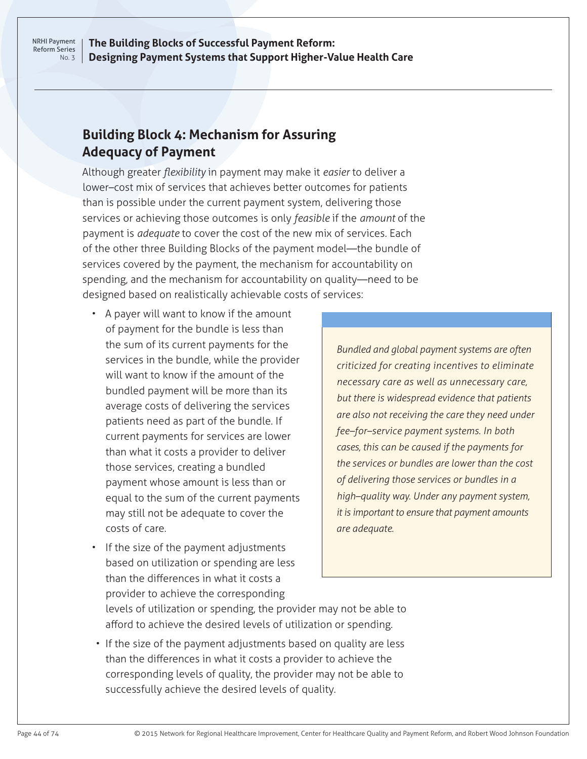## Building Block 4: Mechanism for Assuring Adequacy of Payment

Although greater *flexibility* in payment may make it *easier* to deliver a lower–cost mix of services that achieves better outcomes for patients than is possible under the current payment system, delivering those services or achieving those outcomes is only *feasible* if the *amount* of the payment is *adequate* to cover the cost of the new mix of services. Each of the other three Building Blocks of the payment model—the bundle of services covered by the payment, the mechanism for accountability on spending, and the mechanism for accountability on quality—need to be designed based on realistically achievable costs of services:

- A payer will want to know if the amount of payment for the bundle is less than the sum of its current payments for the services in the bundle, while the provider will want to know if the amount of the bundled payment will be more than its average costs of delivering the services patients need as part of the bundle. If current payments for services are lower than what it costs a provider to deliver those services, creating a bundled payment whose amount is less than or equal to the sum of the current payments may still not be adequate to cover the costs of care.
- If the size of the payment adjustments based on utilization or spending are less than the differences in what it costs a provider to achieve the corresponding levels of utilization or spending, the provider may not be able to afford to achieve the desired levels of utilization or spending.
- If the size of the payment adjustments based on quality are less than the differences in what it costs a provider to achieve the corresponding levels of quality, the provider may not be able to successfully achieve the desired levels of quality.

*Bundled and global payment systems are often criticized for creating incentives to eliminate necessary care as well as unnecessary care, but there is widespread evidence that patients are also not receiving the care they need under fee–for–service payment systems. In both cases, this can be caused if the payments for the services or bundles are lower than the cost of delivering those services or bundles in a high–quality way. Under any payment system, it is important to ensure that payment amounts are adequate.*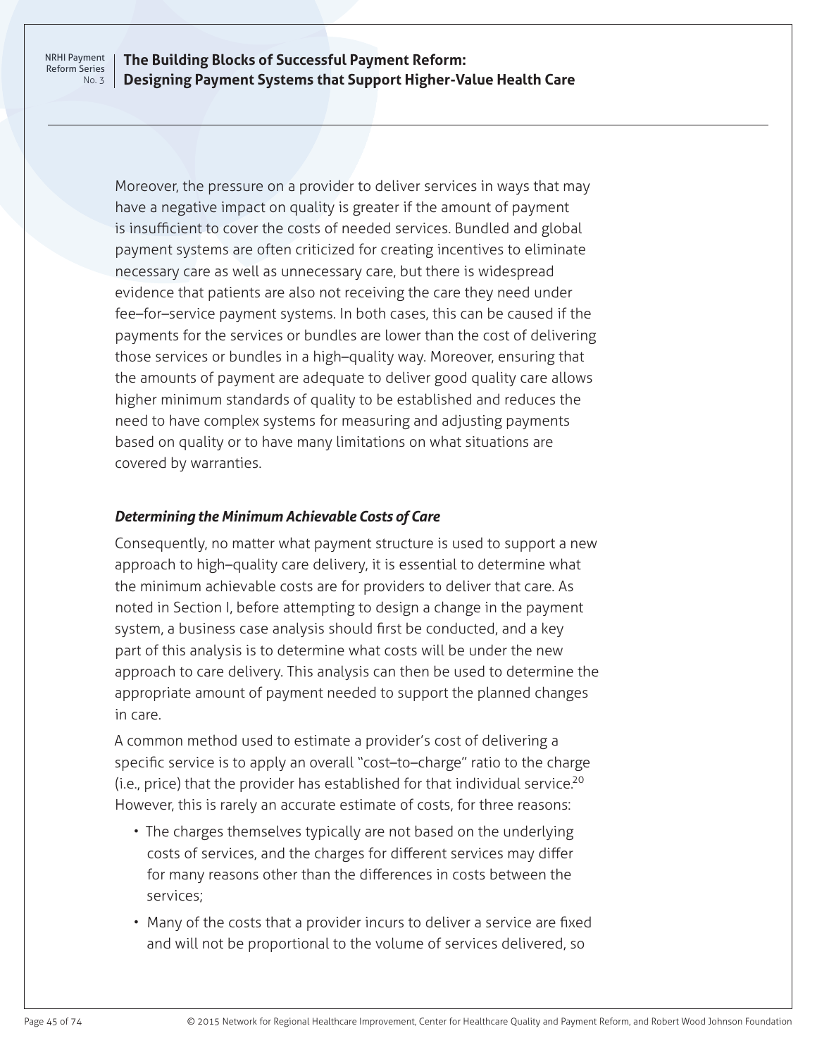Moreover, the pressure on a provider to deliver services in ways that may have a negative impact on quality is greater if the amount of payment is insufficient to cover the costs of needed services. Bundled and global payment systems are often criticized for creating incentives to eliminate necessary care as well as unnecessary care, but there is widespread evidence that patients are also not receiving the care they need under fee–for–service payment systems. In both cases, this can be caused if the payments for the services or bundles are lower than the cost of delivering those services or bundles in a high–quality way. Moreover, ensuring that the amounts of payment are adequate to deliver good quality care allows higher minimum standards of quality to be established and reduces the need to have complex systems for measuring and adjusting payments based on quality or to have many limitations on what situations are covered by warranties.

### *Determining the Minimum Achievable Costs of Care*

Consequently, no matter what payment structure is used to support a new approach to high–quality care delivery, it is essential to determine what the minimum achievable costs are for providers to deliver that care. As noted in Section I, before attempting to design a change in the payment system, a business case analysis should first be conducted, and a key part of this analysis is to determine what costs will be under the new approach to care delivery. This analysis can then be used to determine the appropriate amount of payment needed to support the planned changes in care.

A common method used to estimate a provider's cost of delivering a specific service is to apply an overall "cost–to–charge" ratio to the charge (i.e., price) that the provider has established for that individual service.[20] However, this is rarely an accurate estimate of costs, for three reasons:

- The charges themselves typically are not based on the underlying costs of services, and the charges for different services may differ for many reasons other than the differences in costs between the services;
- Many of the costs that a provider incurs to deliver a service are fixed and will not be proportional to the volume of services delivered, so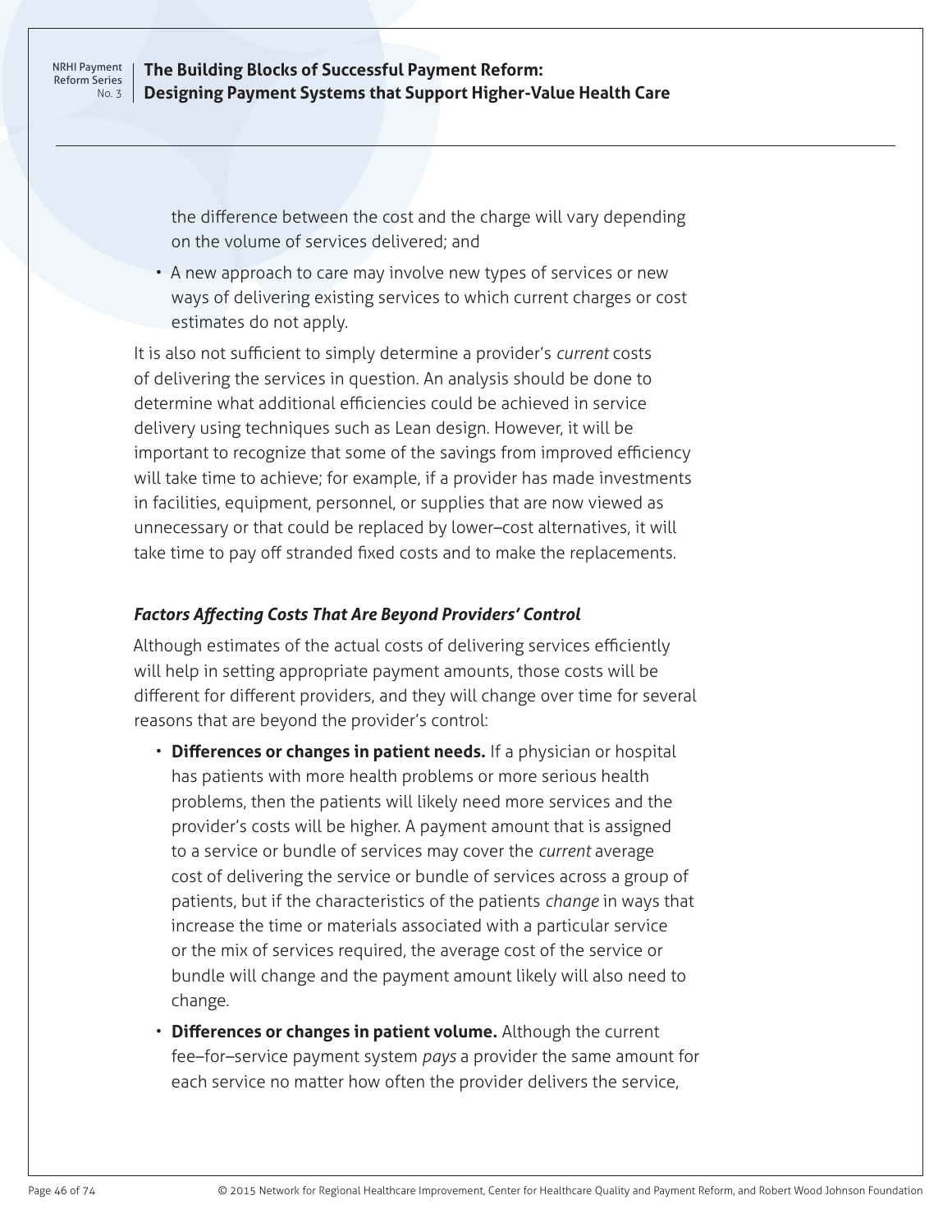the difference between the cost and the charge will vary depending on the volume of services delivered; and

- A new approach to care may involve new types of services or new ways of delivering existing services to which current charges or cost estimates do not apply.

It is also not sufficient to simply determine a provider's *current* costs of delivering the services in question. An analysis should be done to determine what additional efficiencies could be achieved in service delivery using techniques such as Lean design. However, it will be important to recognize that some of the savings from improved efficiency will take time to achieve; for example, if a provider has made investments in facilities, equipment, personnel, or supplies that are now viewed as unnecessary or that could be replaced by lower–cost alternatives, it will take time to pay off stranded fixed costs and to make the replacements.

#### *Factors Affecting Costs That Are Beyond Providers' Control*

Although estimates of the actual costs of delivering services efficiently will help in setting appropriate payment amounts, those costs will be different for different providers, and they will change over time for several reasons that are beyond the provider's control:

- **Differences or changes in patient needs.** If a physician or hospital has patients with more health problems or more serious health problems, then the patients will likely need more services and the provider's costs will be higher. A payment amount that is assigned to a service or bundle of services may cover the *current* average cost of delivering the service or bundle of services across a group of patients, but if the characteristics of the patients *change* in ways that increase the time or materials associated with a particular service or the mix of services required, the average cost of the service or bundle will change and the payment amount likely will also need to change.
- **Differences or changes in patient volume.** Although the current fee–for–service payment system *pays* a provider the same amount for each service no matter how often the provider delivers the service,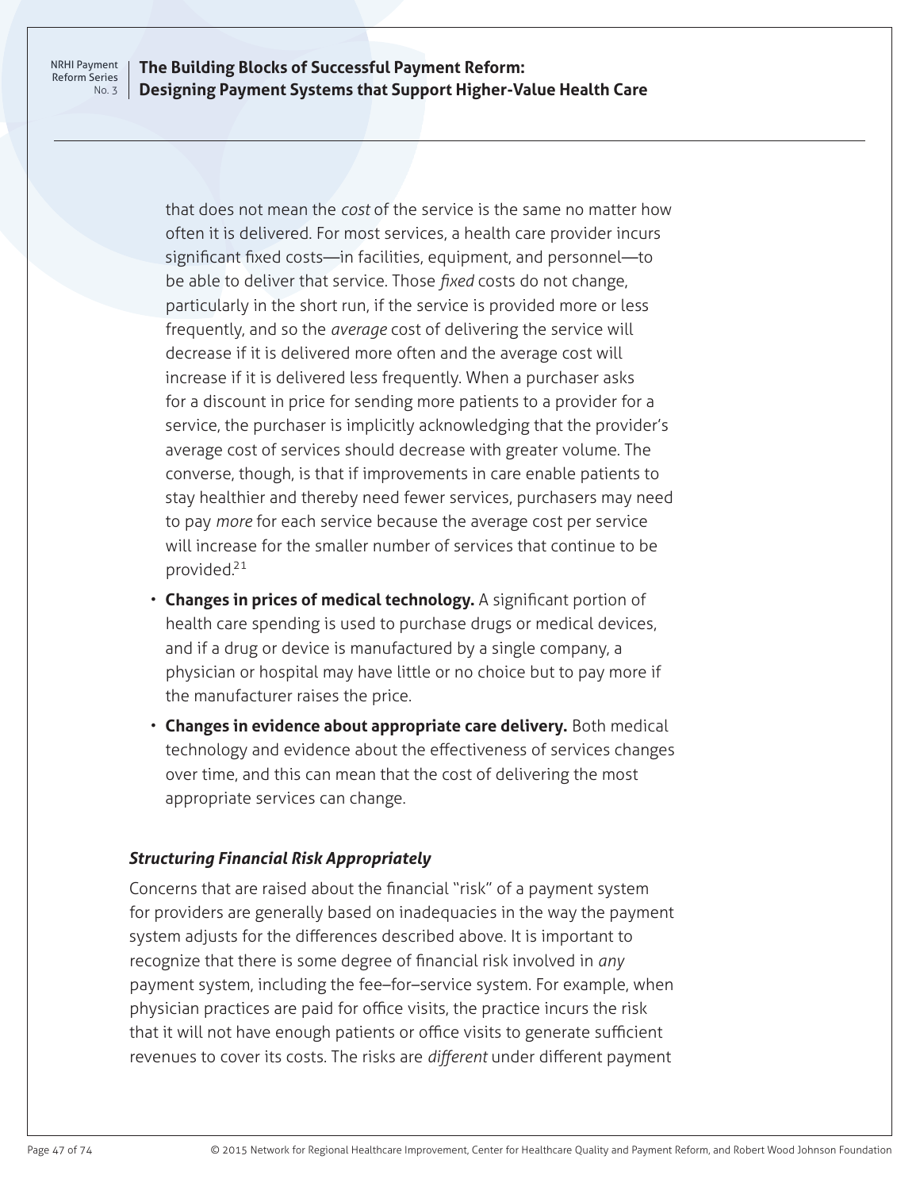that does not mean the *cost* of the service is the same no matter how often it is delivered. For most services, a health care provider incurs significant fixed costs—in facilities, equipment, and personnel—to be able to deliver that service. Those *fixed* costs do not change, particularly in the short run, if the service is provided more or less frequently, and so the *average* cost of delivering the service will decrease if it is delivered more often and the average cost will increase if it is delivered less frequently. When a purchaser asks for a discount in price for sending more patients to a provider for a service, the purchaser is implicitly acknowledging that the provider's average cost of services should decrease with greater volume. The converse, though, is that if improvements in care enable patients to stay healthier and thereby need fewer services, purchasers may need to pay *more* for each service because the average cost per service will increase for the smaller number of services that continue to be provided.[21]

- **Changes in prices of medical technology.** A significant portion of health care spending is used to purchase drugs or medical devices, and if a drug or device is manufactured by a single company, a physician or hospital may have little or no choice but to pay more if the manufacturer raises the price.
- **Changes in evidence about appropriate care delivery.** Both medical technology and evidence about the effectiveness of services changes over time, and this can mean that the cost of delivering the most appropriate services can change.

### ***Structuring Financial Risk Appropriately***

Concerns that are raised about the financial "risk" of a payment system for providers are generally based on inadequacies in the way the payment system adjusts for the differences described above. It is important to recognize that there is some degree of financial risk involved in *any* payment system, including the fee–for–service system. For example, when physician practices are paid for office visits, the practice incurs the risk that it will not have enough patients or office visits to generate sufficient revenues to cover its costs. The risks are *different* under different payment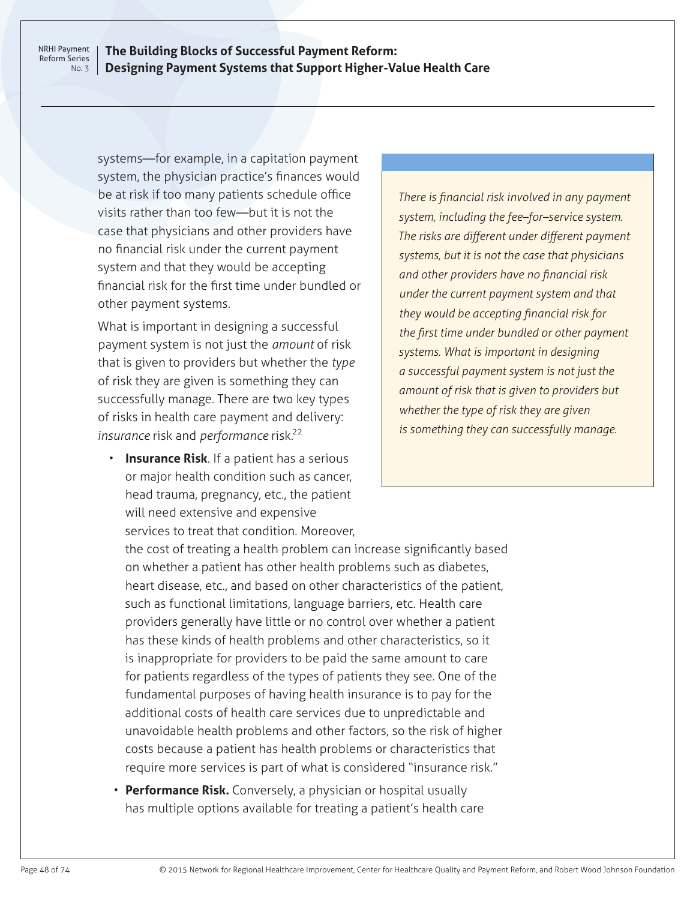systems—for example, in a capitation payment system, the physician practice's finances would be at risk if too many patients schedule office visits rather than too few—but it is not the case that physicians and other providers have no financial risk under the current payment system and that they would be accepting financial risk for the first time under bundled or other payment systems.

> *There is financial risk involved in any payment system, including the fee–for–service system. The risks are different under different payment systems, but it is not the case that physicians and other providers have no financial risk under the current payment system and that they would be accepting financial risk for the first time under bundled or other payment systems. What is important in designing a successful payment system is not just the amount of risk that is given to providers but whether the type of risk they are given is something they can successfully manage.*

What is important in designing a successful payment system is not just the *amount* of risk that is given to providers but whether the *type* of risk they are given is something they can successfully manage. There are two key types of risks in health care payment and delivery: *insurance* risk and *performance* risk.[22]

- **Insurance Risk**. If a patient has a serious or major health condition such as cancer, head trauma, pregnancy, etc., the patient will need extensive and expensive services to treat that condition. Moreover, the cost of treating a health problem can increase significantly based on whether a patient has other health problems such as diabetes, heart disease, etc., and based on other characteristics of the patient, such as functional limitations, language barriers, etc. Health care providers generally have little or no control over whether a patient has these kinds of health problems and other characteristics, so it is inappropriate for providers to be paid the same amount to care for patients regardless of the types of patients they see. One of the fundamental purposes of having health insurance is to pay for the additional costs of health care services due to unpredictable and unavoidable health problems and other factors, so the risk of higher costs because a patient has health problems or characteristics that require more services is part of what is considered "insurance risk."
- **Performance Risk.** Conversely, a physician or hospital usually has multiple options available for treating a patient's health care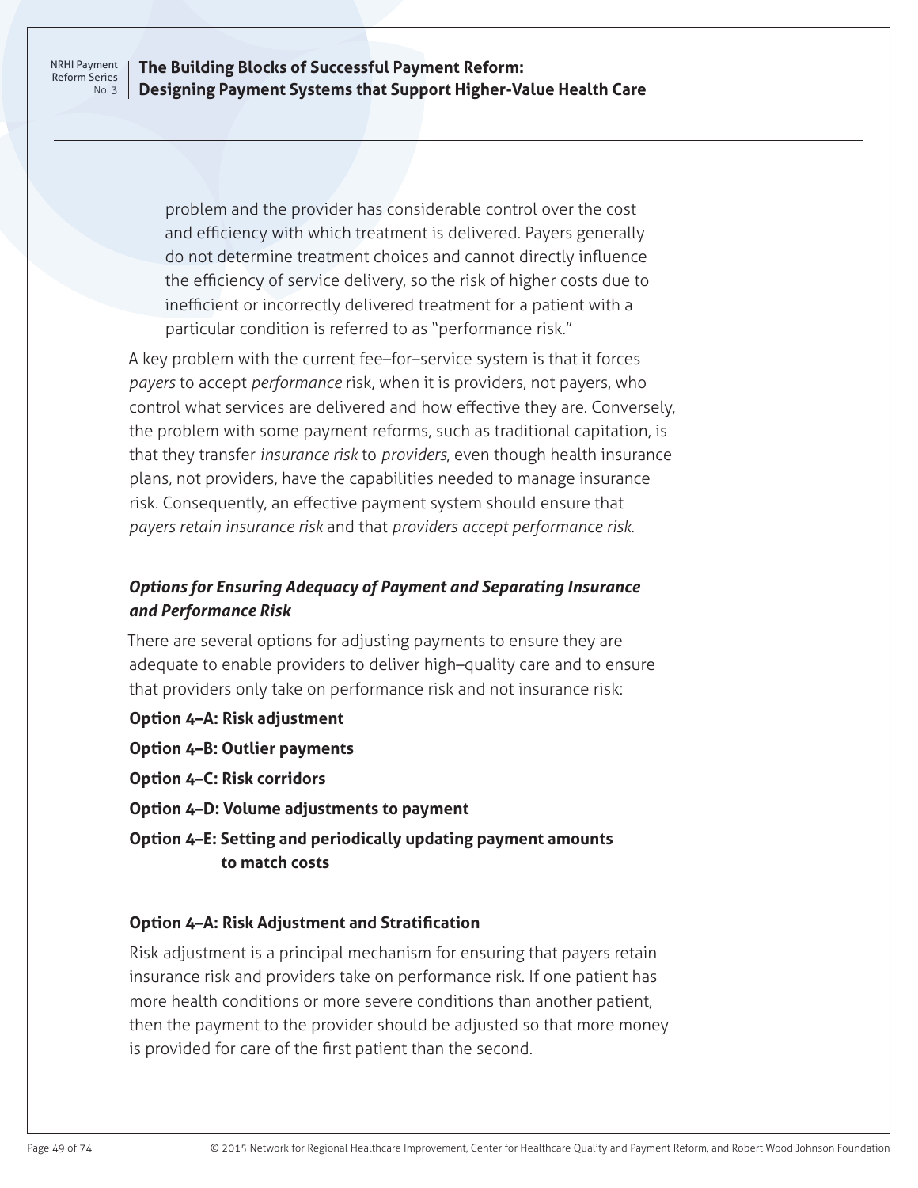problem and the provider has considerable control over the cost and efficiency with which treatment is delivered. Payers generally do not determine treatment choices and cannot directly influence the efficiency of service delivery, so the risk of higher costs due to inefficient or incorrectly delivered treatment for a patient with a particular condition is referred to as "performance risk."

A key problem with the current fee–for–service system is that it forces *payers* to accept *performance* risk, when it is providers, not payers, who control what services are delivered and how effective they are. Conversely, the problem with some payment reforms, such as traditional capitation, is that they transfer *insurance risk* to *providers*, even though health insurance plans, not providers, have the capabilities needed to manage insurance risk. Consequently, an effective payment system should ensure that *payers retain insurance risk* and that *providers accept performance risk.*

### *Options for Ensuring Adequacy of Payment and Separating Insurance and Performance Risk*

There are several options for adjusting payments to ensure they are adequate to enable providers to deliver high–quality care and to ensure that providers only take on performance risk and not insurance risk:

**Option 4–A: Risk adjustment**

**Option 4–B: Outlier payments**

**Option 4–C: Risk corridors**

**Option 4–D: Volume adjustments to payment**

**Option 4–E: Setting and periodically updating payment amounts to match costs**

#### Option 4–A: Risk Adjustment and Stratification

Risk adjustment is a principal mechanism for ensuring that payers retain insurance risk and providers take on performance risk. If one patient has more health conditions or more severe conditions than another patient, then the payment to the provider should be adjusted so that more money is provided for care of the first patient than the second.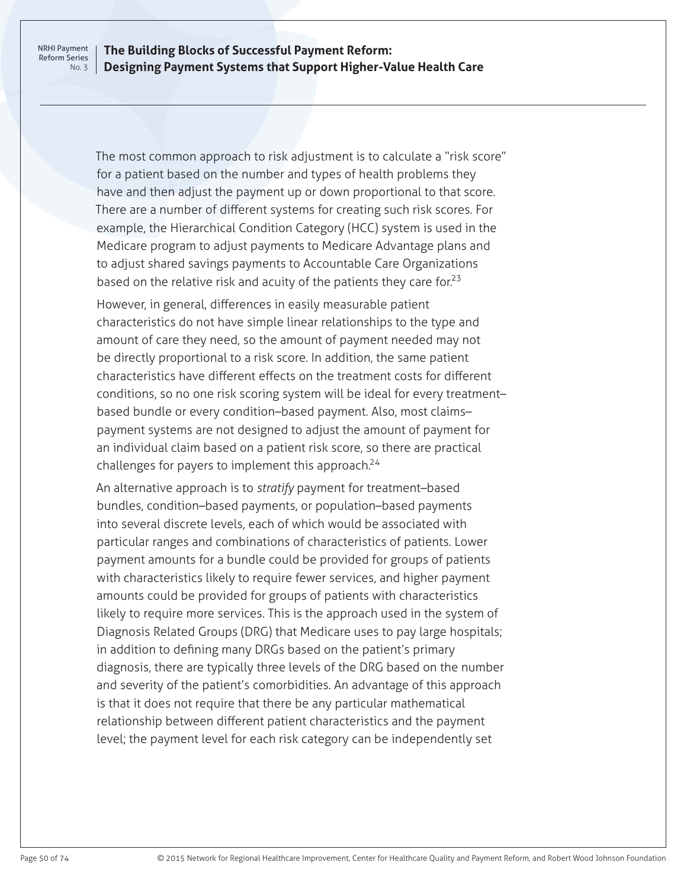The most common approach to risk adjustment is to calculate a "risk score" for a patient based on the number and types of health problems they have and then adjust the payment up or down proportional to that score. There are a number of different systems for creating such risk scores. For example, the Hierarchical Condition Category (HCC) system is used in the Medicare program to adjust payments to Medicare Advantage plans and to adjust shared savings payments to Accountable Care Organizations based on the relative risk and acuity of the patients they care for.[23]

However, in general, differences in easily measurable patient characteristics do not have simple linear relationships to the type and amount of care they need, so the amount of payment needed may not be directly proportional to a risk score. In addition, the same patient characteristics have different effects on the treatment costs for different conditions, so no one risk scoring system will be ideal for every treatment–based bundle or every condition–based payment. Also, most claims–payment systems are not designed to adjust the amount of payment for an individual claim based on a patient risk score, so there are practical challenges for payers to implement this approach.[24]

An alternative approach is to *stratify* payment for treatment–based bundles, condition–based payments, or population–based payments into several discrete levels, each of which would be associated with particular ranges and combinations of characteristics of patients. Lower payment amounts for a bundle could be provided for groups of patients with characteristics likely to require fewer services, and higher payment amounts could be provided for groups of patients with characteristics likely to require more services. This is the approach used in the system of Diagnosis Related Groups (DRG) that Medicare uses to pay large hospitals; in addition to defining many DRGs based on the patient's primary diagnosis, there are typically three levels of the DRG based on the number and severity of the patient's comorbidities. An advantage of this approach is that it does not require that there be any particular mathematical relationship between different patient characteristics and the payment level; the payment level for each risk category can be independently set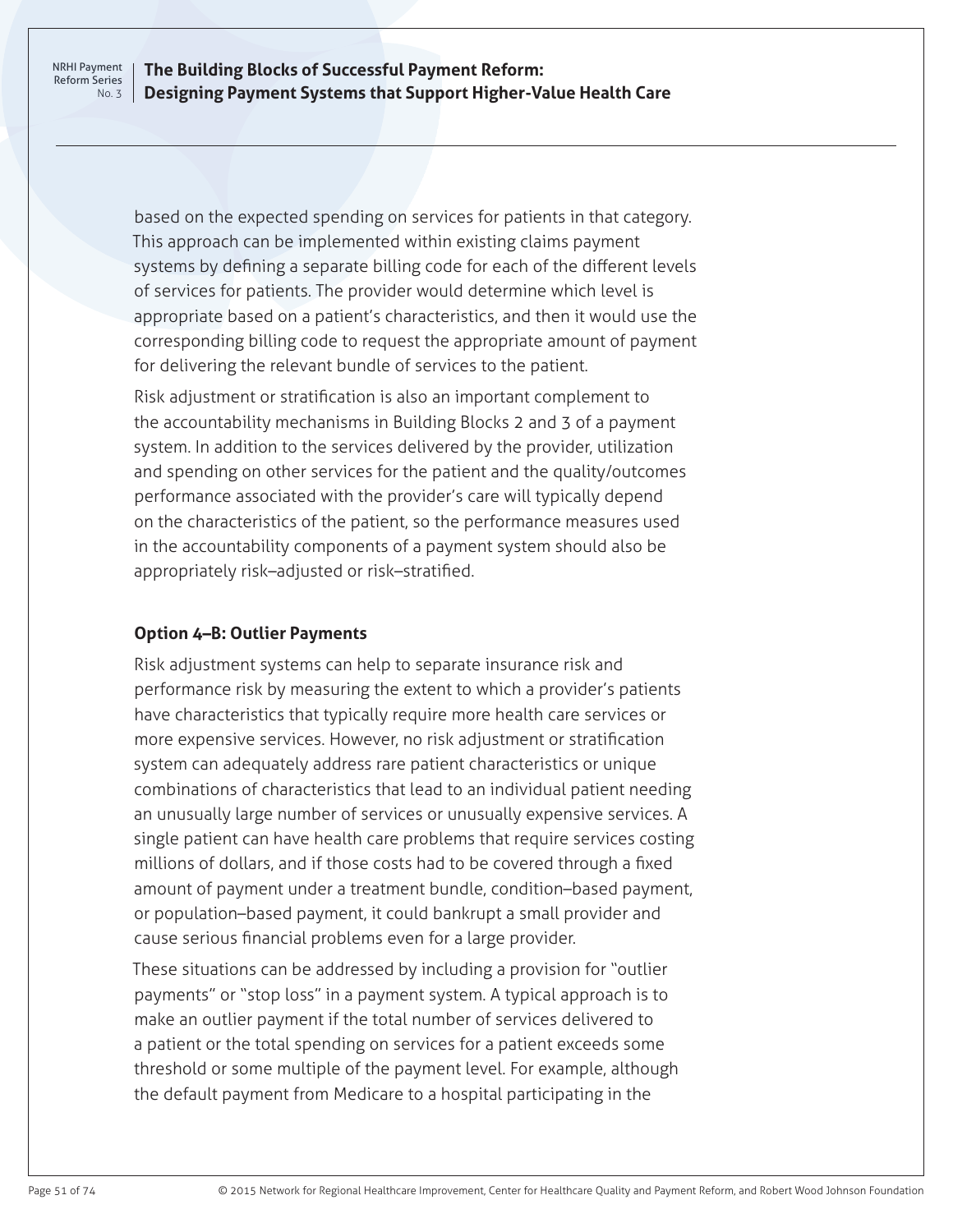based on the expected spending on services for patients in that category. This approach can be implemented within existing claims payment systems by defining a separate billing code for each of the different levels of services for patients. The provider would determine which level is appropriate based on a patient's characteristics, and then it would use the corresponding billing code to request the appropriate amount of payment for delivering the relevant bundle of services to the patient.

Risk adjustment or stratification is also an important complement to the accountability mechanisms in Building Blocks 2 and 3 of a payment system. In addition to the services delivered by the provider, utilization and spending on other services for the patient and the quality/outcomes performance associated with the provider's care will typically depend on the characteristics of the patient, so the performance measures used in the accountability components of a payment system should also be appropriately risk–adjusted or risk–stratified.

### Option 4–B: Outlier Payments

Risk adjustment systems can help to separate insurance risk and performance risk by measuring the extent to which a provider's patients have characteristics that typically require more health care services or more expensive services. However, no risk adjustment or stratification system can adequately address rare patient characteristics or unique combinations of characteristics that lead to an individual patient needing an unusually large number of services or unusually expensive services. A single patient can have health care problems that require services costing millions of dollars, and if those costs had to be covered through a fixed amount of payment under a treatment bundle, condition–based payment, or population–based payment, it could bankrupt a small provider and cause serious financial problems even for a large provider.

These situations can be addressed by including a provision for "outlier payments" or "stop loss" in a payment system. A typical approach is to make an outlier payment if the total number of services delivered to a patient or the total spending on services for a patient exceeds some threshold or some multiple of the payment level. For example, although the default payment from Medicare to a hospital participating in the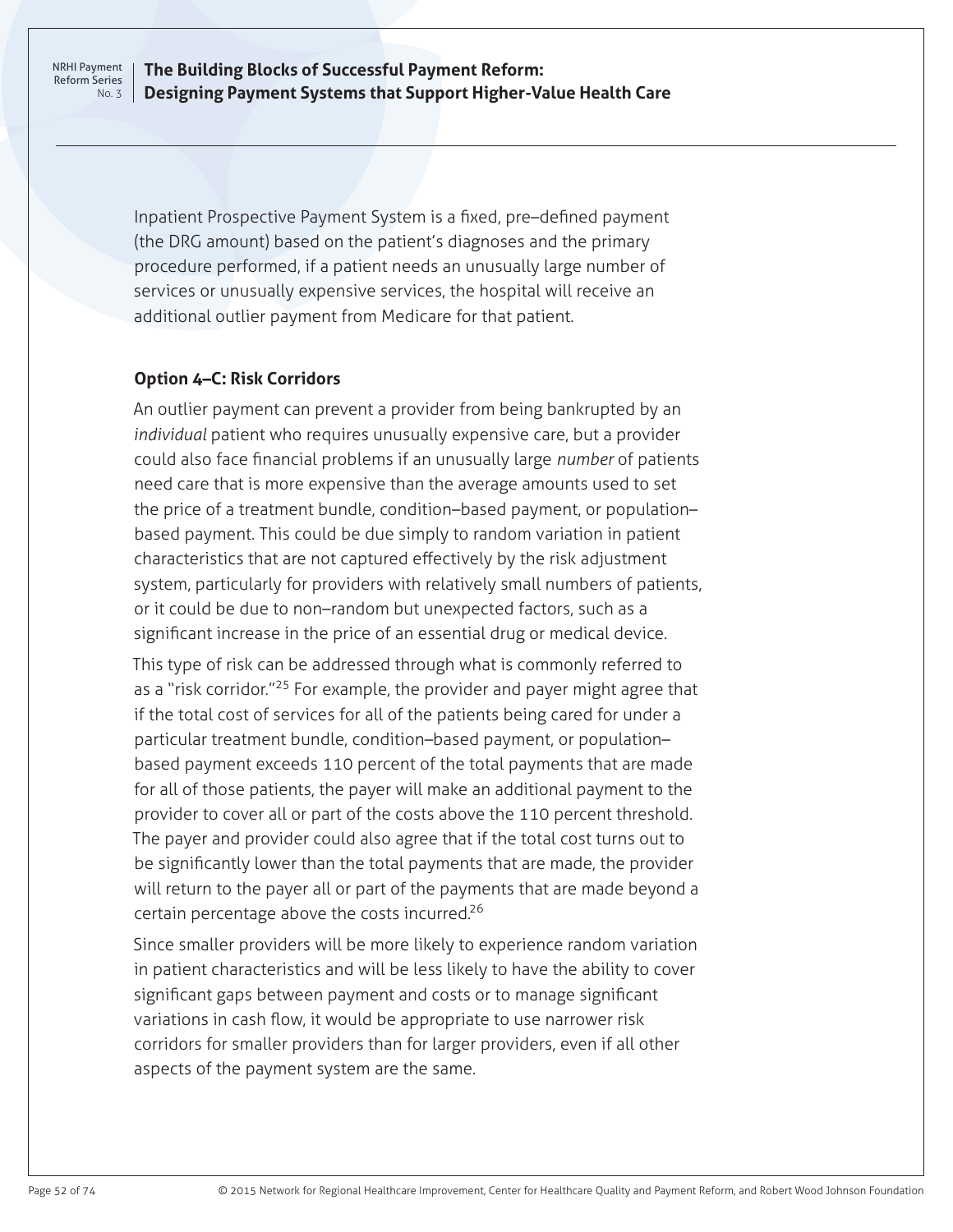Inpatient Prospective Payment System is a fixed, pre–defined payment (the DRG amount) based on the patient's diagnoses and the primary procedure performed, if a patient needs an unusually large number of services or unusually expensive services, the hospital will receive an additional outlier payment from Medicare for that patient.

### Option 4–C: Risk Corridors

An outlier payment can prevent a provider from being bankrupted by an *individual* patient who requires unusually expensive care, but a provider could also face financial problems if an unusually large *number* of patients need care that is more expensive than the average amounts used to set the price of a treatment bundle, condition–based payment, or population–based payment. This could be due simply to random variation in patient characteristics that are not captured effectively by the risk adjustment system, particularly for providers with relatively small numbers of patients, or it could be due to non–random but unexpected factors, such as a significant increase in the price of an essential drug or medical device.

This type of risk can be addressed through what is commonly referred to as a "risk corridor."[25] For example, the provider and payer might agree that if the total cost of services for all of the patients being cared for under a particular treatment bundle, condition–based payment, or population–based payment exceeds 110 percent of the total payments that are made for all of those patients, the payer will make an additional payment to the provider to cover all or part of the costs above the 110 percent threshold. The payer and provider could also agree that if the total cost turns out to be significantly lower than the total payments that are made, the provider will return to the payer all or part of the payments that are made beyond a certain percentage above the costs incurred.[26]

Since smaller providers will be more likely to experience random variation in patient characteristics and will be less likely to have the ability to cover significant gaps between payment and costs or to manage significant variations in cash flow, it would be appropriate to use narrower risk corridors for smaller providers than for larger providers, even if all other aspects of the payment system are the same.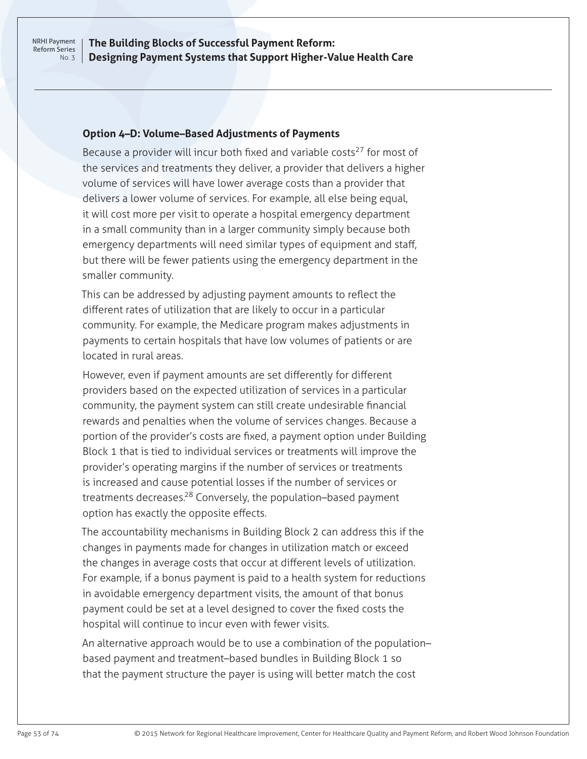### Option 4–D: Volume–Based Adjustments of Payments

Because a provider will incur both fixed and variable costs[27] for most of the services and treatments they deliver, a provider that delivers a higher volume of services will have lower average costs than a provider that delivers a lower volume of services. For example, all else being equal, it will cost more per visit to operate a hospital emergency department in a small community than in a larger community simply because both emergency departments will need similar types of equipment and staff, but there will be fewer patients using the emergency department in the smaller community.

This can be addressed by adjusting payment amounts to reflect the different rates of utilization that are likely to occur in a particular community. For example, the Medicare program makes adjustments in payments to certain hospitals that have low volumes of patients or are located in rural areas.

However, even if payment amounts are set differently for different providers based on the expected utilization of services in a particular community, the payment system can still create undesirable financial rewards and penalties when the volume of services changes. Because a portion of the provider's costs are fixed, a payment option under Building Block 1 that is tied to individual services or treatments will improve the provider's operating margins if the number of services or treatments is increased and cause potential losses if the number of services or treatments decreases.[28] Conversely, the population–based payment option has exactly the opposite effects.

The accountability mechanisms in Building Block 2 can address this if the changes in payments made for changes in utilization match or exceed the changes in average costs that occur at different levels of utilization. For example, if a bonus payment is paid to a health system for reductions in avoidable emergency department visits, the amount of that bonus payment could be set at a level designed to cover the fixed costs the hospital will continue to incur even with fewer visits.

An alternative approach would be to use a combination of the population–based payment and treatment–based bundles in Building Block 1 so that the payment structure the payer is using will better match the cost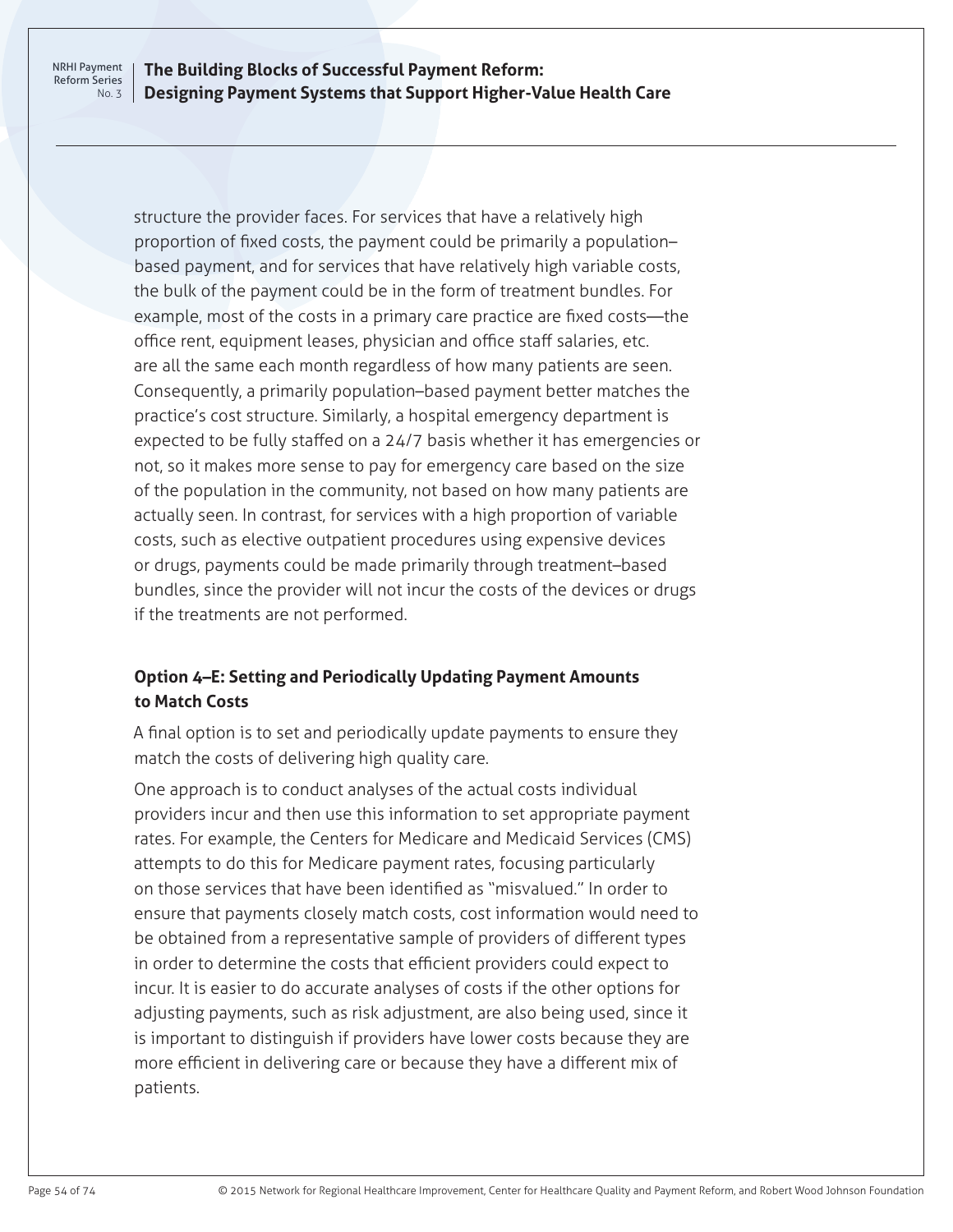structure the provider faces. For services that have a relatively high proportion of fixed costs, the payment could be primarily a population–based payment, and for services that have relatively high variable costs, the bulk of the payment could be in the form of treatment bundles. For example, most of the costs in a primary care practice are fixed costs—the office rent, equipment leases, physician and office staff salaries, etc. are all the same each month regardless of how many patients are seen. Consequently, a primarily population–based payment better matches the practice's cost structure. Similarly, a hospital emergency department is expected to be fully staffed on a 24/7 basis whether it has emergencies or not, so it makes more sense to pay for emergency care based on the size of the population in the community, not based on how many patients are actually seen. In contrast, for services with a high proportion of variable costs, such as elective outpatient procedures using expensive devices or drugs, payments could be made primarily through treatment–based bundles, since the provider will not incur the costs of the devices or drugs if the treatments are not performed.

### Option 4–E: Setting and Periodically Updating Payment Amounts to Match Costs

A final option is to set and periodically update payments to ensure they match the costs of delivering high quality care.

One approach is to conduct analyses of the actual costs individual providers incur and then use this information to set appropriate payment rates. For example, the Centers for Medicare and Medicaid Services (CMS) attempts to do this for Medicare payment rates, focusing particularly on those services that have been identified as "misvalued." In order to ensure that payments closely match costs, cost information would need to be obtained from a representative sample of providers of different types in order to determine the costs that efficient providers could expect to incur. It is easier to do accurate analyses of costs if the other options for adjusting payments, such as risk adjustment, are also being used, since it is important to distinguish if providers have lower costs because they are more efficient in delivering care or because they have a different mix of patients.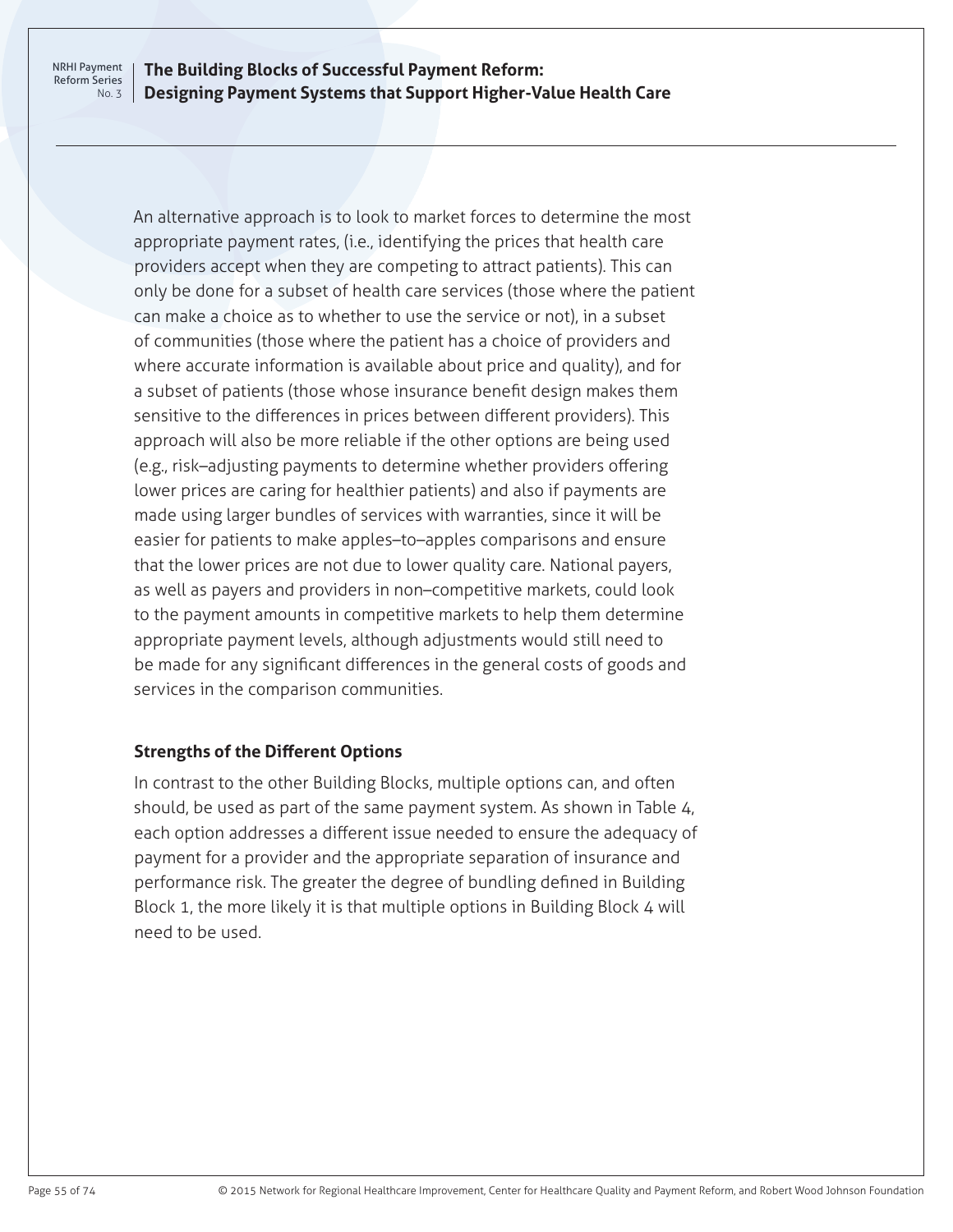An alternative approach is to look to market forces to determine the most appropriate payment rates, (i.e., identifying the prices that health care providers accept when they are competing to attract patients). This can only be done for a subset of health care services (those where the patient can make a choice as to whether to use the service or not), in a subset of communities (those where the patient has a choice of providers and where accurate information is available about price and quality), and for a subset of patients (those whose insurance benefit design makes them sensitive to the differences in prices between different providers). This approach will also be more reliable if the other options are being used (e.g., risk–adjusting payments to determine whether providers offering lower prices are caring for healthier patients) and also if payments are made using larger bundles of services with warranties, since it will be easier for patients to make apples–to–apples comparisons and ensure that the lower prices are not due to lower quality care. National payers, as well as payers and providers in non–competitive markets, could look to the payment amounts in competitive markets to help them determine appropriate payment levels, although adjustments would still need to be made for any significant differences in the general costs of goods and services in the comparison communities.

### Strengths of the Different Options

In contrast to the other Building Blocks, multiple options can, and often should, be used as part of the same payment system. As shown in Table 4, each option addresses a different issue needed to ensure the adequacy of payment for a provider and the appropriate separation of insurance and performance risk. The greater the degree of bundling defined in Building Block 1, the more likely it is that multiple options in Building Block 4 will need to be used.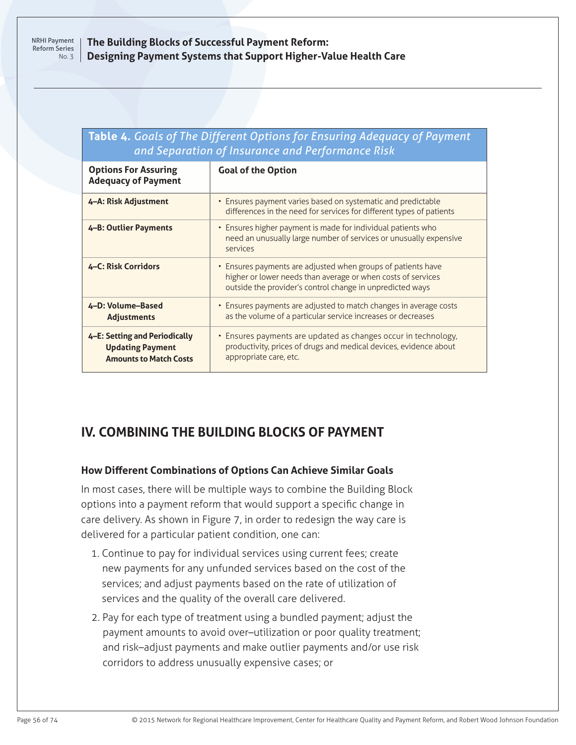**Table 4.** *Goals of The Different Options for Ensuring Adequacy of Payment and Separation of Insurance and Performance Risk*

| Options For Assuring Adequacy of Payment | Goal of the Option |
|---|---|
| **4–A: Risk Adjustment** | • Ensures payment varies based on systematic and predictable differences in the need for services for different types of patients |
| **4–B: Outlier Payments** | • Ensures higher payment is made for individual patients who need an unusually large number of services or unusually expensive services |
| **4–C: Risk Corridors** | • Ensures payments are adjusted when groups of patients have higher or lower needs than average or when costs of services outside the provider's control change in unpredicted ways |
| **4–D: Volume–Based Adjustments** | • Ensures payments are adjusted to match changes in average costs as the volume of a particular service increases or decreases |
| **4–E: Setting and Periodically Updating Payment Amounts to Match Costs** | • Ensures payments are updated as changes occur in technology, productivity, prices of drugs and medical devices, evidence about appropriate care, etc. |

## IV. COMBINING THE BUILDING BLOCKS OF PAYMENT

### How Different Combinations of Options Can Achieve Similar Goals

In most cases, there will be multiple ways to combine the Building Block options into a payment reform that would support a specific change in care delivery. As shown in Figure 7, in order to redesign the way care is delivered for a particular patient condition, one can:

1. Continue to pay for individual services using current fees; create new payments for any unfunded services based on the cost of the services; and adjust payments based on the rate of utilization of services and the quality of the overall care delivered.
2. Pay for each type of treatment using a bundled payment; adjust the payment amounts to avoid over–utilization or poor quality treatment; and risk–adjust payments and make outlier payments and/or use risk corridors to address unusually expensive cases; or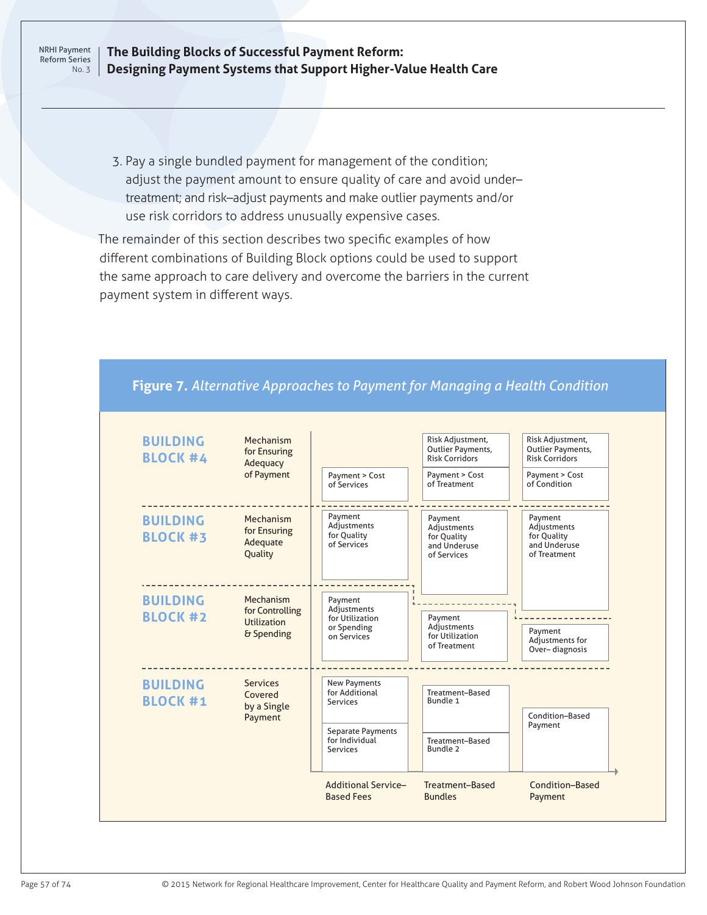3. Pay a single bundled payment for management of the condition; adjust the payment amount to ensure quality of care and avoid under–treatment; and risk–adjust payments and make outlier payments and/or use risk corridors to address unusually expensive cases.

The remainder of this section describes two specific examples of how different combinations of Building Block options could be used to support the same approach to care delivery and overcome the barriers in the current payment system in different ways.

**Figure 7.** *Alternative Approaches to Payment for Managing a Health Condition*

BUILDING BLOCK #4
Mechanism for Ensuring Adequacy of Payment

Payment > Cost of Services
Risk Adjustment, Outlier Payments, Risk Corridors
Payment > Cost of Treatment
Risk Adjustment, Outlier Payments, Risk Corridors
Payment > Cost of Condition

BUILDING BLOCK #3
Mechanism for Ensuring Adequate Quality

Payment Adjustments for Quality of Services
Payment Adjustments for Quality and Underuse of Services
Payment Adjustments for Quality and Underuse of Treatment

BUILDING BLOCK #2
Mechanism for Controlling Utilization & Spending

Payment Adjustments for Utilization or Spending on Services
Payment Adjustments for Utilization of Treatment
Payment Adjustments for Over– diagnosis

BUILDING BLOCK #1
Services Covered by a Single Payment

New Payments for Additional Services
Separate Payments for Individual Services
Treatment–Based Bundle 1
Treatment–Based Bundle 2
Condition–Based Payment

Additional Service–Based Fees
Treatment–Based Bundles
Condition–Based Payment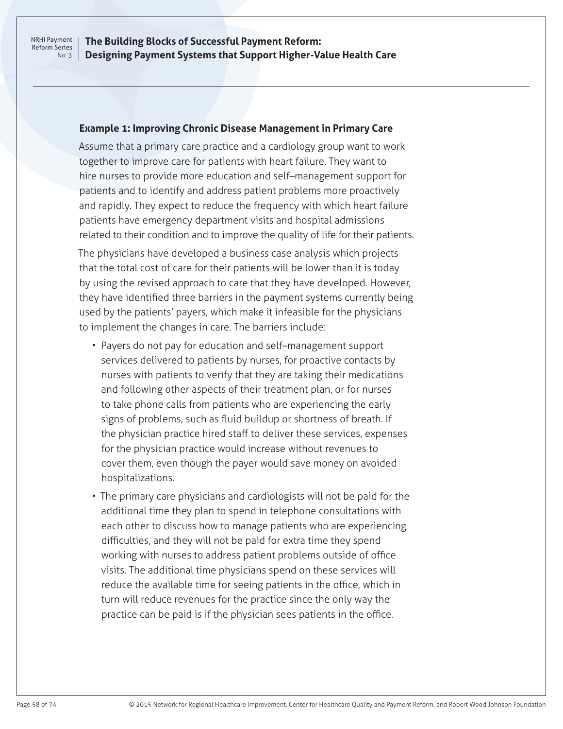### Example 1: Improving Chronic Disease Management in Primary Care

Assume that a primary care practice and a cardiology group want to work together to improve care for patients with heart failure. They want to hire nurses to provide more education and self–management support for patients and to identify and address patient problems more proactively and rapidly. They expect to reduce the frequency with which heart failure patients have emergency department visits and hospital admissions related to their condition and to improve the quality of life for their patients.

The physicians have developed a business case analysis which projects that the total cost of care for their patients will be lower than it is today by using the revised approach to care that they have developed. However, they have identified three barriers in the payment systems currently being used by the patients' payers, which make it infeasible for the physicians to implement the changes in care. The barriers include:

- Payers do not pay for education and self–management support services delivered to patients by nurses, for proactive contacts by nurses with patients to verify that they are taking their medications and following other aspects of their treatment plan, or for nurses to take phone calls from patients who are experiencing the early signs of problems, such as fluid buildup or shortness of breath. If the physician practice hired staff to deliver these services, expenses for the physician practice would increase without revenues to cover them, even though the payer would save money on avoided hospitalizations.
- The primary care physicians and cardiologists will not be paid for the additional time they plan to spend in telephone consultations with each other to discuss how to manage patients who are experiencing difficulties, and they will not be paid for extra time they spend working with nurses to address patient problems outside of office visits. The additional time physicians spend on these services will reduce the available time for seeing patients in the office, which in turn will reduce revenues for the practice since the only way the practice can be paid is if the physician sees patients in the office.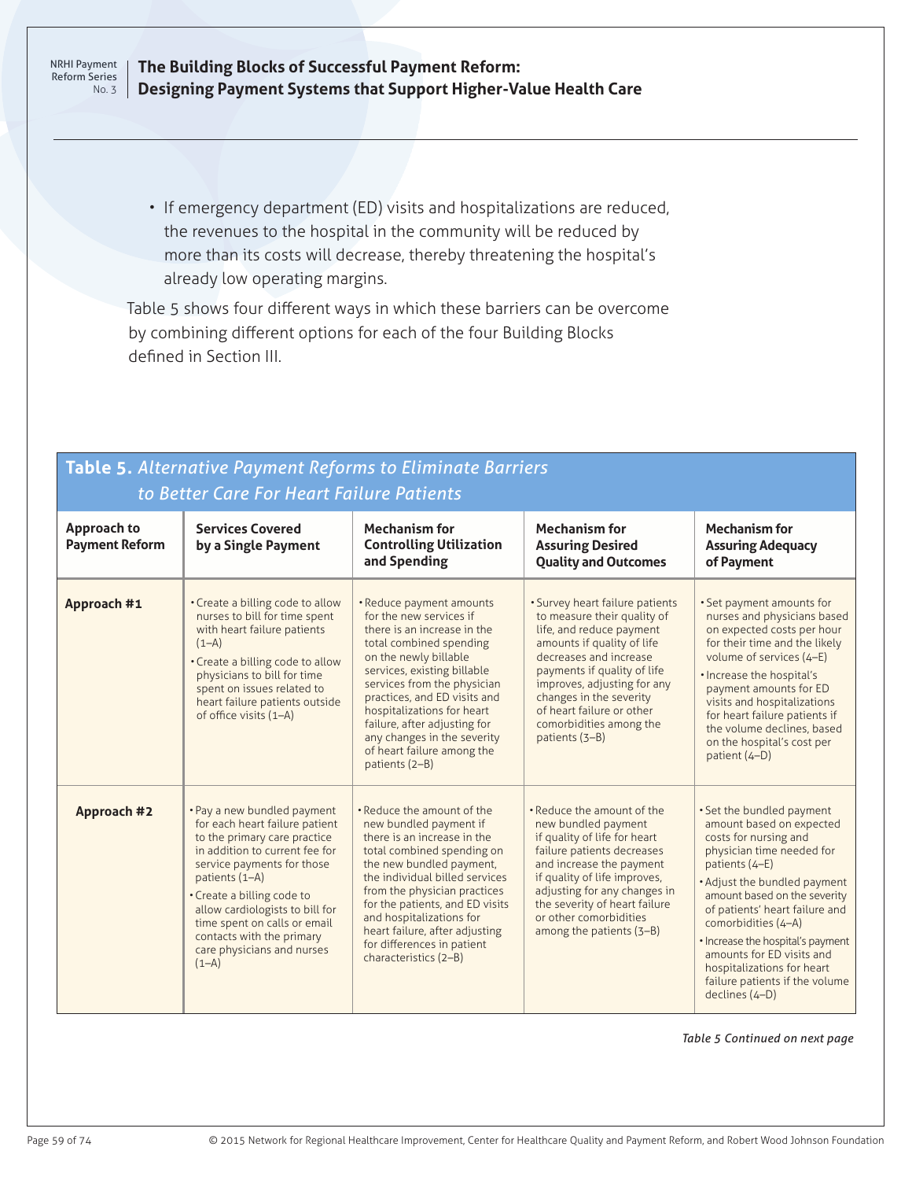- If emergency department (ED) visits and hospitalizations are reduced, the revenues to the hospital in the community will be reduced by more than its costs will decrease, thereby threatening the hospital's already low operating margins.

Table 5 shows four different ways in which these barriers can be overcome by combining different options for each of the four Building Blocks defined in Section III.

**Table 5.** *Alternative Payment Reforms to Eliminate Barriers to Better Care For Heart Failure Patients*

| Approach to Payment Reform | Services Covered by a Single Payment | Mechanism for Controlling Utilization and Spending | Mechanism for Assuring Desired Quality and Outcomes | Mechanism for Assuring Adequacy of Payment |
|---|---|---|---|---|
| **Approach #1** | • Create a billing code to allow nurses to bill for time spent with heart failure patients (1–A)<br>• Create a billing code to allow physicians to bill for time spent on issues related to heart failure patients outside of office visits (1–A) | • Reduce payment amounts for the new services if there is an increase in the total combined spending on the newly billable services, existing billable services from the physician practices, and ED visits and hospitalizations for heart failure, after adjusting for any changes in the severity of heart failure among the patients (2–B) | • Survey heart failure patients to measure their quality of life, and reduce payment amounts if quality of life decreases and increase payments if quality of life improves, adjusting for any changes in the severity of heart failure or other comorbidities among the patients (3–B) | • Set payment amounts for nurses and physicians based on expected costs per hour for their time and the likely volume of services (4–E)<br>• Increase the hospital's payment amounts for ED visits and hospitalizations for heart failure patients if the volume declines, based on the hospital's cost per patient (4–D) |
| **Approach #2** | • Pay a new bundled payment for each heart failure patient to the primary care practice in addition to current fee for service payments for those patients (1–A)<br>• Create a billing code to allow cardiologists to bill for time spent on calls or email contacts with the primary care physicians and nurses (1–A) | • Reduce the amount of the new bundled payment if there is an increase in the total combined spending on the new bundled payment, the individual billed services from the physician practices for the patients, and ED visits and hospitalizations for heart failure, after adjusting for differences in patient characteristics (2–B) | • Reduce the amount of the new bundled payment if quality of life for heart failure patients decreases and increase the payment if quality of life improves, adjusting for any changes in the severity of heart failure or other comorbidities among the patients (3–B) | • Set the bundled payment amount based on expected costs for nursing and physician time needed for patients (4–E)<br>• Adjust the bundled payment amount based on the severity of patients' heart failure and comorbidities (4–A)<br>• Increase the hospital's payment amounts for ED visits and hospitalizations for heart failure patients if the volume declines (4–D) |

*Table 5 Continued on next page*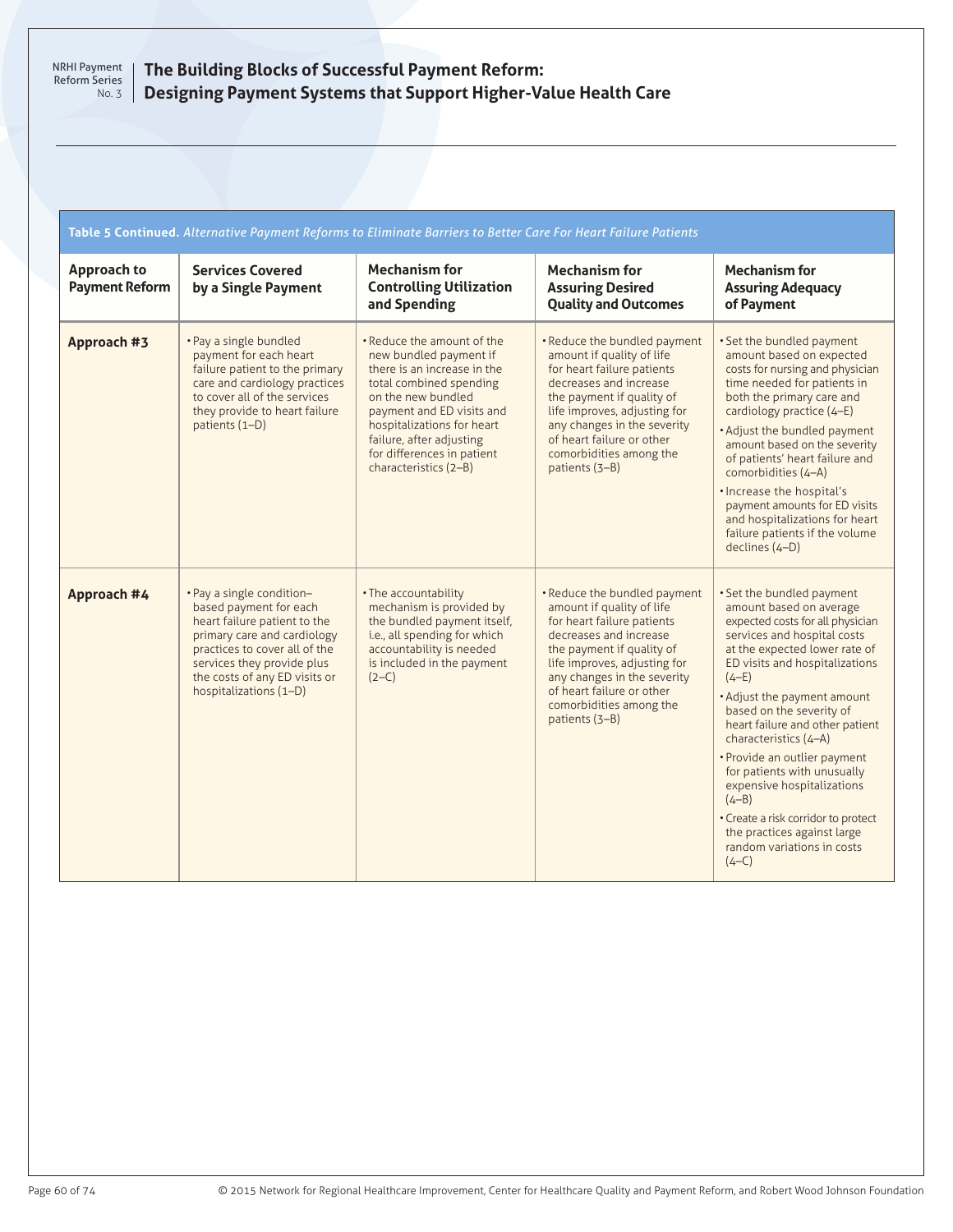**Table 5 Continued.** *Alternative Payment Reforms to Eliminate Barriers to Better Care For Heart Failure Patients*

| Approach to Payment Reform | Services Covered by a Single Payment | Mechanism for Controlling Utilization and Spending | Mechanism for Assuring Desired Quality and Outcomes | Mechanism for Assuring Adequacy of Payment |
|---|---|---|---|---|
| **Approach #3** | • Pay a single bundled payment for each heart failure patient to the primary care and cardiology practices to cover all of the services they provide to heart failure patients (1–D) | • Reduce the amount of the new bundled payment if there is an increase in the total combined spending on the new bundled payment and ED visits and hospitalizations for heart failure, after adjusting for differences in patient characteristics (2–B) | • Reduce the bundled payment amount if quality of life for heart failure patients decreases and increase the payment if quality of life improves, adjusting for any changes in the severity of heart failure or other comorbidities among the patients (3–B) | • Set the bundled payment amount based on expected costs for nursing and physician time needed for patients in both the primary care and cardiology practice (4–E)<br>• Adjust the bundled payment amount based on the severity of patients' heart failure and comorbidities (4–A)<br>• Increase the hospital's payment amounts for ED visits and hospitalizations for heart failure patients if the volume declines (4–D) |
| **Approach #4** | • Pay a single condition–based payment for each heart failure patient to the primary care and cardiology practices to cover all of the services they provide plus the costs of any ED visits or hospitalizations (1–D) | • The accountability mechanism is provided by the bundled payment itself, i.e., all spending for which accountability is needed is included in the payment (2–C) | • Reduce the bundled payment amount if quality of life for heart failure patients decreases and increase the payment if quality of life improves, adjusting for any changes in the severity of heart failure or other comorbidities among the patients (3–B) | • Set the bundled payment amount based on average expected costs for all physician services and hospital costs at the expected lower rate of ED visits and hospitalizations (4–E)<br>• Adjust the payment amount based on the severity of heart failure and other patient characteristics (4–A)<br>• Provide an outlier payment for patients with unusually expensive hospitalizations (4–B)<br>• Create a risk corridor to protect the practices against large random variations in costs (4–C) |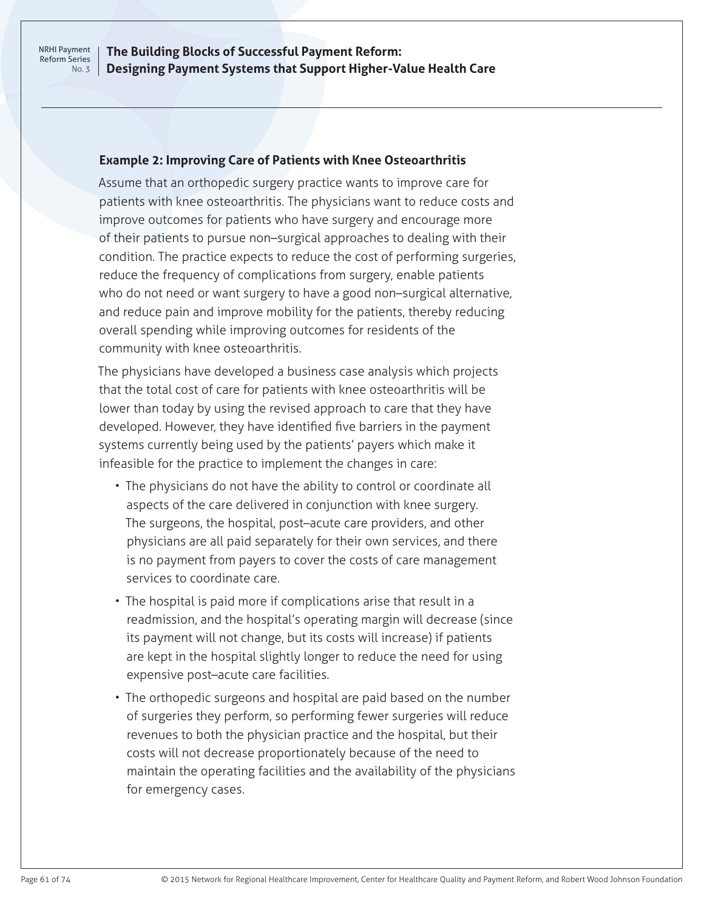### Example 2: Improving Care of Patients with Knee Osteoarthritis

Assume that an orthopedic surgery practice wants to improve care for patients with knee osteoarthritis. The physicians want to reduce costs and improve outcomes for patients who have surgery and encourage more of their patients to pursue non–surgical approaches to dealing with their condition. The practice expects to reduce the cost of performing surgeries, reduce the frequency of complications from surgery, enable patients who do not need or want surgery to have a good non–surgical alternative, and reduce pain and improve mobility for the patients, thereby reducing overall spending while improving outcomes for residents of the community with knee osteoarthritis.

The physicians have developed a business case analysis which projects that the total cost of care for patients with knee osteoarthritis will be lower than today by using the revised approach to care that they have developed. However, they have identified five barriers in the payment systems currently being used by the patients' payers which make it infeasible for the practice to implement the changes in care:

- The physicians do not have the ability to control or coordinate all aspects of the care delivered in conjunction with knee surgery. The surgeons, the hospital, post–acute care providers, and other physicians are all paid separately for their own services, and there is no payment from payers to cover the costs of care management services to coordinate care.
- The hospital is paid more if complications arise that result in a readmission, and the hospital's operating margin will decrease (since its payment will not change, but its costs will increase) if patients are kept in the hospital slightly longer to reduce the need for using expensive post–acute care facilities.
- The orthopedic surgeons and hospital are paid based on the number of surgeries they perform, so performing fewer surgeries will reduce revenues to both the physician practice and the hospital, but their costs will not decrease proportionately because of the need to maintain the operating facilities and the availability of the physicians for emergency cases.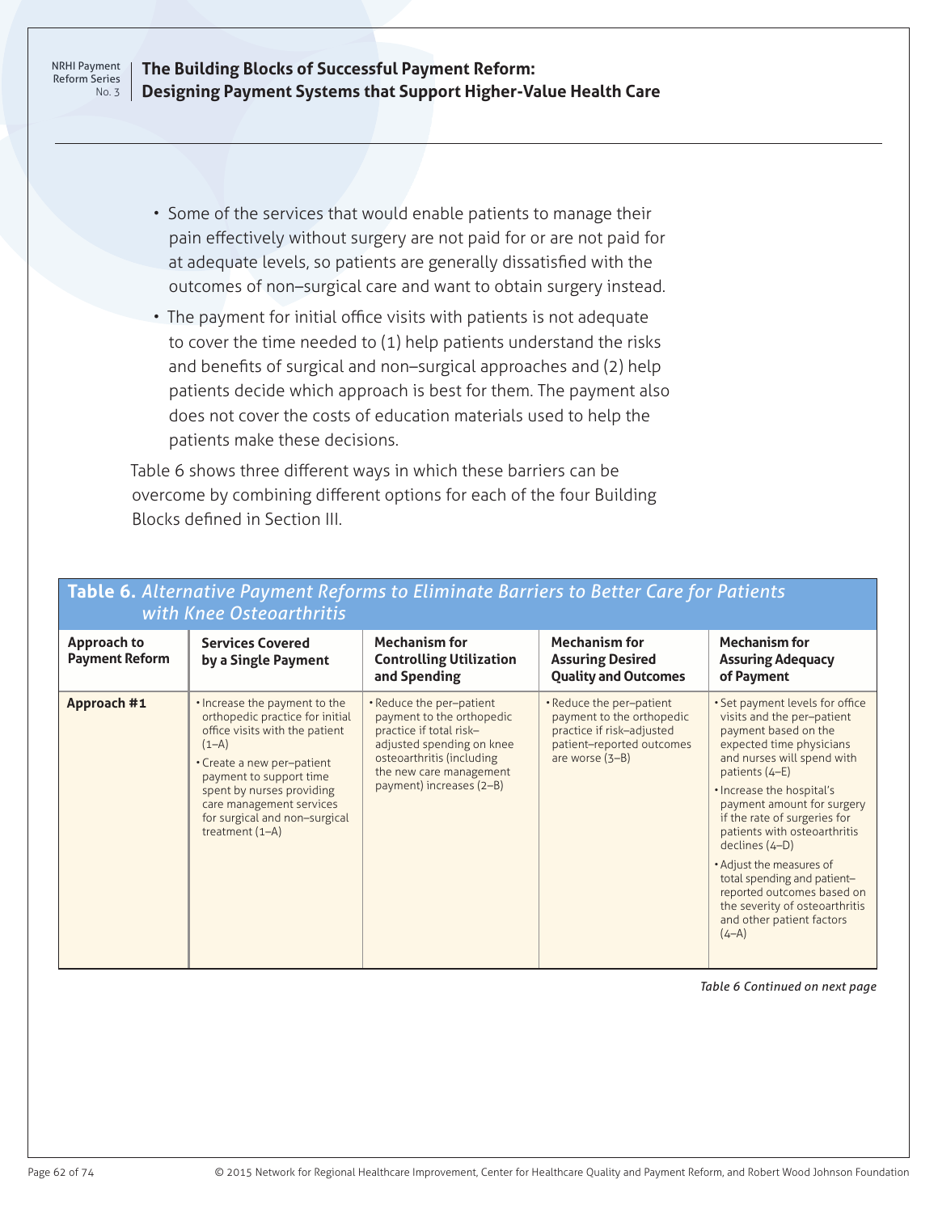- Some of the services that would enable patients to manage their pain effectively without surgery are not paid for or are not paid for at adequate levels, so patients are generally dissatisfied with the outcomes of non–surgical care and want to obtain surgery instead.
- The payment for initial office visits with patients is not adequate to cover the time needed to (1) help patients understand the risks and benefits of surgical and non–surgical approaches and (2) help patients decide which approach is best for them. The payment also does not cover the costs of education materials used to help the patients make these decisions.

Table 6 shows three different ways in which these barriers can be overcome by combining different options for each of the four Building Blocks defined in Section III.

**Table 6.** *Alternative Payment Reforms to Eliminate Barriers to Better Care for Patients with Knee Osteoarthritis*

| Approach to Payment Reform | Services Covered by a Single Payment | Mechanism for Controlling Utilization and Spending | Mechanism for Assuring Desired Quality and Outcomes | Mechanism for Assuring Adequacy of Payment |
|---|---|---|---|---|
| **Approach #1** | • Increase the payment to the orthopedic practice for initial office visits with the patient (1–A)<br>• Create a new per–patient payment to support time spent by nurses providing care management services for surgical and non–surgical treatment (1–A) | • Reduce the per–patient payment to the orthopedic practice if total risk–adjusted spending on knee osteoarthritis (including the new care management payment) increases (2–B) | • Reduce the per–patient payment to the orthopedic practice if risk–adjusted patient–reported outcomes are worse (3–B) | • Set payment levels for office visits and the per–patient payment based on the expected time physicians and nurses will spend with patients (4–E)<br>• Increase the hospital's payment amount for surgery if the rate of surgeries for patients with osteoarthritis declines (4–D)<br>• Adjust the measures of total spending and patient–reported outcomes based on the severity of osteoarthritis and other patient factors (4–A) |

*Table 6 Continued on next page*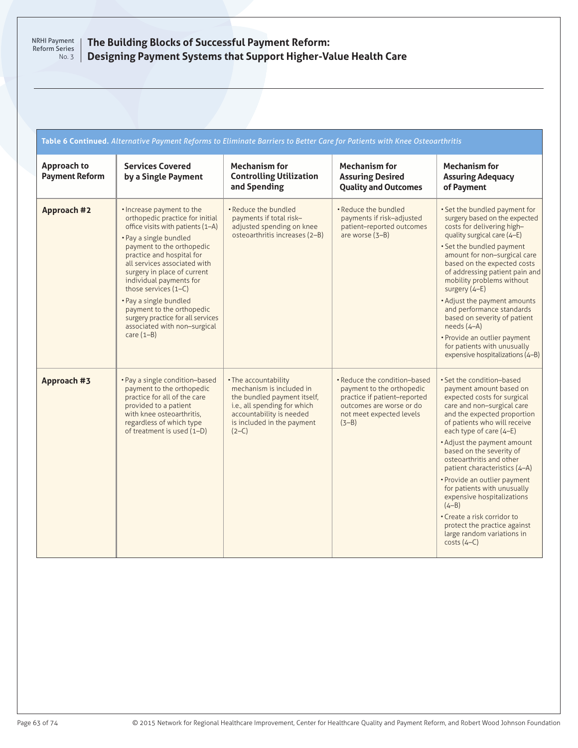**Table 6 Continued.** *Alternative Payment Reforms to Eliminate Barriers to Better Care for Patients with Knee Osteoarthritis*

| Approach to Payment Reform | Services Covered by a Single Payment | Mechanism for Controlling Utilization and Spending | Mechanism for Assuring Desired Quality and Outcomes | Mechanism for Assuring Adequacy of Payment |
|---|---|---|---|---|
| **Approach #2** | • Increase payment to the orthopedic practice for initial office visits with patients (1–A)<br>• Pay a single bundled payment to the orthopedic practice and hospital for all services associated with surgery in place of current individual payments for those services (1–C)<br>• Pay a single bundled payment to the orthopedic surgery practice for all services associated with non–surgical care (1–B) | • Reduce the bundled payments if total risk–adjusted spending on knee osteoarthritis increases (2–B) | • Reduce the bundled payments if risk–adjusted patient–reported outcomes are worse (3–B) | • Set the bundled payment for surgery based on the expected costs for delivering high–quality surgical care (4–E)<br>• Set the bundled payment amount for non–surgical care based on the expected costs of addressing patient pain and mobility problems without surgery (4–E)<br>• Adjust the payment amounts and performance standards based on severity of patient needs (4–A)<br>• Provide an outlier payment for patients with unusually expensive hospitalizations (4–B) |
| **Approach #3** | • Pay a single condition–based payment to the orthopedic practice for all of the care provided to a patient with knee osteoarthritis, regardless of which type of treatment is used (1–D) | • The accountability mechanism is included in the bundled payment itself, i.e., all spending for which accountability is needed is included in the payment (2–C) | • Reduce the condition–based payment to the orthopedic practice if patient–reported outcomes are worse or do not meet expected levels (3–B) | • Set the condition–based payment amount based on expected costs for surgical care and non–surgical care and the expected proportion of patients who will receive each type of care (4–E)<br>• Adjust the payment amount based on the severity of osteoarthritis and other patient characteristics (4–A)<br>• Provide an outlier payment for patients with unusually expensive hospitalizations (4–B)<br>• Create a risk corridor to protect the practice against large random variations in costs (4–C) |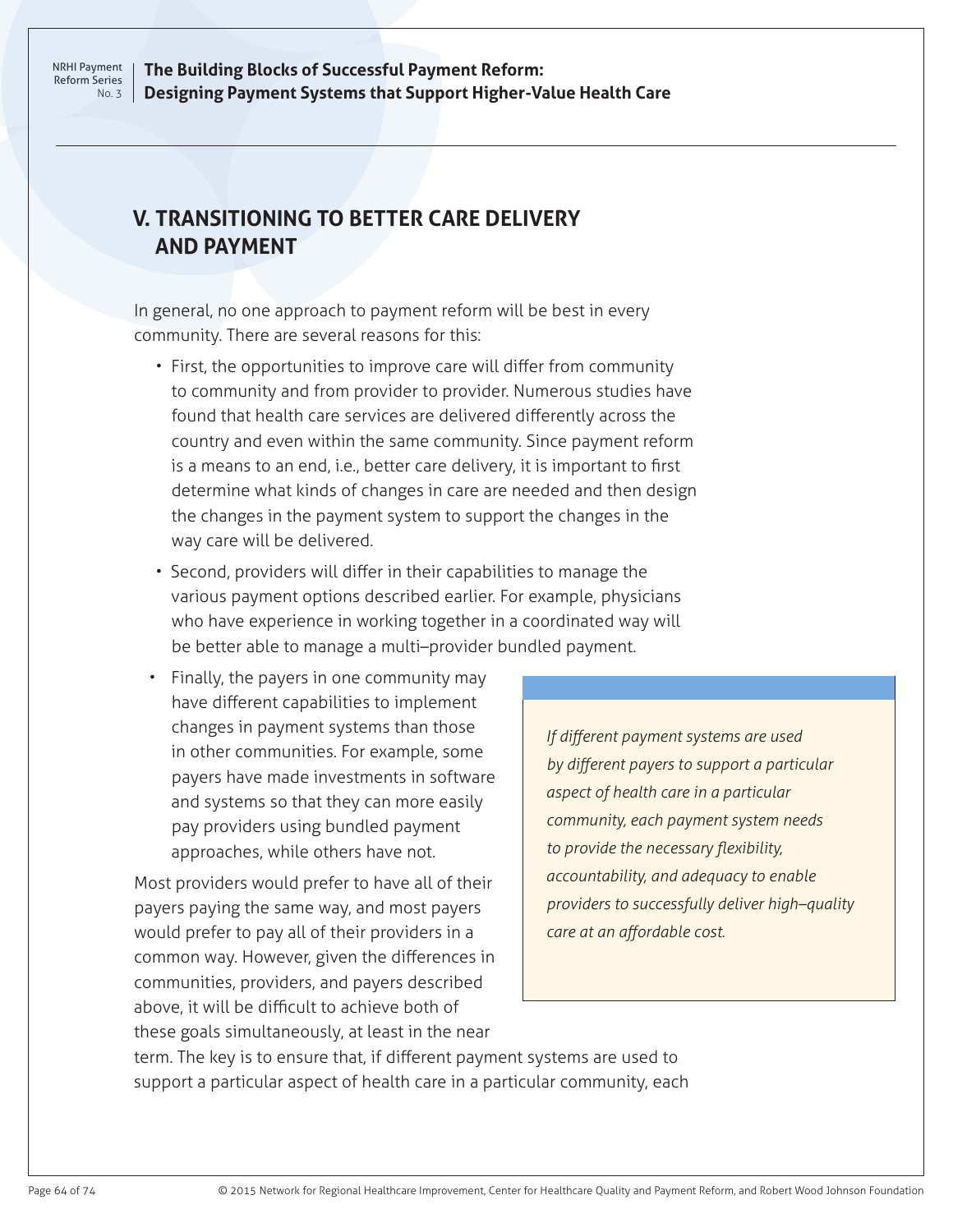## V. TRANSITIONING TO BETTER CARE DELIVERY AND PAYMENT

In general, no one approach to payment reform will be best in every community. There are several reasons for this:

- First, the opportunities to improve care will differ from community to community and from provider to provider. Numerous studies have found that health care services are delivered differently across the country and even within the same community. Since payment reform is a means to an end, i.e., better care delivery, it is important to first determine what kinds of changes in care are needed and then design the changes in the payment system to support the changes in the way care will be delivered.
- Second, providers will differ in their capabilities to manage the various payment options described earlier. For example, physicians who have experience in working together in a coordinated way will be better able to manage a multi–provider bundled payment.
- Finally, the payers in one community may have different capabilities to implement changes in payment systems than those in other communities. For example, some payers have made investments in software and systems so that they can more easily pay providers using bundled payment approaches, while others have not.

> *If different payment systems are used by different payers to support a particular aspect of health care in a particular community, each payment system needs to provide the necessary flexibility, accountability, and adequacy to enable providers to successfully deliver high–quality care at an affordable cost.*

Most providers would prefer to have all of their payers paying the same way, and most payers would prefer to pay all of their providers in a common way. However, given the differences in communities, providers, and payers described above, it will be difficult to achieve both of these goals simultaneously, at least in the near term. The key is to ensure that, if different payment systems are used to support a particular aspect of health care in a particular community, each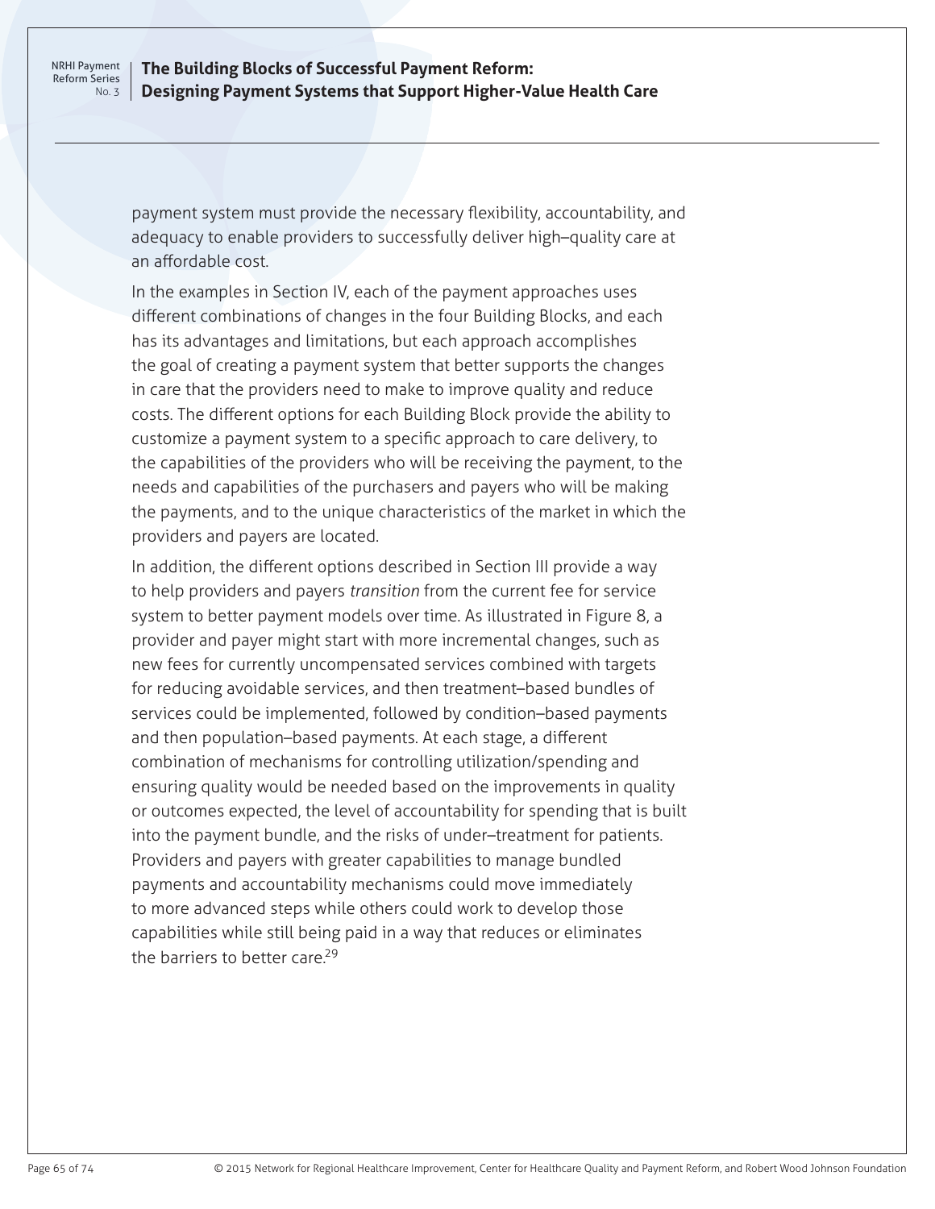payment system must provide the necessary flexibility, accountability, and adequacy to enable providers to successfully deliver high–quality care at an affordable cost.

In the examples in Section IV, each of the payment approaches uses different combinations of changes in the four Building Blocks, and each has its advantages and limitations, but each approach accomplishes the goal of creating a payment system that better supports the changes in care that the providers need to make to improve quality and reduce costs. The different options for each Building Block provide the ability to customize a payment system to a specific approach to care delivery, to the capabilities of the providers who will be receiving the payment, to the needs and capabilities of the purchasers and payers who will be making the payments, and to the unique characteristics of the market in which the providers and payers are located.

In addition, the different options described in Section III provide a way to help providers and payers *transition* from the current fee for service system to better payment models over time. As illustrated in Figure 8, a provider and payer might start with more incremental changes, such as new fees for currently uncompensated services combined with targets for reducing avoidable services, and then treatment–based bundles of services could be implemented, followed by condition–based payments and then population–based payments. At each stage, a different combination of mechanisms for controlling utilization/spending and ensuring quality would be needed based on the improvements in quality or outcomes expected, the level of accountability for spending that is built into the payment bundle, and the risks of under–treatment for patients. Providers and payers with greater capabilities to manage bundled payments and accountability mechanisms could move immediately to more advanced steps while others could work to develop those capabilities while still being paid in a way that reduces or eliminates the barriers to better care.[29]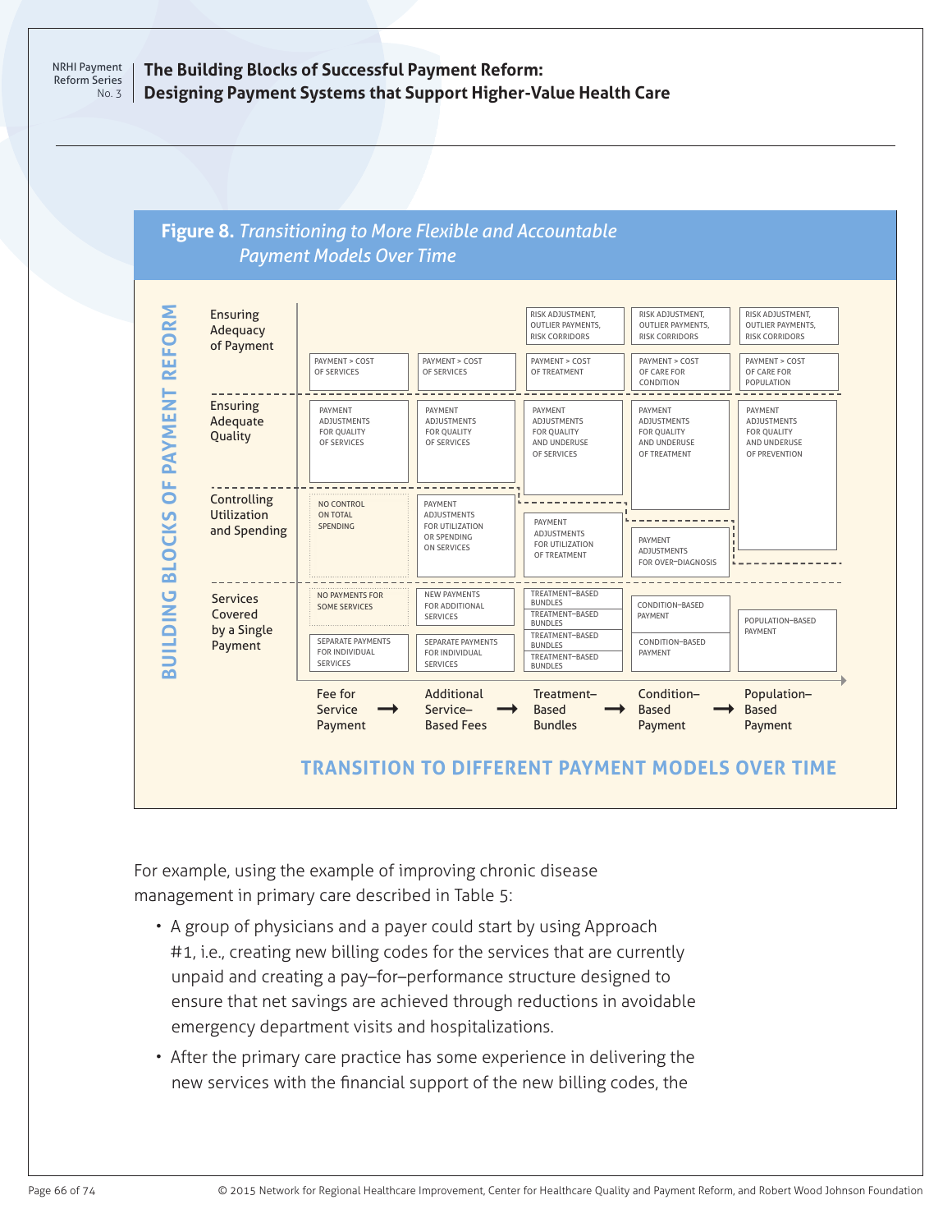**Figure 8.** *Transitioning to More Flexible and Accountable Payment Models Over Time*

BUILDING BLOCKS OF PAYMENT REFORM

Ensuring Adequacy of Payment

Ensuring Adequate Quality

Controlling Utilization and Spending

Services Covered by a Single Payment

PAYMENT > COST OF SERVICES

PAYMENT ADJUSTMENTS FOR QUALITY OF SERVICES

NO CONTROL ON TOTAL SPENDING

NO PAYMENTS FOR SOME SERVICES

SEPARATE PAYMENTS FOR INDIVIDUAL SERVICES

PAYMENT > COST OF SERVICES

PAYMENT ADJUSTMENTS FOR QUALITY OF SERVICES

PAYMENT ADJUSTMENTS FOR UTILIZATION OR SPENDING ON SERVICES

NEW PAYMENTS FOR ADDITIONAL SERVICES

SEPARATE PAYMENTS FOR INDIVIDUAL SERVICES

RISK ADJUSTMENT, OUTLIER PAYMENTS, RISK CORRIDORS

PAYMENT > COST OF TREATMENT

PAYMENT ADJUSTMENTS FOR QUALITY AND UNDERUSE OF SERVICES

PAYMENT ADJUSTMENTS FOR UTILIZATION OF TREATMENT

TREATMENT–BASED BUNDLES

TREATMENT–BASED BUNDLES

TREATMENT–BASED BUNDLES

TREATMENT–BASED BUNDLES

RISK ADJUSTMENT, OUTLIER PAYMENTS, RISK CORRIDORS

PAYMENT > COST OF CARE FOR CONDITION

PAYMENT ADJUSTMENTS FOR QUALITY AND UNDERUSE OF TREATMENT

PAYMENT ADJUSTMENTS FOR OVER–DIAGNOSIS

CONDITION–BASED PAYMENT

CONDITION–BASED PAYMENT

RISK ADJUSTMENT, OUTLIER PAYMENTS, RISK CORRIDORS

PAYMENT > COST OF CARE FOR POPULATION

PAYMENT ADJUSTMENTS FOR QUALITY AND UNDERUSE OF PREVENTION

POPULATION–BASED PAYMENT

Fee for Service Payment → Additional Service–Based Fees → Treatment–Based Bundles → Condition–Based Payment → Population–Based Payment

TRANSITION TO DIFFERENT PAYMENT MODELS OVER TIME

For example, using the example of improving chronic disease management in primary care described in Table 5:

- A group of physicians and a payer could start by using Approach #1, i.e., creating new billing codes for the services that are currently unpaid and creating a pay–for–performance structure designed to ensure that net savings are achieved through reductions in avoidable emergency department visits and hospitalizations.
- After the primary care practice has some experience in delivering the new services with the financial support of the new billing codes, the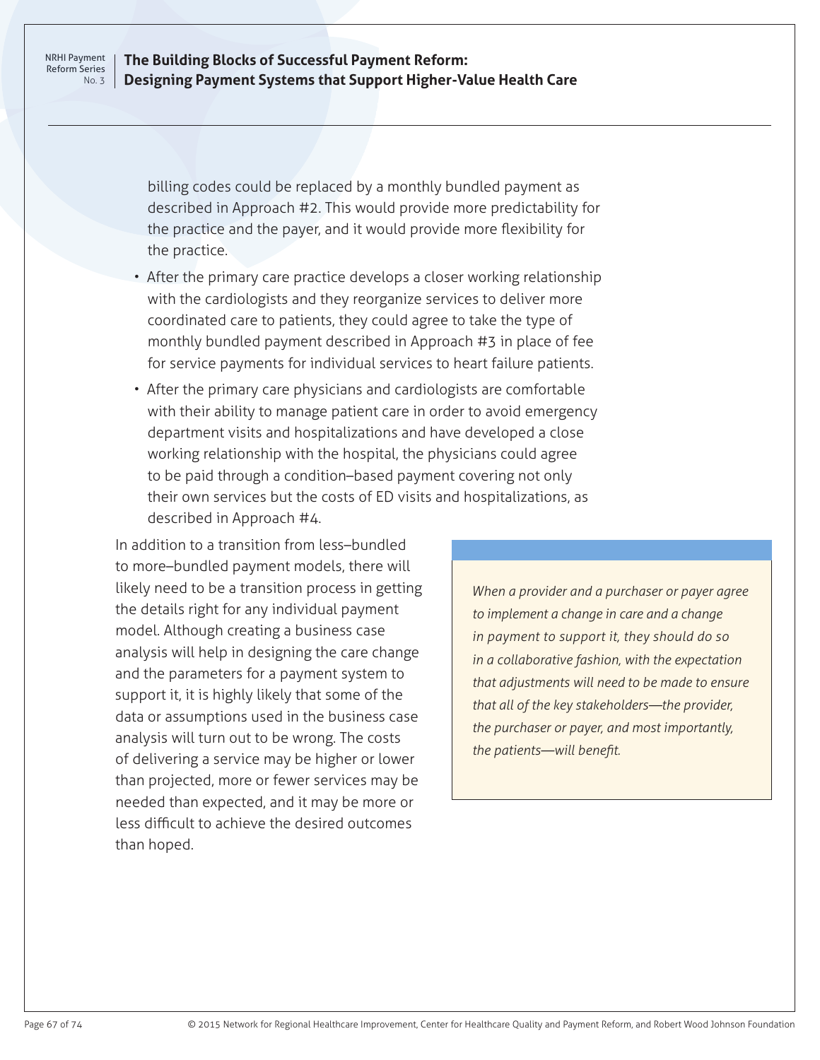billing codes could be replaced by a monthly bundled payment as described in Approach #2. This would provide more predictability for the practice and the payer, and it would provide more flexibility for the practice.

- After the primary care practice develops a closer working relationship with the cardiologists and they reorganize services to deliver more coordinated care to patients, they could agree to take the type of monthly bundled payment described in Approach #3 in place of fee for service payments for individual services to heart failure patients.
- After the primary care physicians and cardiologists are comfortable with their ability to manage patient care in order to avoid emergency department visits and hospitalizations and have developed a close working relationship with the hospital, the physicians could agree to be paid through a condition–based payment covering not only their own services but the costs of ED visits and hospitalizations, as described in Approach #4.

In addition to a transition from less–bundled to more–bundled payment models, there will likely need to be a transition process in getting the details right for any individual payment model. Although creating a business case analysis will help in designing the care change and the parameters for a payment system to support it, it is highly likely that some of the data or assumptions used in the business case analysis will turn out to be wrong. The costs of delivering a service may be higher or lower than projected, more or fewer services may be needed than expected, and it may be more or less difficult to achieve the desired outcomes than hoped.

*When a provider and a purchaser or payer agree to implement a change in care and a change in payment to support it, they should do so in a collaborative fashion, with the expectation that adjustments will need to be made to ensure that all of the key stakeholders—the provider, the purchaser or payer, and most importantly, the patients—will benefit.*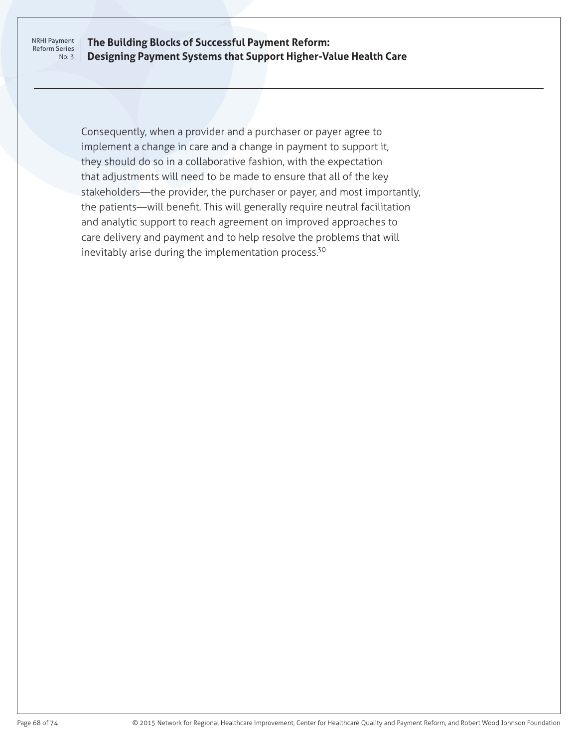Consequently, when a provider and a purchaser or payer agree to implement a change in care and a change in payment to support it, they should do so in a collaborative fashion, with the expectation that adjustments will need to be made to ensure that all of the key stakeholders—the provider, the purchaser or payer, and most importantly, the patients—will benefit. This will generally require neutral facilitation and analytic support to reach agreement on improved approaches to care delivery and payment and to help resolve the problems that will inevitably arise during the implementation process.[30]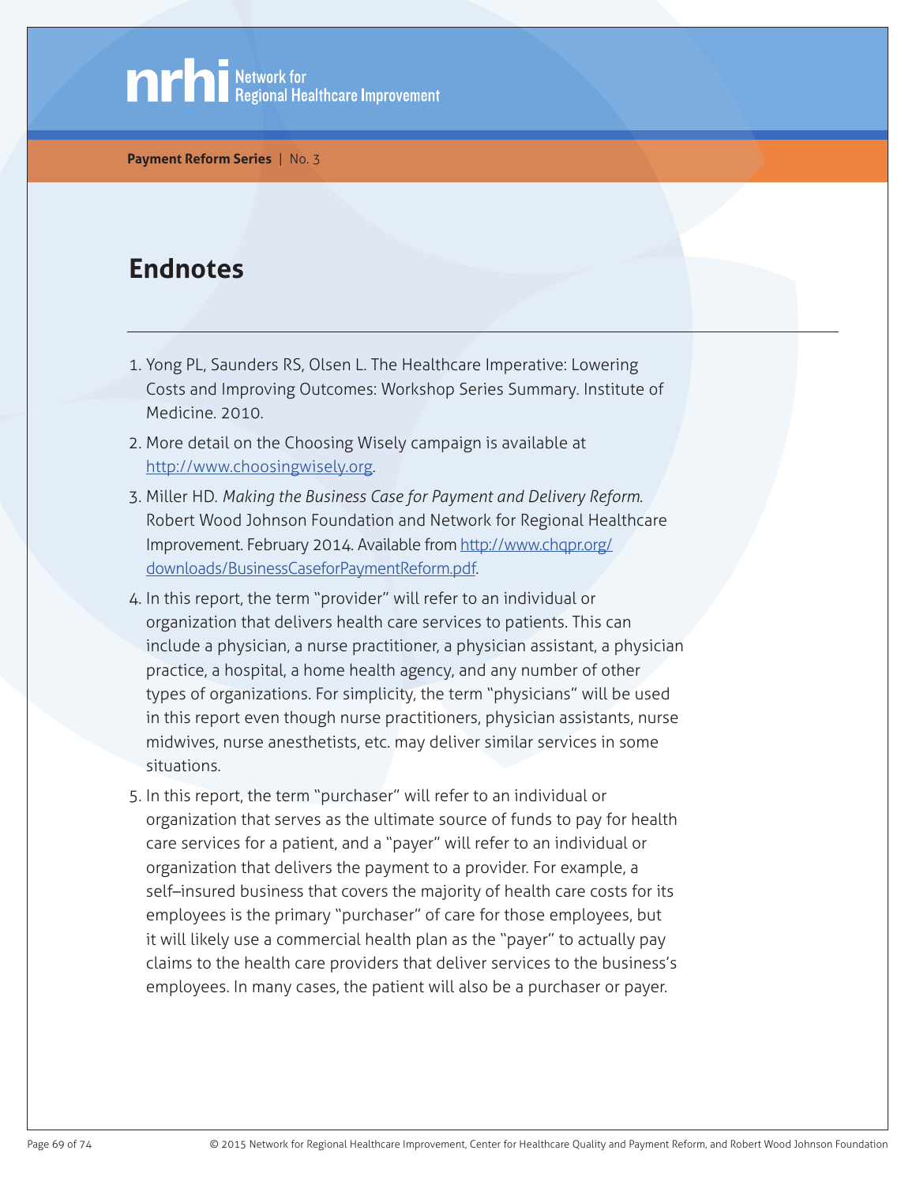## Endnotes

1. Yong PL, Saunders RS, Olsen L. The Healthcare Imperative: Lowering Costs and Improving Outcomes: Workshop Series Summary. Institute of Medicine. 2010.
2. More detail on the Choosing Wisely campaign is available at http://www.choosingwisely.org.
3. Miller HD. *Making the Business Case for Payment and Delivery Reform.* Robert Wood Johnson Foundation and Network for Regional Healthcare Improvement. February 2014. Available from http://www.chqpr.org/downloads/BusinessCaseforPaymentReform.pdf.
4. In this report, the term "provider" will refer to an individual or organization that delivers health care services to patients. This can include a physician, a nurse practitioner, a physician assistant, a physician practice, a hospital, a home health agency, and any number of other types of organizations. For simplicity, the term "physicians" will be used in this report even though nurse practitioners, physician assistants, nurse midwives, nurse anesthetists, etc. may deliver similar services in some situations.
5. In this report, the term "purchaser" will refer to an individual or organization that serves as the ultimate source of funds to pay for health care services for a patient, and a "payer" will refer to an individual or organization that delivers the payment to a provider. For example, a self–insured business that covers the majority of health care costs for its employees is the primary "purchaser" of care for those employees, but it will likely use a commercial health plan as the "payer" to actually pay claims to the health care providers that deliver services to the business's employees. In many cases, the patient will also be a purchaser or payer.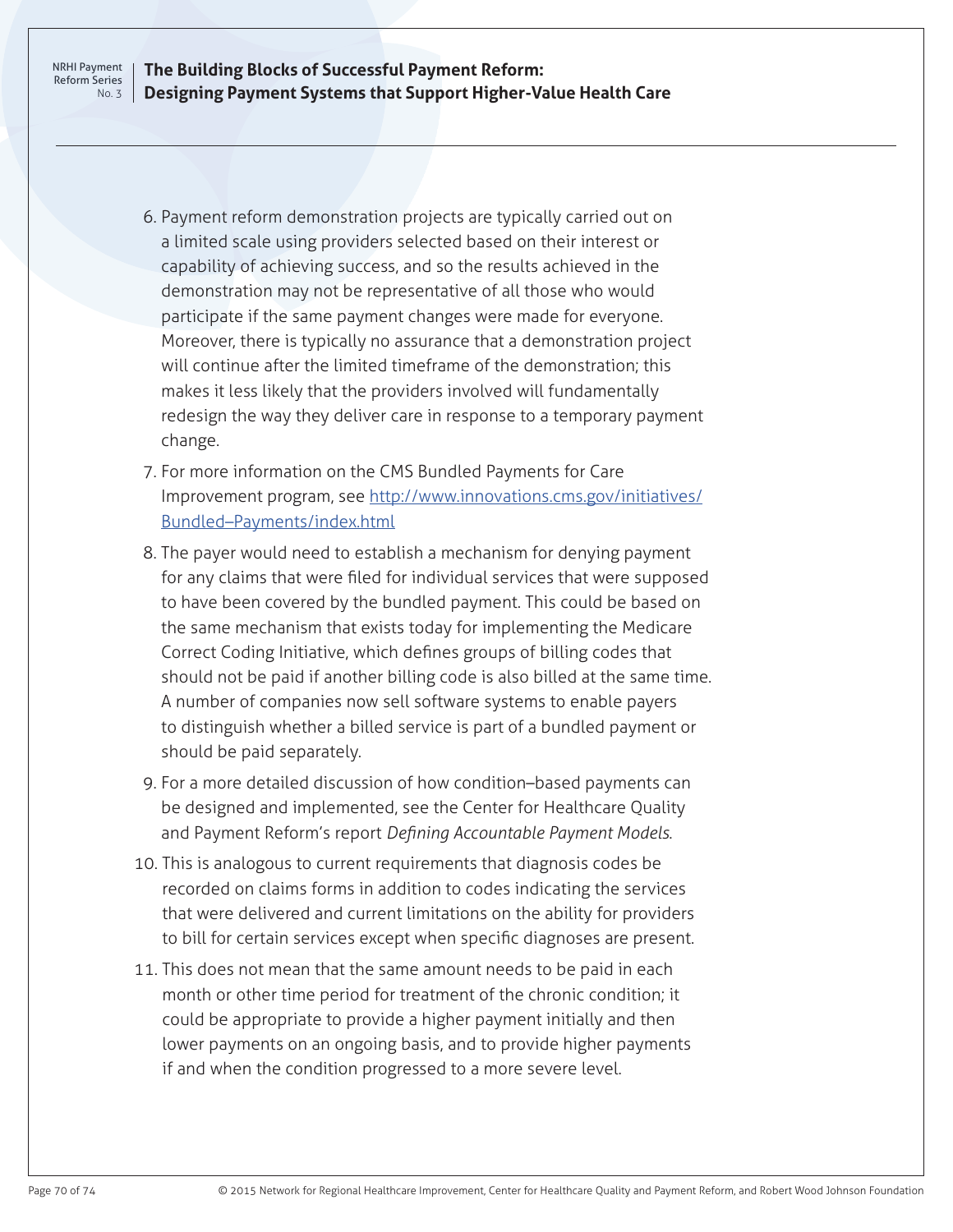6. Payment reform demonstration projects are typically carried out on a limited scale using providers selected based on their interest or capability of achieving success, and so the results achieved in the demonstration may not be representative of all those who would participate if the same payment changes were made for everyone. Moreover, there is typically no assurance that a demonstration project will continue after the limited timeframe of the demonstration; this makes it less likely that the providers involved will fundamentally redesign the way they deliver care in response to a temporary payment change.
7. For more information on the CMS Bundled Payments for Care Improvement program, see [http://www.innovations.cms.gov/initiatives/Bundled–Payments/index.html](http://www.innovations.cms.gov/initiatives/Bundled–Payments/index.html)
8. The payer would need to establish a mechanism for denying payment for any claims that were filed for individual services that were supposed to have been covered by the bundled payment. This could be based on the same mechanism that exists today for implementing the Medicare Correct Coding Initiative, which defines groups of billing codes that should not be paid if another billing code is also billed at the same time. A number of companies now sell software systems to enable payers to distinguish whether a billed service is part of a bundled payment or should be paid separately.
9. For a more detailed discussion of how condition–based payments can be designed and implemented, see the Center for Healthcare Quality and Payment Reform's report *Defining Accountable Payment Models*.
10. This is analogous to current requirements that diagnosis codes be recorded on claims forms in addition to codes indicating the services that were delivered and current limitations on the ability for providers to bill for certain services except when specific diagnoses are present.
11. This does not mean that the same amount needs to be paid in each month or other time period for treatment of the chronic condition; it could be appropriate to provide a higher payment initially and then lower payments on an ongoing basis, and to provide higher payments if and when the condition progressed to a more severe level.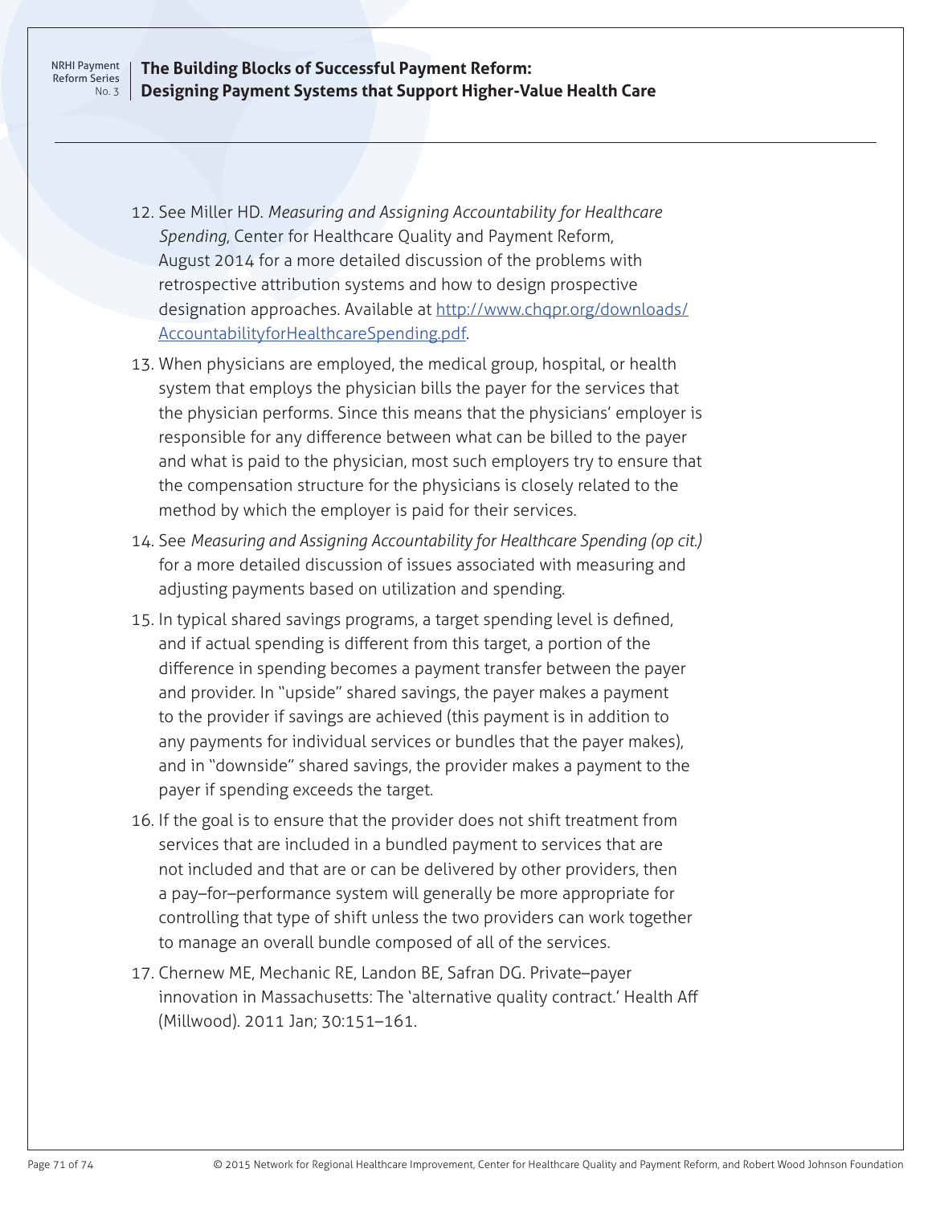12. See Miller HD. *Measuring and Assigning Accountability for Healthcare Spending*, Center for Healthcare Quality and Payment Reform, August 2014 for a more detailed discussion of the problems with retrospective attribution systems and how to design prospective designation approaches. Available at http://www.chqpr.org/downloads/AccountabilityforHealthcareSpending.pdf.

13. When physicians are employed, the medical group, hospital, or health system that employs the physician bills the payer for the services that the physician performs. Since this means that the physicians' employer is responsible for any difference between what can be billed to the payer and what is paid to the physician, most such employers try to ensure that the compensation structure for the physicians is closely related to the method by which the employer is paid for their services.

14. See *Measuring and Assigning Accountability for Healthcare Spending (op cit.)* for a more detailed discussion of issues associated with measuring and adjusting payments based on utilization and spending.

15. In typical shared savings programs, a target spending level is defined, and if actual spending is different from this target, a portion of the difference in spending becomes a payment transfer between the payer and provider. In "upside" shared savings, the payer makes a payment to the provider if savings are achieved (this payment is in addition to any payments for individual services or bundles that the payer makes), and in "downside" shared savings, the provider makes a payment to the payer if spending exceeds the target.

16. If the goal is to ensure that the provider does not shift treatment from services that are included in a bundled payment to services that are not included and that are or can be delivered by other providers, then a pay–for–performance system will generally be more appropriate for controlling that type of shift unless the two providers can work together to manage an overall bundle composed of all of the services.

17. Chernew ME, Mechanic RE, Landon BE, Safran DG. Private–payer innovation in Massachusetts: The 'alternative quality contract.' Health Aff (Millwood). 2011 Jan; 30:151–161.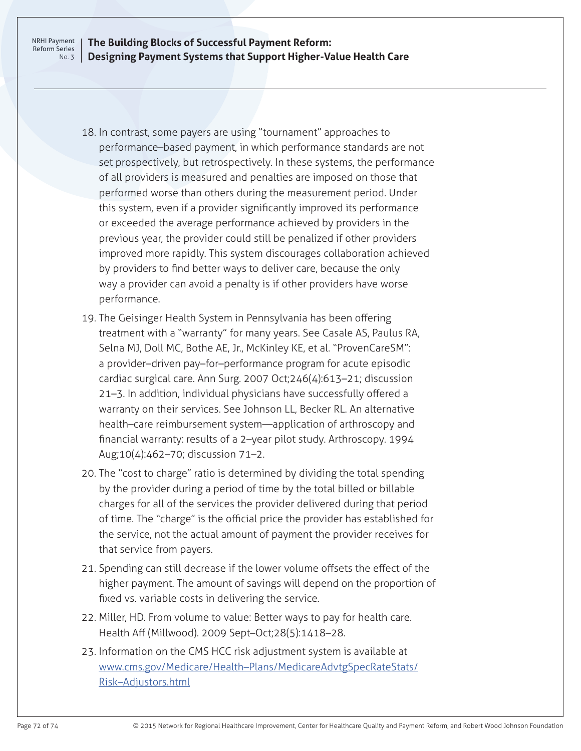18. In contrast, some payers are using "tournament" approaches to performance–based payment, in which performance standards are not set prospectively, but retrospectively. In these systems, the performance of all providers is measured and penalties are imposed on those that performed worse than others during the measurement period. Under this system, even if a provider significantly improved its performance or exceeded the average performance achieved by providers in the previous year, the provider could still be penalized if other providers improved more rapidly. This system discourages collaboration achieved by providers to find better ways to deliver care, because the only way a provider can avoid a penalty is if other providers have worse performance.
19. The Geisinger Health System in Pennsylvania has been offering treatment with a "warranty" for many years. See Casale AS, Paulus RA, Selna MJ, Doll MC, Bothe AE, Jr., McKinley KE, et al. "ProvenCareSM": a provider–driven pay–for–performance program for acute episodic cardiac surgical care. Ann Surg. 2007 Oct;246(4):613–21; discussion 21–3. In addition, individual physicians have successfully offered a warranty on their services. See Johnson LL, Becker RL. An alternative health–care reimbursement system—application of arthroscopy and financial warranty: results of a 2–year pilot study. Arthroscopy. 1994 Aug;10(4):462–70; discussion 71–2.
20. The "cost to charge" ratio is determined by dividing the total spending by the provider during a period of time by the total billed or billable charges for all of the services the provider delivered during that period of time. The "charge" is the official price the provider has established for the service, not the actual amount of payment the provider receives for that service from payers.
21. Spending can still decrease if the lower volume offsets the effect of the higher payment. The amount of savings will depend on the proportion of fixed vs. variable costs in delivering the service.
22. Miller, HD. From volume to value: Better ways to pay for health care. Health Aff (Millwood). 2009 Sept–Oct;28(5):1418–28.
23. Information on the CMS HCC risk adjustment system is available at [www.cms.gov/Medicare/Health–Plans/MedicareAdvtgSpecRateStats/Risk–Adjustors.html](www.cms.gov/Medicare/Health–Plans/MedicareAdvtgSpecRateStats/Risk–Adjustors.html)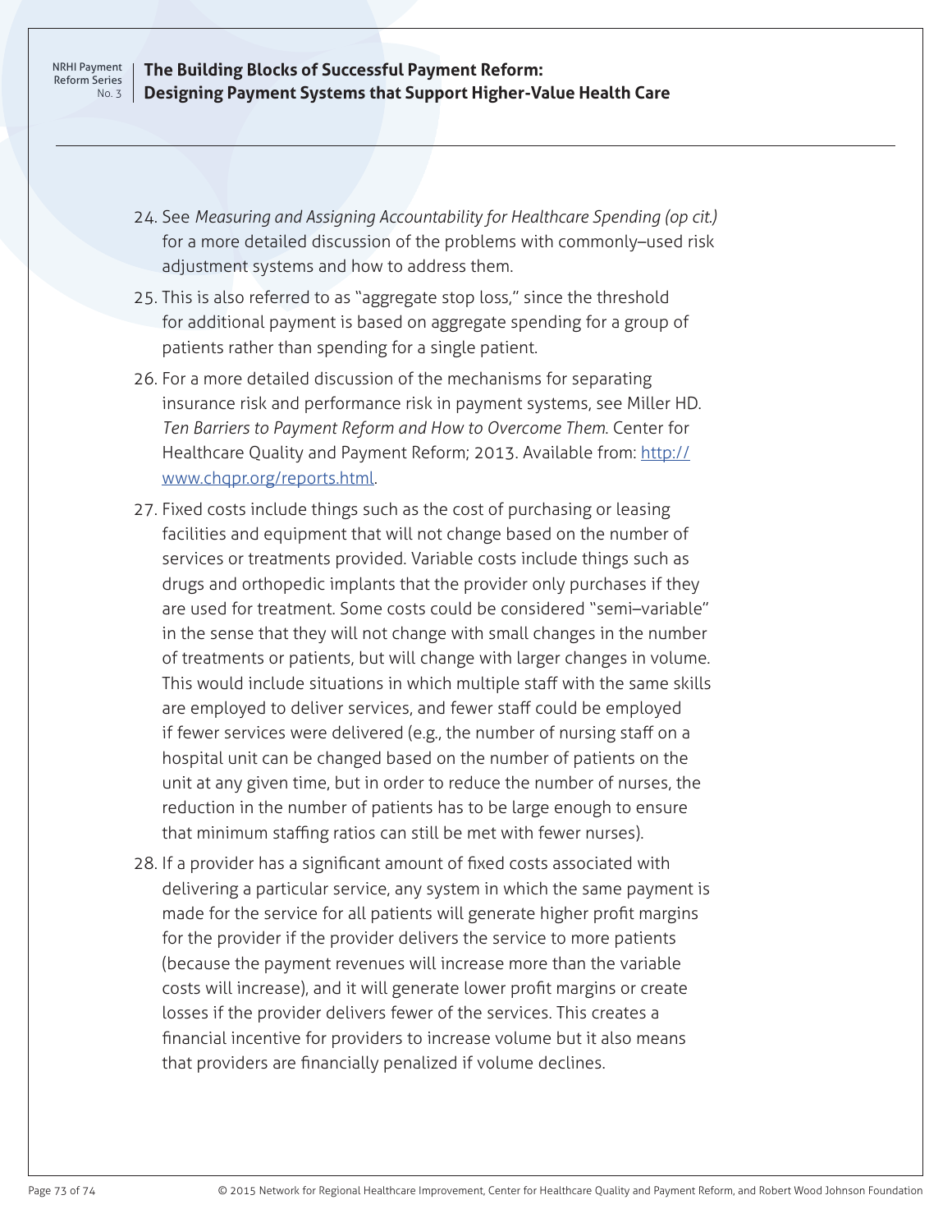24. See *Measuring and Assigning Accountability for Healthcare Spending (op cit.)* for a more detailed discussion of the problems with commonly–used risk adjustment systems and how to address them.
25. This is also referred to as "aggregate stop loss," since the threshold for additional payment is based on aggregate spending for a group of patients rather than spending for a single patient.
26. For a more detailed discussion of the mechanisms for separating insurance risk and performance risk in payment systems, see Miller HD. *Ten Barriers to Payment Reform and How to Overcome Them.* Center for Healthcare Quality and Payment Reform; 2013. Available from: [http://www.chqpr.org/reports.html](http://www.chqpr.org/reports.html).
27. Fixed costs include things such as the cost of purchasing or leasing facilities and equipment that will not change based on the number of services or treatments provided. Variable costs include things such as drugs and orthopedic implants that the provider only purchases if they are used for treatment. Some costs could be considered "semi–variable" in the sense that they will not change with small changes in the number of treatments or patients, but will change with larger changes in volume. This would include situations in which multiple staff with the same skills are employed to deliver services, and fewer staff could be employed if fewer services were delivered (e.g., the number of nursing staff on a hospital unit can be changed based on the number of patients on the unit at any given time, but in order to reduce the number of nurses, the reduction in the number of patients has to be large enough to ensure that minimum staffing ratios can still be met with fewer nurses).
28. If a provider has a significant amount of fixed costs associated with delivering a particular service, any system in which the same payment is made for the service for all patients will generate higher profit margins for the provider if the provider delivers the service to more patients (because the payment revenues will increase more than the variable costs will increase), and it will generate lower profit margins or create losses if the provider delivers fewer of the services. This creates a financial incentive for providers to increase volume but it also means that providers are financially penalized if volume declines.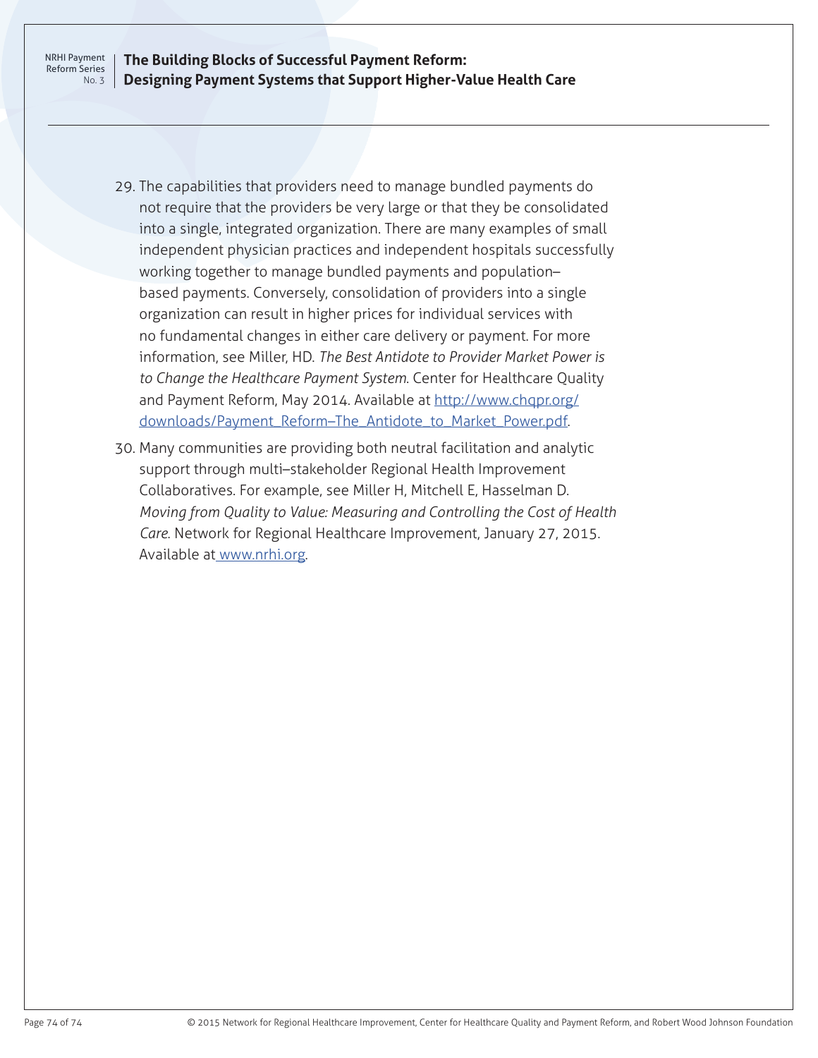29. The capabilities that providers need to manage bundled payments do not require that the providers be very large or that they be consolidated into a single, integrated organization. There are many examples of small independent physician practices and independent hospitals successfully working together to manage bundled payments and population–based payments. Conversely, consolidation of providers into a single organization can result in higher prices for individual services with no fundamental changes in either care delivery or payment. For more information, see Miller, HD. *The Best Antidote to Provider Market Power is to Change the Healthcare Payment System*. Center for Healthcare Quality and Payment Reform, May 2014. Available at [http://www.chqpr.org/downloads/Payment_Reform–The_Antidote_to_Market_Power.pdf](http://www.chqpr.org/downloads/Payment_Reform–The_Antidote_to_Market_Power.pdf).

30. Many communities are providing both neutral facilitation and analytic support through multi–stakeholder Regional Health Improvement Collaboratives. For example, see Miller H, Mitchell E, Hasselman D. *Moving from Quality to Value: Measuring and Controlling the Cost of Health Care.* Network for Regional Healthcare Improvement, January 27, 2015. Available at [www.nrhi.org](www.nrhi.org).